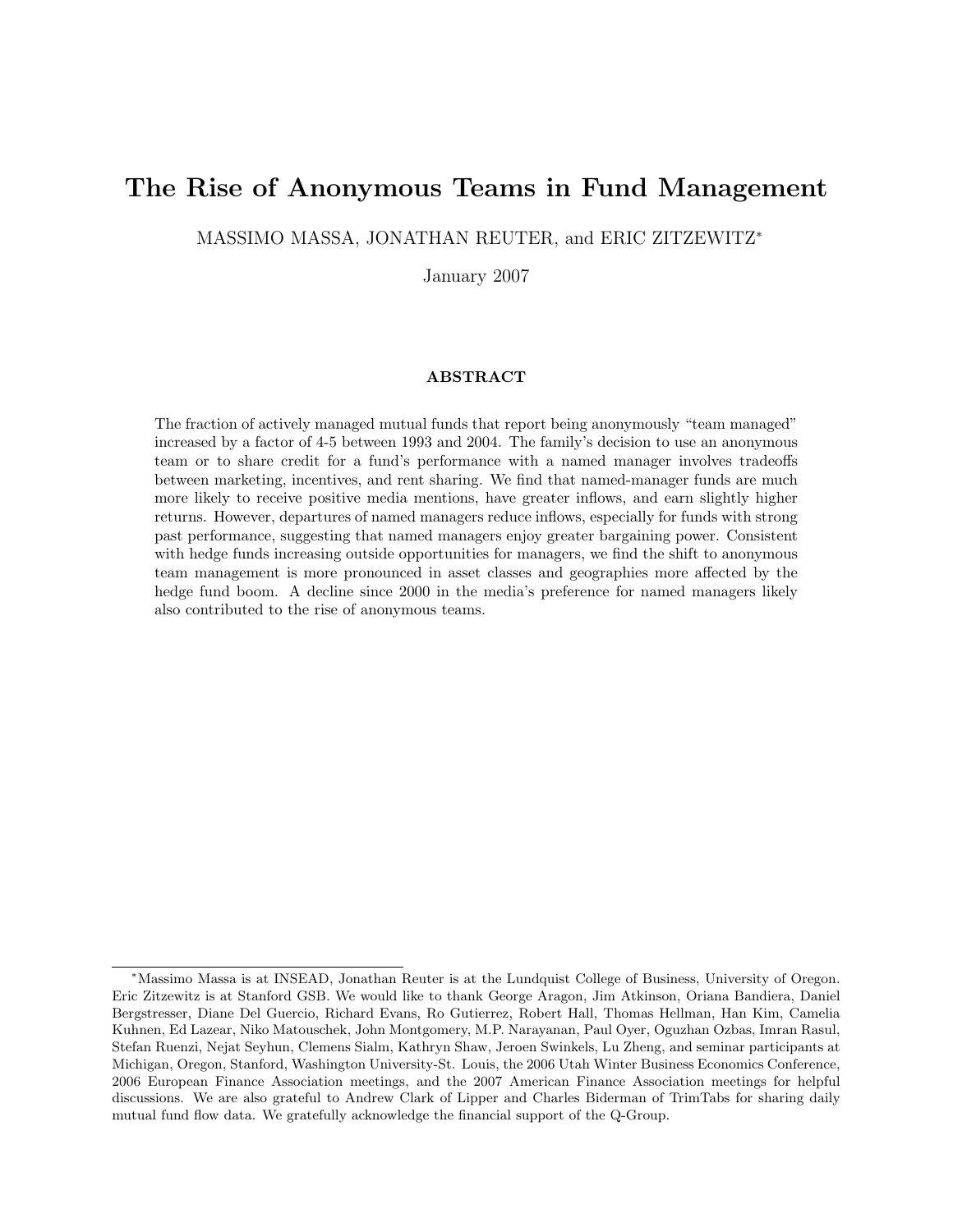# The Rise of Anonymous Teams in Fund Management

MASSIMO MASSA, JONATHAN REUTER, and ERIC ZITZEWITZ*

January 2007

## ABSTRACT

The fraction of actively managed mutual funds that report being anonymously "team managed" increased by a factor of 4-5 between 1993 and 2004. The family's decision to use an anonymous team or to share credit for a fund's performance with a named manager involves tradeoffs between marketing, incentives, and rent sharing. We find that named-manager funds are much more likely to receive positive media mentions, have greater inflows, and earn slightly higher returns. However, departures of named managers reduce inflows, especially for funds with strong past performance, suggesting that named managers enjoy greater bargaining power. Consistent with hedge funds increasing outside opportunities for managers, we find the shift to anonymous team management is more pronounced in asset classes and geographies more affected by the hedge fund boom. A decline since 2000 in the media's preference for named managers likely also contributed to the rise of anonymous teams.

---

*Massimo Massa is at INSEAD, Jonathan Reuter is at the Lundquist College of Business, University of Oregon. Eric Zitzewitz is at Stanford GSB. We would like to thank George Aragon, Jim Atkinson, Oriana Bandiera, Daniel Bergstresser, Diane Del Guercio, Richard Evans, Ro Gutierrez, Robert Hall, Thomas Hellman, Han Kim, Camelia Kuhnen, Ed Lazear, Niko Matouschek, John Montgomery, M.P. Narayanan, Paul Oyer, Oguzhan Ozbas, Imran Rasul, Stefan Ruenzi, Nejat Seyhun, Clemens Sialm, Kathryn Shaw, Jeroen Swinkels, Lu Zheng, and seminar participants at Michigan, Oregon, Stanford, Washington University-St. Louis, the 2006 Utah Winter Business Economics Conference, 2006 European Finance Association meetings, and the 2007 American Finance Association meetings for helpful discussions. We are also grateful to Andrew Clark of Lipper and Charles Biderman of TrimTabs for sharing daily mutual fund flow data. We gratefully acknowledge the financial support of the Q-Group.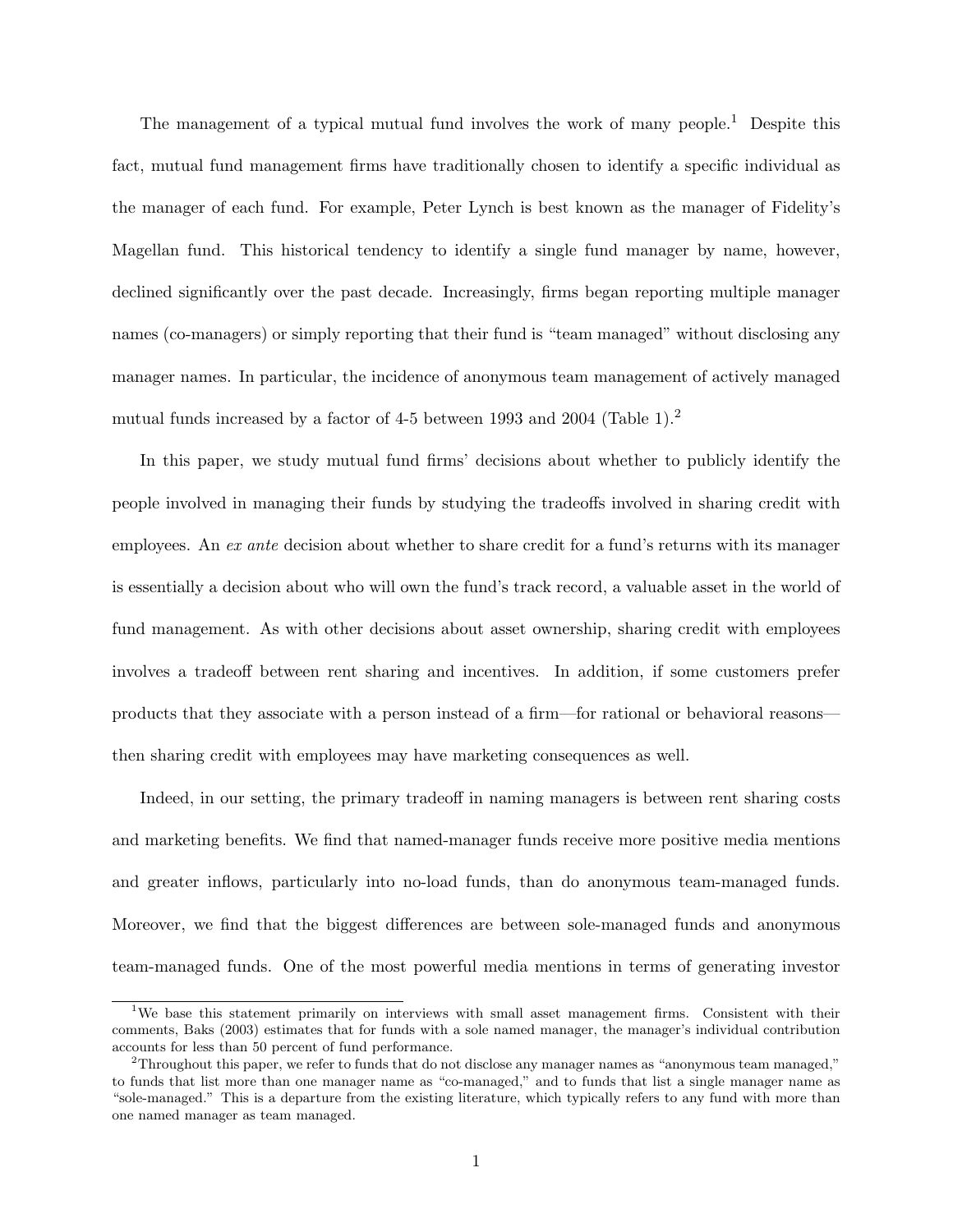The management of a typical mutual fund involves the work of many people.[1] Despite this fact, mutual fund management firms have traditionally chosen to identify a specific individual as the manager of each fund. For example, Peter Lynch is best known as the manager of Fidelity's Magellan fund. This historical tendency to identify a single fund manager by name, however, declined significantly over the past decade. Increasingly, firms began reporting multiple manager names (co-managers) or simply reporting that their fund is "team managed" without disclosing any manager names. In particular, the incidence of anonymous team management of actively managed mutual funds increased by a factor of 4-5 between 1993 and 2004 (Table 1).[2]

In this paper, we study mutual fund firms' decisions about whether to publicly identify the people involved in managing their funds by studying the tradeoffs involved in sharing credit with employees. An *ex ante* decision about whether to share credit for a fund's returns with its manager is essentially a decision about who will own the fund's track record, a valuable asset in the world of fund management. As with other decisions about asset ownership, sharing credit with employees involves a tradeoff between rent sharing and incentives. In addition, if some customers prefer products that they associate with a person instead of a firm—for rational or behavioral reasons—then sharing credit with employees may have marketing consequences as well.

Indeed, in our setting, the primary tradeoff in naming managers is between rent sharing costs and marketing benefits. We find that named-manager funds receive more positive media mentions and greater inflows, particularly into no-load funds, than do anonymous team-managed funds. Moreover, we find that the biggest differences are between sole-managed funds and anonymous team-managed funds. One of the most powerful media mentions in terms of generating investor

---

[1] We base this statement primarily on interviews with small asset management firms. Consistent with their comments, Baks (2003) estimates that for funds with a sole named manager, the manager's individual contribution accounts for less than 50 percent of fund performance.

[2] Throughout this paper, we refer to funds that do not disclose any manager names as "anonymous team managed," to funds that list more than one manager name as "co-managed," and to funds that list a single manager name as "sole-managed." This is a departure from the existing literature, which typically refers to any fund with more than one named manager as team managed.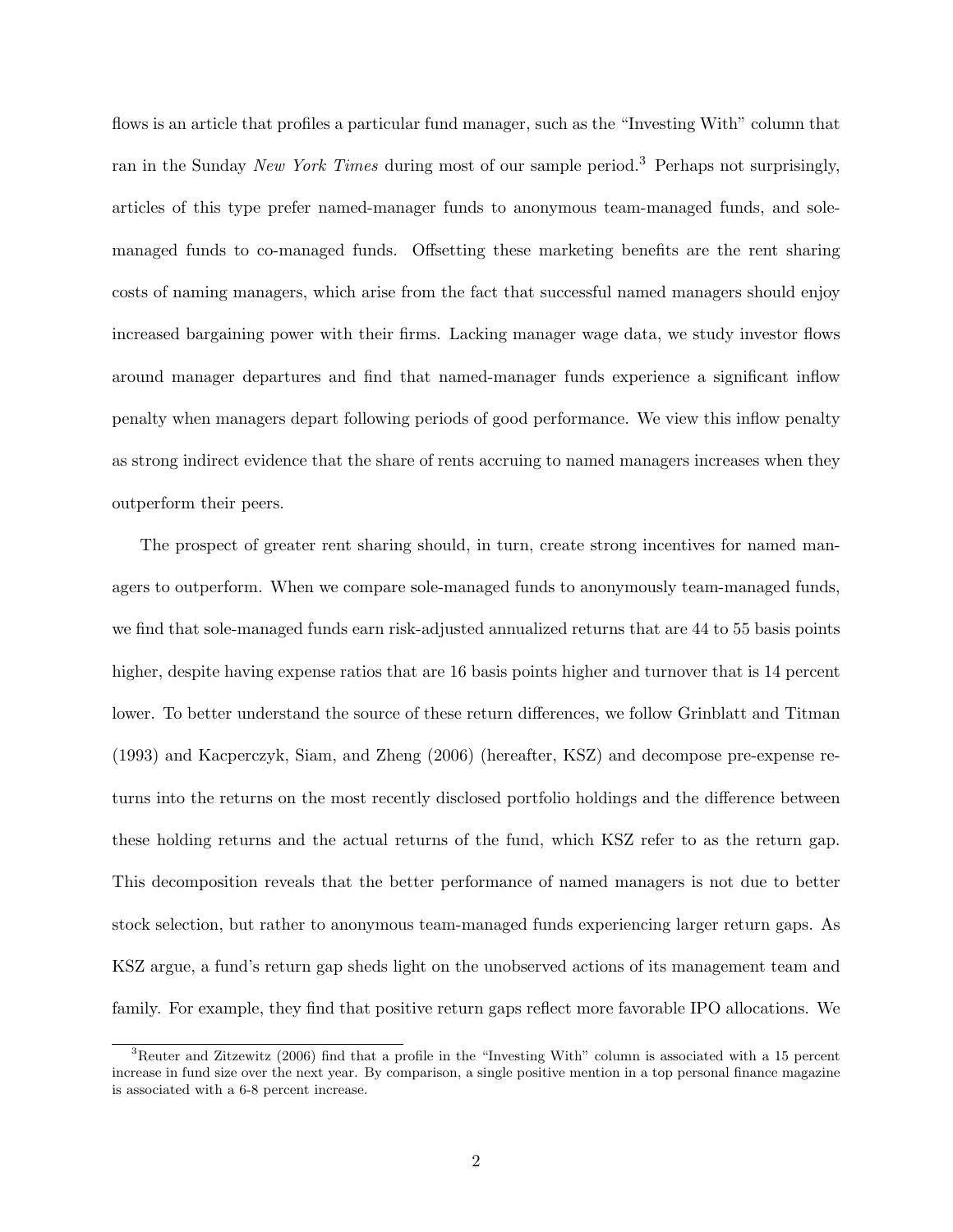flows is an article that profiles a particular fund manager, such as the "Investing With" column that ran in the Sunday *New York Times* during most of our sample period.[3] Perhaps not surprisingly, articles of this type prefer named-manager funds to anonymous team-managed funds, and sole-managed funds to co-managed funds. Offsetting these marketing benefits are the rent sharing costs of naming managers, which arise from the fact that successful named managers should enjoy increased bargaining power with their firms. Lacking manager wage data, we study investor flows around manager departures and find that named-manager funds experience a significant inflow penalty when managers depart following periods of good performance. We view this inflow penalty as strong indirect evidence that the share of rents accruing to named managers increases when they outperform their peers.

The prospect of greater rent sharing should, in turn, create strong incentives for named managers to outperform. When we compare sole-managed funds to anonymously team-managed funds, we find that sole-managed funds earn risk-adjusted annualized returns that are 44 to 55 basis points higher, despite having expense ratios that are 16 basis points higher and turnover that is 14 percent lower. To better understand the source of these return differences, we follow Grinblatt and Titman (1993) and Kacperczyk, Siam, and Zheng (2006) (hereafter, KSZ) and decompose pre-expense returns into the returns on the most recently disclosed portfolio holdings and the difference between these holding returns and the actual returns of the fund, which KSZ refer to as the return gap. This decomposition reveals that the better performance of named managers is not due to better stock selection, but rather to anonymous team-managed funds experiencing larger return gaps. As KSZ argue, a fund's return gap sheds light on the unobserved actions of its management team and family. For example, they find that positive return gaps reflect more favorable IPO allocations. We

[3] Reuter and Zitzewitz (2006) find that a profile in the "Investing With" column is associated with a 15 percent increase in fund size over the next year. By comparison, a single positive mention in a top personal finance magazine is associated with a 6-8 percent increase.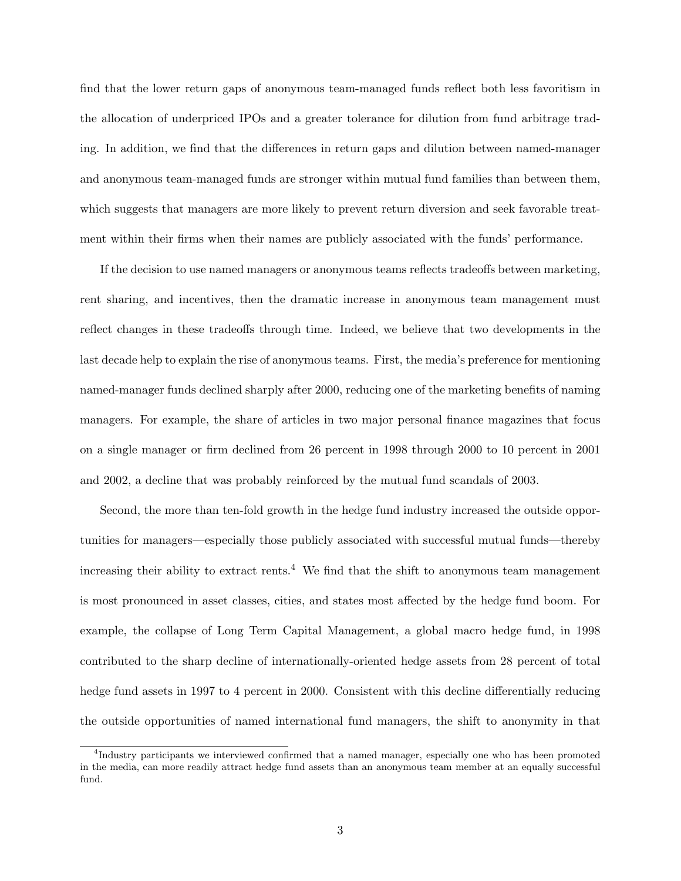find that the lower return gaps of anonymous team-managed funds reflect both less favoritism in the allocation of underpriced IPOs and a greater tolerance for dilution from fund arbitrage trading. In addition, we find that the differences in return gaps and dilution between named-manager and anonymous team-managed funds are stronger within mutual fund families than between them, which suggests that managers are more likely to prevent return diversion and seek favorable treatment within their firms when their names are publicly associated with the funds' performance.

If the decision to use named managers or anonymous teams reflects tradeoffs between marketing, rent sharing, and incentives, then the dramatic increase in anonymous team management must reflect changes in these tradeoffs through time. Indeed, we believe that two developments in the last decade help to explain the rise of anonymous teams. First, the media's preference for mentioning named-manager funds declined sharply after 2000, reducing one of the marketing benefits of naming managers. For example, the share of articles in two major personal finance magazines that focus on a single manager or firm declined from 26 percent in 1998 through 2000 to 10 percent in 2001 and 2002, a decline that was probably reinforced by the mutual fund scandals of 2003.

Second, the more than ten-fold growth in the hedge fund industry increased the outside opportunities for managers—especially those publicly associated with successful mutual funds—thereby increasing their ability to extract rents.[4] We find that the shift to anonymous team management is most pronounced in asset classes, cities, and states most affected by the hedge fund boom. For example, the collapse of Long Term Capital Management, a global macro hedge fund, in 1998 contributed to the sharp decline of internationally-oriented hedge assets from 28 percent of total hedge fund assets in 1997 to 4 percent in 2000. Consistent with this decline differentially reducing the outside opportunities of named international fund managers, the shift to anonymity in that

[4] Industry participants we interviewed confirmed that a named manager, especially one who has been promoted in the media, can more readily attract hedge fund assets than an anonymous team member at an equally successful fund.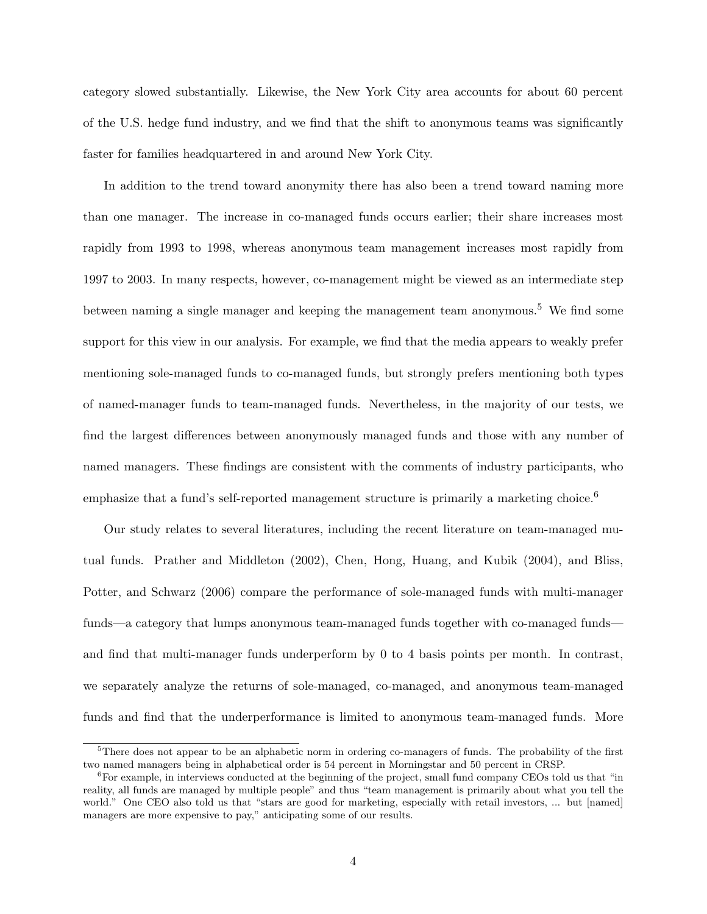category slowed substantially. Likewise, the New York City area accounts for about 60 percent of the U.S. hedge fund industry, and we find that the shift to anonymous teams was significantly faster for families headquartered in and around New York City.

In addition to the trend toward anonymity there has also been a trend toward naming more than one manager. The increase in co-managed funds occurs earlier; their share increases most rapidly from 1993 to 1998, whereas anonymous team management increases most rapidly from 1997 to 2003. In many respects, however, co-management might be viewed as an intermediate step between naming a single manager and keeping the management team anonymous.[5] We find some support for this view in our analysis. For example, we find that the media appears to weakly prefer mentioning sole-managed funds to co-managed funds, but strongly prefers mentioning both types of named-manager funds to team-managed funds. Nevertheless, in the majority of our tests, we find the largest differences between anonymously managed funds and those with any number of named managers. These findings are consistent with the comments of industry participants, who emphasize that a fund's self-reported management structure is primarily a marketing choice.[6]

Our study relates to several literatures, including the recent literature on team-managed mutual funds. Prather and Middleton (2002), Chen, Hong, Huang, and Kubik (2004), and Bliss, Potter, and Schwarz (2006) compare the performance of sole-managed funds with multi-manager funds—a category that lumps anonymous team-managed funds together with co-managed funds—and find that multi-manager funds underperform by 0 to 4 basis points per month. In contrast, we separately analyze the returns of sole-managed, co-managed, and anonymous team-managed funds and find that the underperformance is limited to anonymous team-managed funds. More

[5] There does not appear to be an alphabetic norm in ordering co-managers of funds. The probability of the first two named managers being in alphabetical order is 54 percent in Morningstar and 50 percent in CRSP.

[6] For example, in interviews conducted at the beginning of the project, small fund company CEOs told us that "in reality, all funds are managed by multiple people" and thus "team management is primarily about what you tell the world." One CEO also told us that "stars are good for marketing, especially with retail investors, ... but [named] managers are more expensive to pay," anticipating some of our results.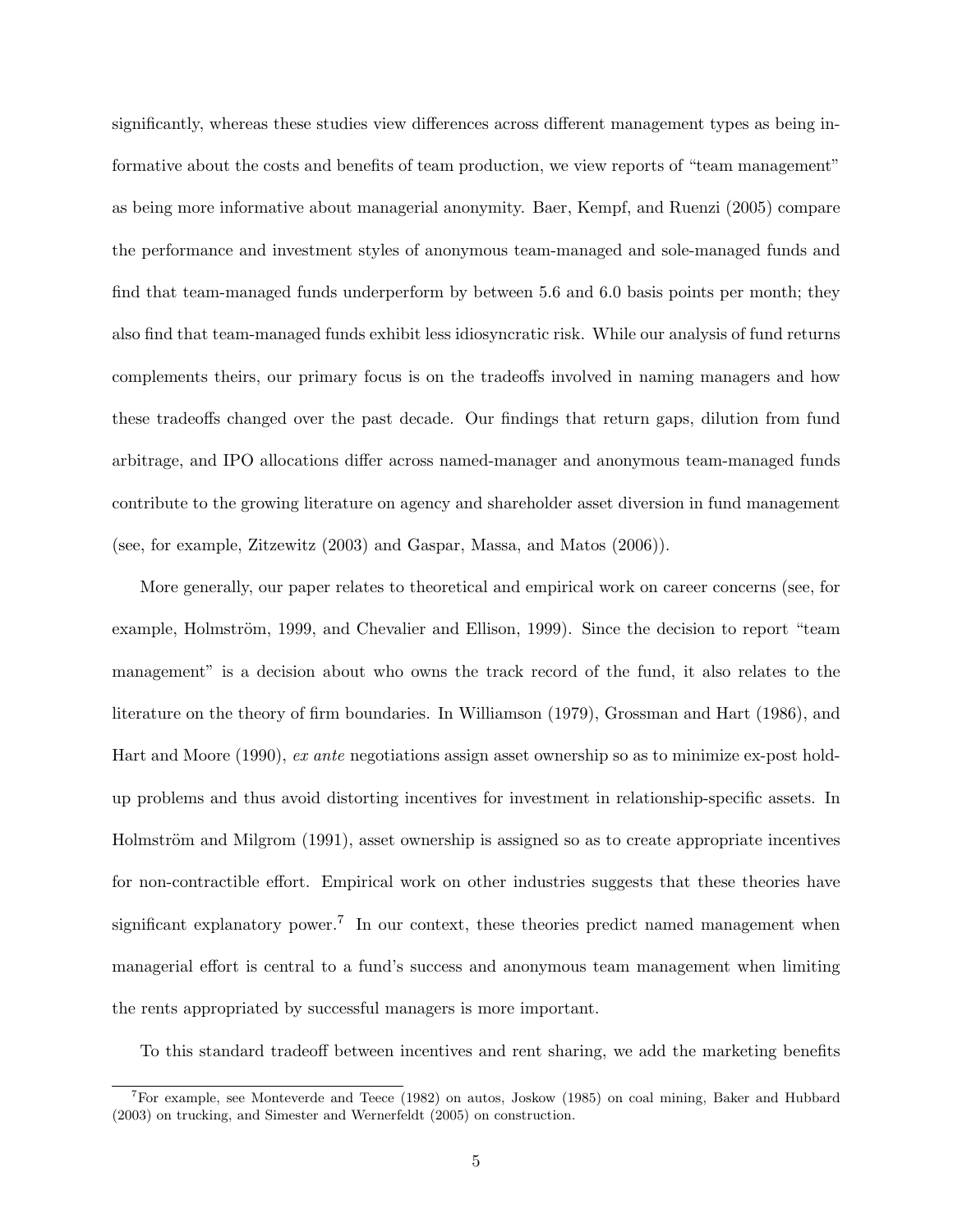significantly, whereas these studies view differences across different management types as being informative about the costs and benefits of team production, we view reports of "team management" as being more informative about managerial anonymity. Baer, Kempf, and Ruenzi (2005) compare the performance and investment styles of anonymous team-managed and sole-managed funds and find that team-managed funds underperform by between 5.6 and 6.0 basis points per month; they also find that team-managed funds exhibit less idiosyncratic risk. While our analysis of fund returns complements theirs, our primary focus is on the tradeoffs involved in naming managers and how these tradeoffs changed over the past decade. Our findings that return gaps, dilution from fund arbitrage, and IPO allocations differ across named-manager and anonymous team-managed funds contribute to the growing literature on agency and shareholder asset diversion in fund management (see, for example, Zitzewitz (2003) and Gaspar, Massa, and Matos (2006)).

More generally, our paper relates to theoretical and empirical work on career concerns (see, for example, Holmström, 1999, and Chevalier and Ellison, 1999). Since the decision to report "team management" is a decision about who owns the track record of the fund, it also relates to the literature on the theory of firm boundaries. In Williamson (1979), Grossman and Hart (1986), and Hart and Moore (1990), *ex ante* negotiations assign asset ownership so as to minimize ex-post hold-up problems and thus avoid distorting incentives for investment in relationship-specific assets. In Holmström and Milgrom (1991), asset ownership is assigned so as to create appropriate incentives for non-contractible effort. Empirical work on other industries suggests that these theories have significant explanatory power.[7] In our context, these theories predict named management when managerial effort is central to a fund's success and anonymous team management when limiting the rents appropriated by successful managers is more important.

To this standard tradeoff between incentives and rent sharing, we add the marketing benefits

[7] For example, see Monteverde and Teece (1982) on autos, Joskow (1985) on coal mining, Baker and Hubbard (2003) on trucking, and Simester and Wernerfeldt (2005) on construction.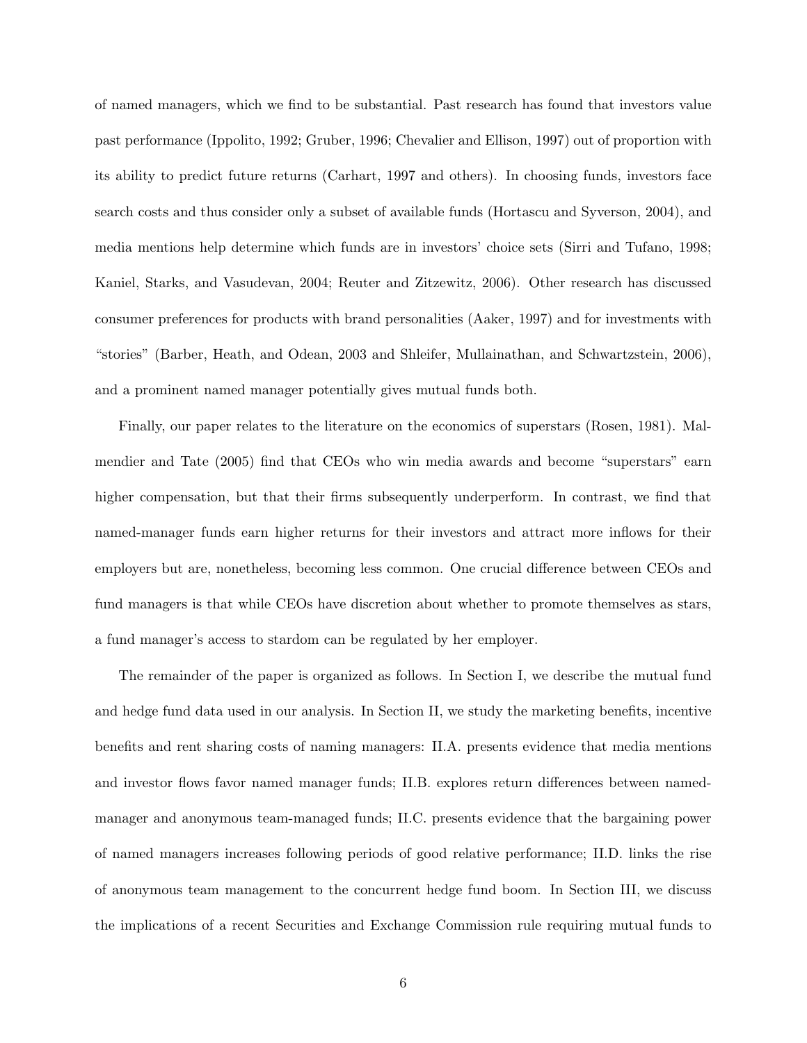of named managers, which we find to be substantial. Past research has found that investors value past performance (Ippolito, 1992; Gruber, 1996; Chevalier and Ellison, 1997) out of proportion with its ability to predict future returns (Carhart, 1997 and others). In choosing funds, investors face search costs and thus consider only a subset of available funds (Hortascu and Syverson, 2004), and media mentions help determine which funds are in investors' choice sets (Sirri and Tufano, 1998; Kaniel, Starks, and Vasudevan, 2004; Reuter and Zitzewitz, 2006). Other research has discussed consumer preferences for products with brand personalities (Aaker, 1997) and for investments with "stories" (Barber, Heath, and Odean, 2003 and Shleifer, Mullainathan, and Schwartzstein, 2006), and a prominent named manager potentially gives mutual funds both.

Finally, our paper relates to the literature on the economics of superstars (Rosen, 1981). Malmendier and Tate (2005) find that CEOs who win media awards and become "superstars" earn higher compensation, but that their firms subsequently underperform. In contrast, we find that named-manager funds earn higher returns for their investors and attract more inflows for their employers but are, nonetheless, becoming less common. One crucial difference between CEOs and fund managers is that while CEOs have discretion about whether to promote themselves as stars, a fund manager's access to stardom can be regulated by her employer.

The remainder of the paper is organized as follows. In Section I, we describe the mutual fund and hedge fund data used in our analysis. In Section II, we study the marketing benefits, incentive benefits and rent sharing costs of naming managers: II.A. presents evidence that media mentions and investor flows favor named manager funds; II.B. explores return differences between named-manager and anonymous team-managed funds; II.C. presents evidence that the bargaining power of named managers increases following periods of good relative performance; II.D. links the rise of anonymous team management to the concurrent hedge fund boom. In Section III, we discuss the implications of a recent Securities and Exchange Commission rule requiring mutual funds to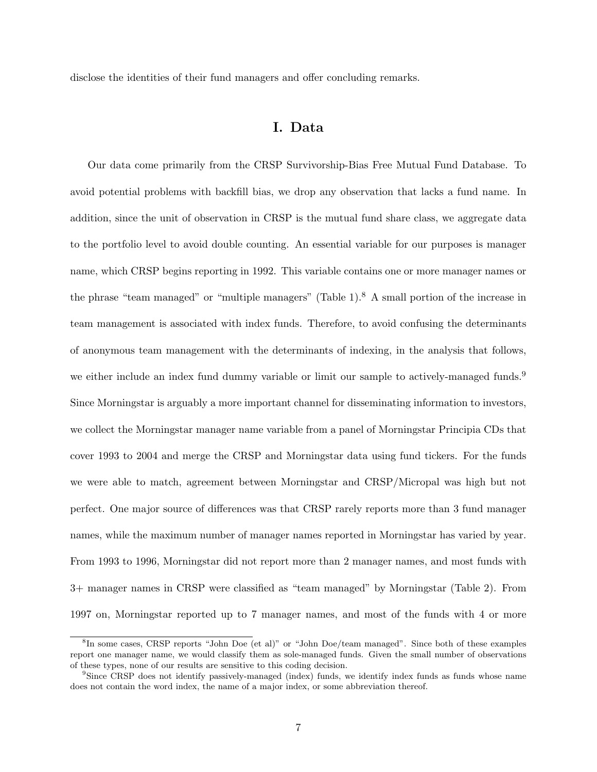disclose the identities of their fund managers and offer concluding remarks.

# I. Data

Our data come primarily from the CRSP Survivorship-Bias Free Mutual Fund Database. To avoid potential problems with backfill bias, we drop any observation that lacks a fund name. In addition, since the unit of observation in CRSP is the mutual fund share class, we aggregate data to the portfolio level to avoid double counting. An essential variable for our purposes is manager name, which CRSP begins reporting in 1992. This variable contains one or more manager names or the phrase "team managed" or "multiple managers" (Table 1).[8] A small portion of the increase in team management is associated with index funds. Therefore, to avoid confusing the determinants of anonymous team management with the determinants of indexing, in the analysis that follows, we either include an index fund dummy variable or limit our sample to actively-managed funds.[9] Since Morningstar is arguably a more important channel for disseminating information to investors, we collect the Morningstar manager name variable from a panel of Morningstar Principia CDs that cover 1993 to 2004 and merge the CRSP and Morningstar data using fund tickers. For the funds we were able to match, agreement between Morningstar and CRSP/Micropal was high but not perfect. One major source of differences was that CRSP rarely reports more than 3 fund manager names, while the maximum number of manager names reported in Morningstar has varied by year. From 1993 to 1996, Morningstar did not report more than 2 manager names, and most funds with 3+ manager names in CRSP were classified as "team managed" by Morningstar (Table 2). From 1997 on, Morningstar reported up to 7 manager names, and most of the funds with 4 or more

[8] In some cases, CRSP reports "John Doe (et al)" or "John Doe/team managed". Since both of these examples report one manager name, we would classify them as sole-managed funds. Given the small number of observations of these types, none of our results are sensitive to this coding decision.

[9] Since CRSP does not identify passively-managed (index) funds, we identify index funds as funds whose name does not contain the word index, the name of a major index, or some abbreviation thereof.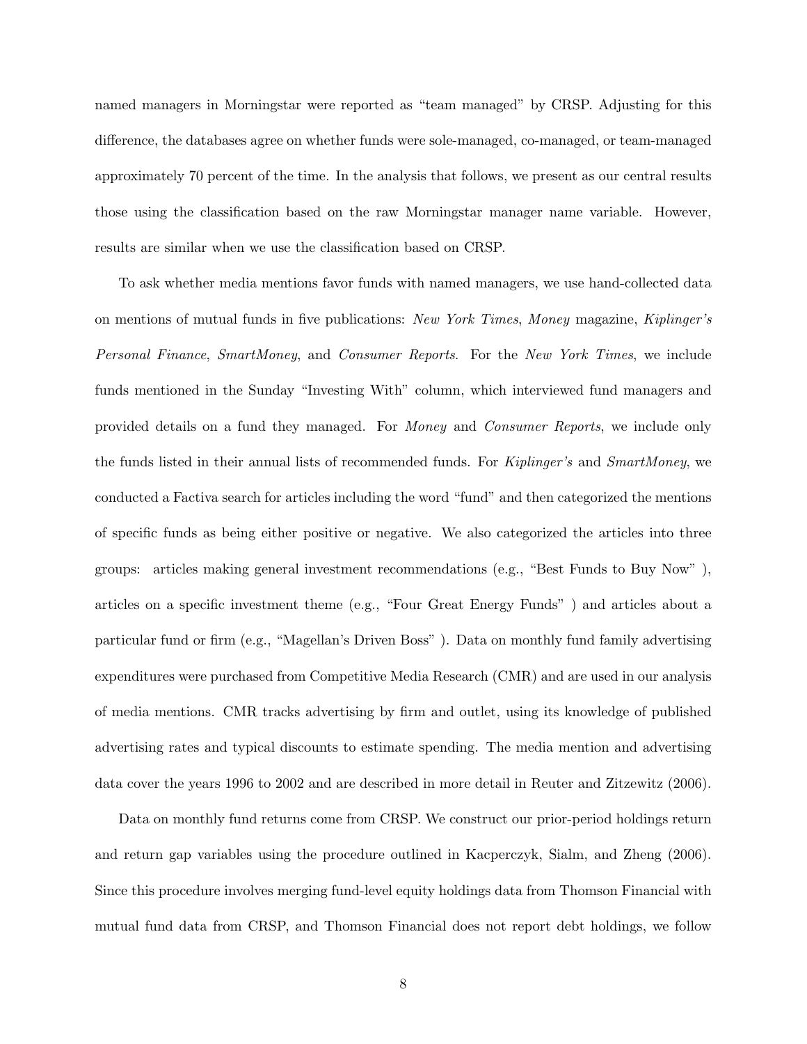named managers in Morningstar were reported as "team managed" by CRSP. Adjusting for this difference, the databases agree on whether funds were sole-managed, co-managed, or team-managed approximately 70 percent of the time. In the analysis that follows, we present as our central results those using the classification based on the raw Morningstar manager name variable. However, results are similar when we use the classification based on CRSP.

To ask whether media mentions favor funds with named managers, we use hand-collected data on mentions of mutual funds in five publications: *New York Times*, *Money* magazine, *Kiplinger's Personal Finance*, *SmartMoney*, and *Consumer Reports*. For the *New York Times*, we include funds mentioned in the Sunday "Investing With" column, which interviewed fund managers and provided details on a fund they managed. For *Money* and *Consumer Reports*, we include only the funds listed in their annual lists of recommended funds. For *Kiplinger's* and *SmartMoney*, we conducted a Factiva search for articles including the word "fund" and then categorized the mentions of specific funds as being either positive or negative. We also categorized the articles into three groups: articles making general investment recommendations (e.g., "Best Funds to Buy Now" ), articles on a specific investment theme (e.g., "Four Great Energy Funds" ) and articles about a particular fund or firm (e.g., "Magellan's Driven Boss" ). Data on monthly fund family advertising expenditures were purchased from Competitive Media Research (CMR) and are used in our analysis of media mentions. CMR tracks advertising by firm and outlet, using its knowledge of published advertising rates and typical discounts to estimate spending. The media mention and advertising data cover the years 1996 to 2002 and are described in more detail in Reuter and Zitzewitz (2006).

Data on monthly fund returns come from CRSP. We construct our prior-period holdings return and return gap variables using the procedure outlined in Kacperczyk, Sialm, and Zheng (2006). Since this procedure involves merging fund-level equity holdings data from Thomson Financial with mutual fund data from CRSP, and Thomson Financial does not report debt holdings, we follow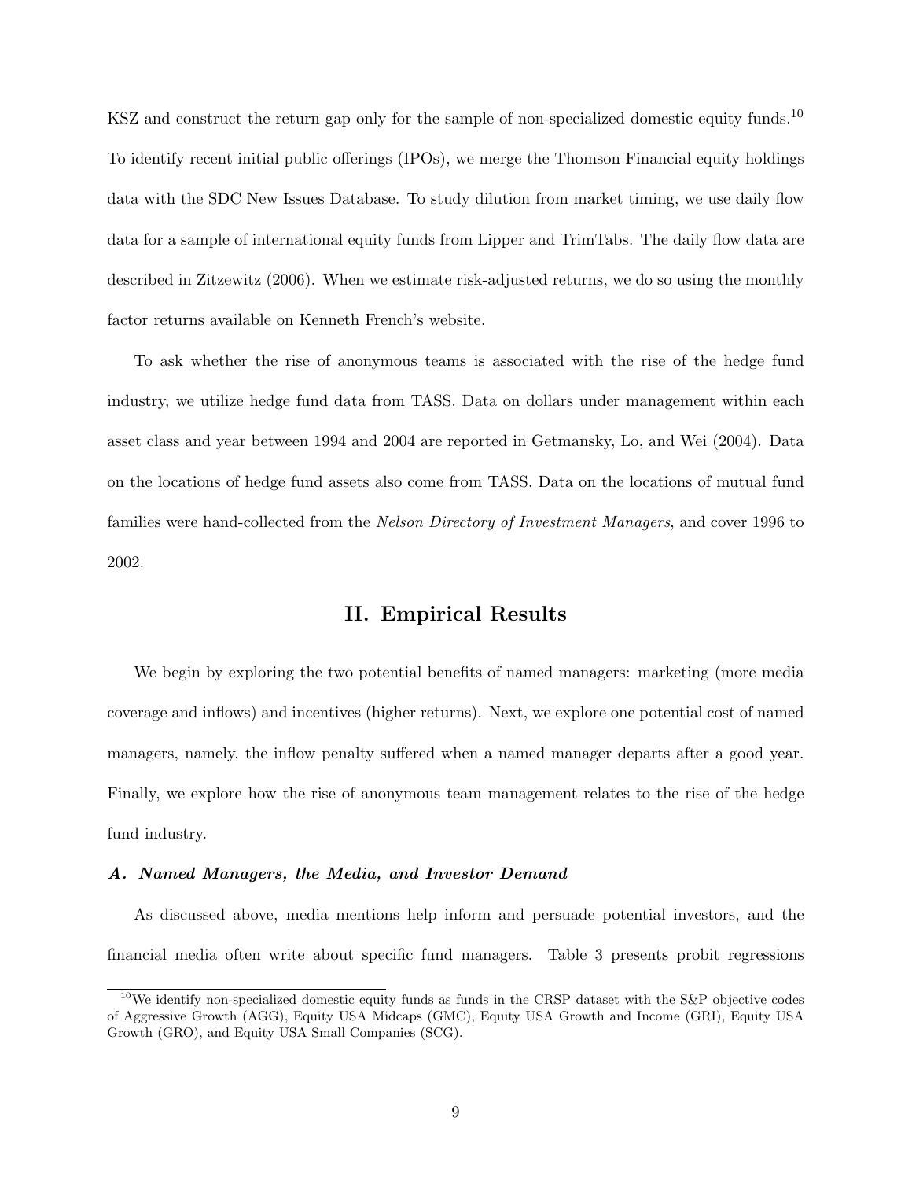KSZ and construct the return gap only for the sample of non-specialized domestic equity funds.[10] To identify recent initial public offerings (IPOs), we merge the Thomson Financial equity holdings data with the SDC New Issues Database. To study dilution from market timing, we use daily flow data for a sample of international equity funds from Lipper and TrimTabs. The daily flow data are described in Zitzewitz (2006). When we estimate risk-adjusted returns, we do so using the monthly factor returns available on Kenneth French's website.

To ask whether the rise of anonymous teams is associated with the rise of the hedge fund industry, we utilize hedge fund data from TASS. Data on dollars under management within each asset class and year between 1994 and 2004 are reported in Getmansky, Lo, and Wei (2004). Data on the locations of hedge fund assets also come from TASS. Data on the locations of mutual fund families were hand-collected from the *Nelson Directory of Investment Managers*, and cover 1996 to 2002.

## II. Empirical Results

We begin by exploring the two potential benefits of named managers: marketing (more media coverage and inflows) and incentives (higher returns). Next, we explore one potential cost of named managers, namely, the inflow penalty suffered when a named manager departs after a good year. Finally, we explore how the rise of anonymous team management relates to the rise of the hedge fund industry.

### *A. Named Managers, the Media, and Investor Demand*

As discussed above, media mentions help inform and persuade potential investors, and the financial media often write about specific fund managers. Table 3 presents probit regressions

[10] We identify non-specialized domestic equity funds as funds in the CRSP dataset with the S&P objective codes of Aggressive Growth (AGG), Equity USA Midcaps (GMC), Equity USA Growth and Income (GRI), Equity USA Growth (GRO), and Equity USA Small Companies (SCG).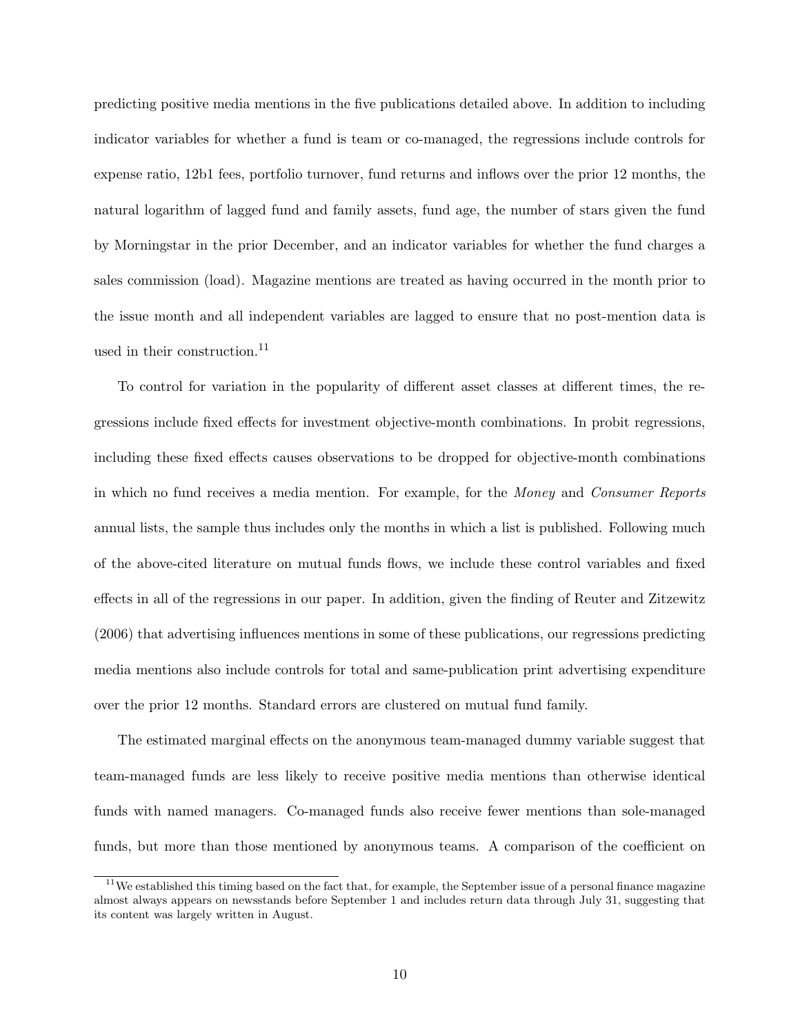predicting positive media mentions in the five publications detailed above. In addition to including indicator variables for whether a fund is team or co-managed, the regressions include controls for expense ratio, 12b1 fees, portfolio turnover, fund returns and inflows over the prior 12 months, the natural logarithm of lagged fund and family assets, fund age, the number of stars given the fund by Morningstar in the prior December, and an indicator variables for whether the fund charges a sales commission (load). Magazine mentions are treated as having occurred in the month prior to the issue month and all independent variables are lagged to ensure that no post-mention data is used in their construction.[11]

To control for variation in the popularity of different asset classes at different times, the regressions include fixed effects for investment objective-month combinations. In probit regressions, including these fixed effects causes observations to be dropped for objective-month combinations in which no fund receives a media mention. For example, for the *Money* and *Consumer Reports* annual lists, the sample thus includes only the months in which a list is published. Following much of the above-cited literature on mutual funds flows, we include these control variables and fixed effects in all of the regressions in our paper. In addition, given the finding of Reuter and Zitzewitz (2006) that advertising influences mentions in some of these publications, our regressions predicting media mentions also include controls for total and same-publication print advertising expenditure over the prior 12 months. Standard errors are clustered on mutual fund family.

The estimated marginal effects on the anonymous team-managed dummy variable suggest that team-managed funds are less likely to receive positive media mentions than otherwise identical funds with named managers. Co-managed funds also receive fewer mentions than sole-managed funds, but more than those mentioned by anonymous teams. A comparison of the coefficient on

[11] We established this timing based on the fact that, for example, the September issue of a personal finance magazine almost always appears on newsstands before September 1 and includes return data through July 31, suggesting that its content was largely written in August.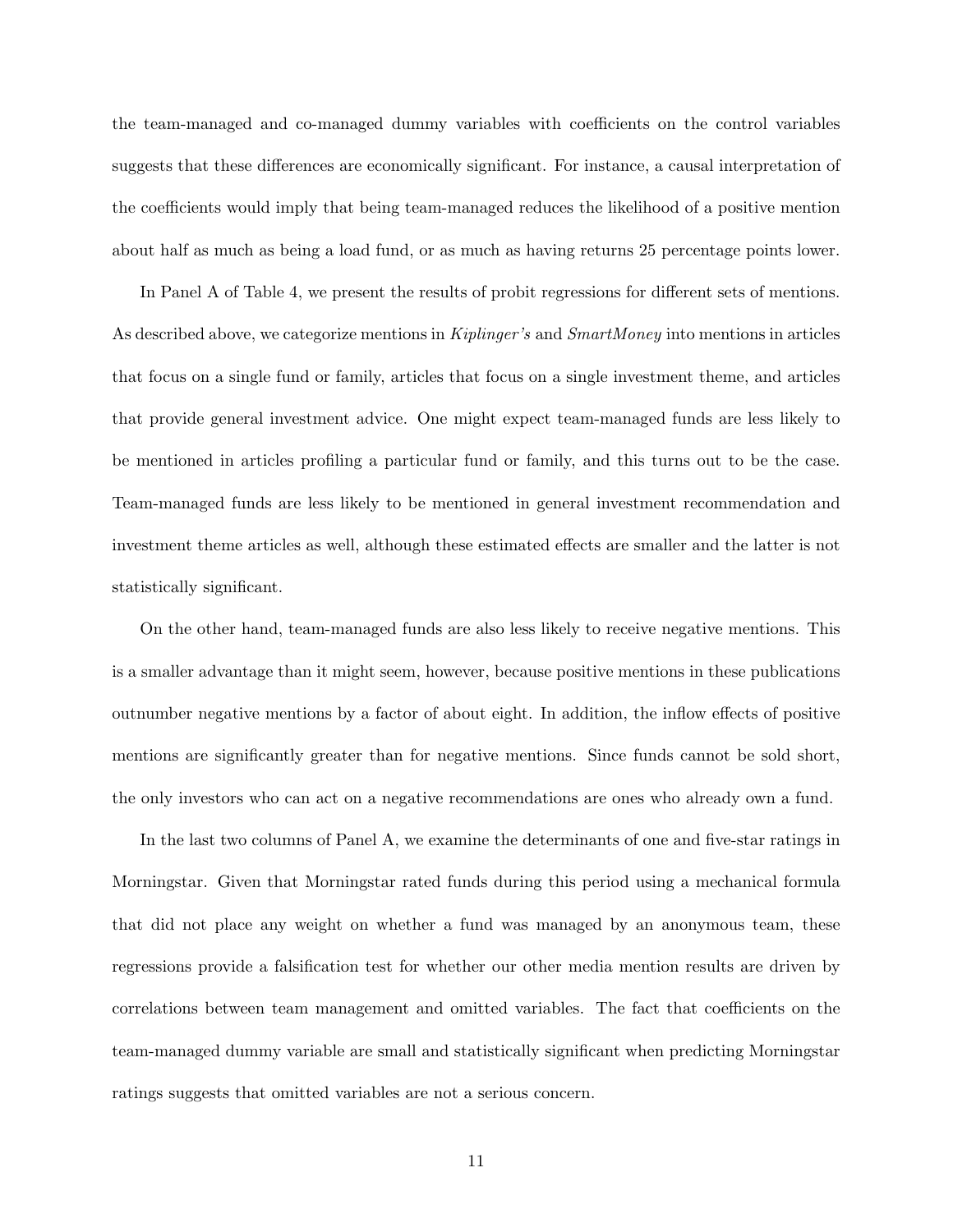the team-managed and co-managed dummy variables with coefficients on the control variables suggests that these differences are economically significant. For instance, a causal interpretation of the coefficients would imply that being team-managed reduces the likelihood of a positive mention about half as much as being a load fund, or as much as having returns 25 percentage points lower.

In Panel A of Table 4, we present the results of probit regressions for different sets of mentions. As described above, we categorize mentions in *Kiplinger's* and *SmartMoney* into mentions in articles that focus on a single fund or family, articles that focus on a single investment theme, and articles that provide general investment advice. One might expect team-managed funds are less likely to be mentioned in articles profiling a particular fund or family, and this turns out to be the case. Team-managed funds are less likely to be mentioned in general investment recommendation and investment theme articles as well, although these estimated effects are smaller and the latter is not statistically significant.

On the other hand, team-managed funds are also less likely to receive negative mentions. This is a smaller advantage than it might seem, however, because positive mentions in these publications outnumber negative mentions by a factor of about eight. In addition, the inflow effects of positive mentions are significantly greater than for negative mentions. Since funds cannot be sold short, the only investors who can act on a negative recommendations are ones who already own a fund.

In the last two columns of Panel A, we examine the determinants of one and five-star ratings in Morningstar. Given that Morningstar rated funds during this period using a mechanical formula that did not place any weight on whether a fund was managed by an anonymous team, these regressions provide a falsification test for whether our other media mention results are driven by correlations between team management and omitted variables. The fact that coefficients on the team-managed dummy variable are small and statistically significant when predicting Morningstar ratings suggests that omitted variables are not a serious concern.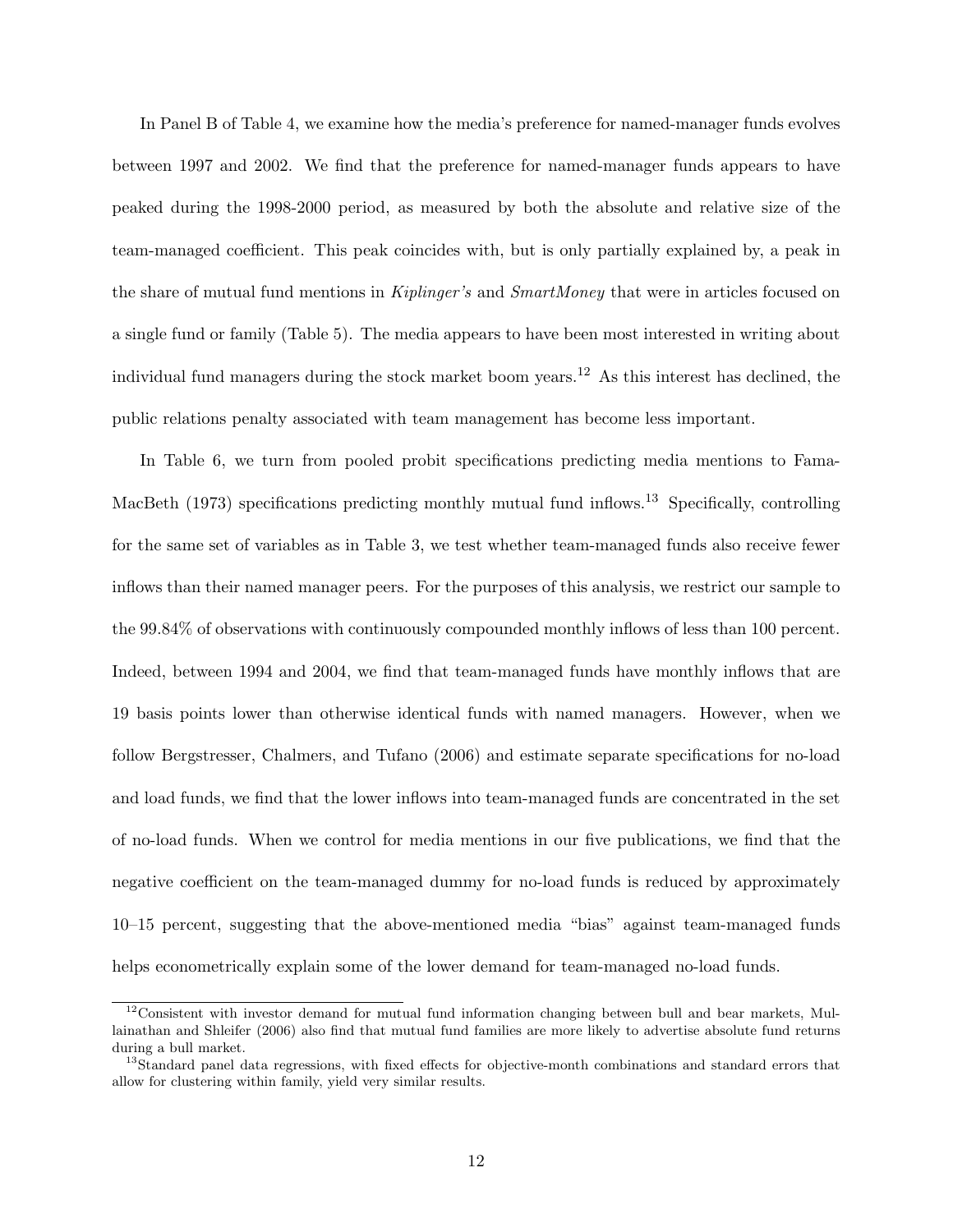In Panel B of Table 4, we examine how the media's preference for named-manager funds evolves between 1997 and 2002. We find that the preference for named-manager funds appears to have peaked during the 1998-2000 period, as measured by both the absolute and relative size of the team-managed coefficient. This peak coincides with, but is only partially explained by, a peak in the share of mutual fund mentions in *Kiplinger's* and *SmartMoney* that were in articles focused on a single fund or family (Table 5). The media appears to have been most interested in writing about individual fund managers during the stock market boom years.[12] As this interest has declined, the public relations penalty associated with team management has become less important.

In Table 6, we turn from pooled probit specifications predicting media mentions to Fama-MacBeth (1973) specifications predicting monthly mutual fund inflows.[13] Specifically, controlling for the same set of variables as in Table 3, we test whether team-managed funds also receive fewer inflows than their named manager peers. For the purposes of this analysis, we restrict our sample to the 99.84% of observations with continuously compounded monthly inflows of less than 100 percent. Indeed, between 1994 and 2004, we find that team-managed funds have monthly inflows that are 19 basis points lower than otherwise identical funds with named managers. However, when we follow Bergstresser, Chalmers, and Tufano (2006) and estimate separate specifications for no-load and load funds, we find that the lower inflows into team-managed funds are concentrated in the set of no-load funds. When we control for media mentions in our five publications, we find that the negative coefficient on the team-managed dummy for no-load funds is reduced by approximately 10–15 percent, suggesting that the above-mentioned media "bias" against team-managed funds helps econometrically explain some of the lower demand for team-managed no-load funds.

[12] Consistent with investor demand for mutual fund information changing between bull and bear markets, Mullainathan and Shleifer (2006) also find that mutual fund families are more likely to advertise absolute fund returns during a bull market.

[13] Standard panel data regressions, with fixed effects for objective-month combinations and standard errors that allow for clustering within family, yield very similar results.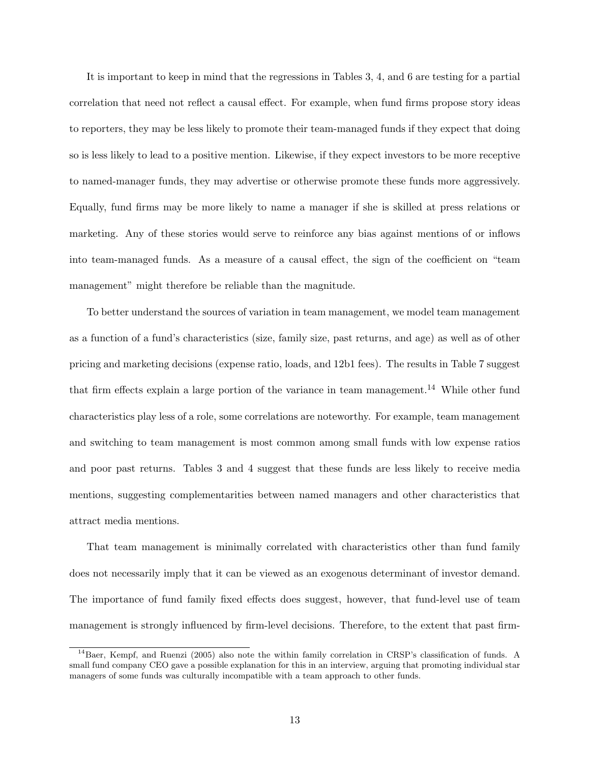It is important to keep in mind that the regressions in Tables 3, 4, and 6 are testing for a partial correlation that need not reflect a causal effect. For example, when fund firms propose story ideas to reporters, they may be less likely to promote their team-managed funds if they expect that doing so is less likely to lead to a positive mention. Likewise, if they expect investors to be more receptive to named-manager funds, they may advertise or otherwise promote these funds more aggressively. Equally, fund firms may be more likely to name a manager if she is skilled at press relations or marketing. Any of these stories would serve to reinforce any bias against mentions of or inflows into team-managed funds. As a measure of a causal effect, the sign of the coefficient on "team management" might therefore be reliable than the magnitude.

To better understand the sources of variation in team management, we model team management as a function of a fund's characteristics (size, family size, past returns, and age) as well as of other pricing and marketing decisions (expense ratio, loads, and 12b1 fees). The results in Table 7 suggest that firm effects explain a large portion of the variance in team management.[14] While other fund characteristics play less of a role, some correlations are noteworthy. For example, team management and switching to team management is most common among small funds with low expense ratios and poor past returns. Tables 3 and 4 suggest that these funds are less likely to receive media mentions, suggesting complementarities between named managers and other characteristics that attract media mentions.

That team management is minimally correlated with characteristics other than fund family does not necessarily imply that it can be viewed as an exogenous determinant of investor demand. The importance of fund family fixed effects does suggest, however, that fund-level use of team management is strongly influenced by firm-level decisions. Therefore, to the extent that past firm-

[14] Baer, Kempf, and Ruenzi (2005) also note the within family correlation in CRSP's classification of funds. A small fund company CEO gave a possible explanation for this in an interview, arguing that promoting individual star managers of some funds was culturally incompatible with a team approach to other funds.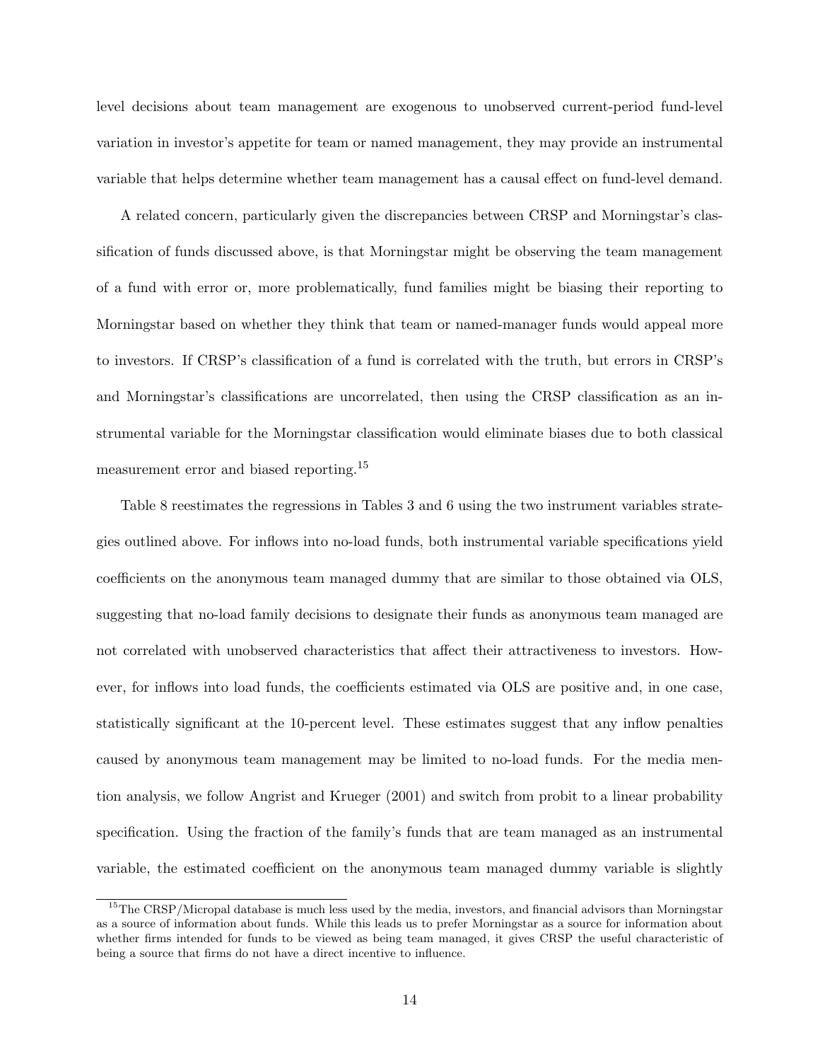level decisions about team management are exogenous to unobserved current-period fund-level variation in investor's appetite for team or named management, they may provide an instrumental variable that helps determine whether team management has a causal effect on fund-level demand.

A related concern, particularly given the discrepancies between CRSP and Morningstar's classification of funds discussed above, is that Morningstar might be observing the team management of a fund with error or, more problematically, fund families might be biasing their reporting to Morningstar based on whether they think that team or named-manager funds would appeal more to investors. If CRSP's classification of a fund is correlated with the truth, but errors in CRSP's and Morningstar's classifications are uncorrelated, then using the CRSP classification as an instrumental variable for the Morningstar classification would eliminate biases due to both classical measurement error and biased reporting.[15]

Table 8 reestimates the regressions in Tables 3 and 6 using the two instrument variables strategies outlined above. For inflows into no-load funds, both instrumental variable specifications yield coefficients on the anonymous team managed dummy that are similar to those obtained via OLS, suggesting that no-load family decisions to designate their funds as anonymous team managed are not correlated with unobserved characteristics that affect their attractiveness to investors. However, for inflows into load funds, the coefficients estimated via OLS are positive and, in one case, statistically significant at the 10-percent level. These estimates suggest that any inflow penalties caused by anonymous team management may be limited to no-load funds. For the media mention analysis, we follow Angrist and Krueger (2001) and switch from probit to a linear probability specification. Using the fraction of the family's funds that are team managed as an instrumental variable, the estimated coefficient on the anonymous team managed dummy variable is slightly

[15] The CRSP/Micropal database is much less used by the media, investors, and financial advisors than Morningstar as a source of information about funds. While this leads us to prefer Morningstar as a source for information about whether firms intended for funds to be viewed as being team managed, it gives CRSP the useful characteristic of being a source that firms do not have a direct incentive to influence.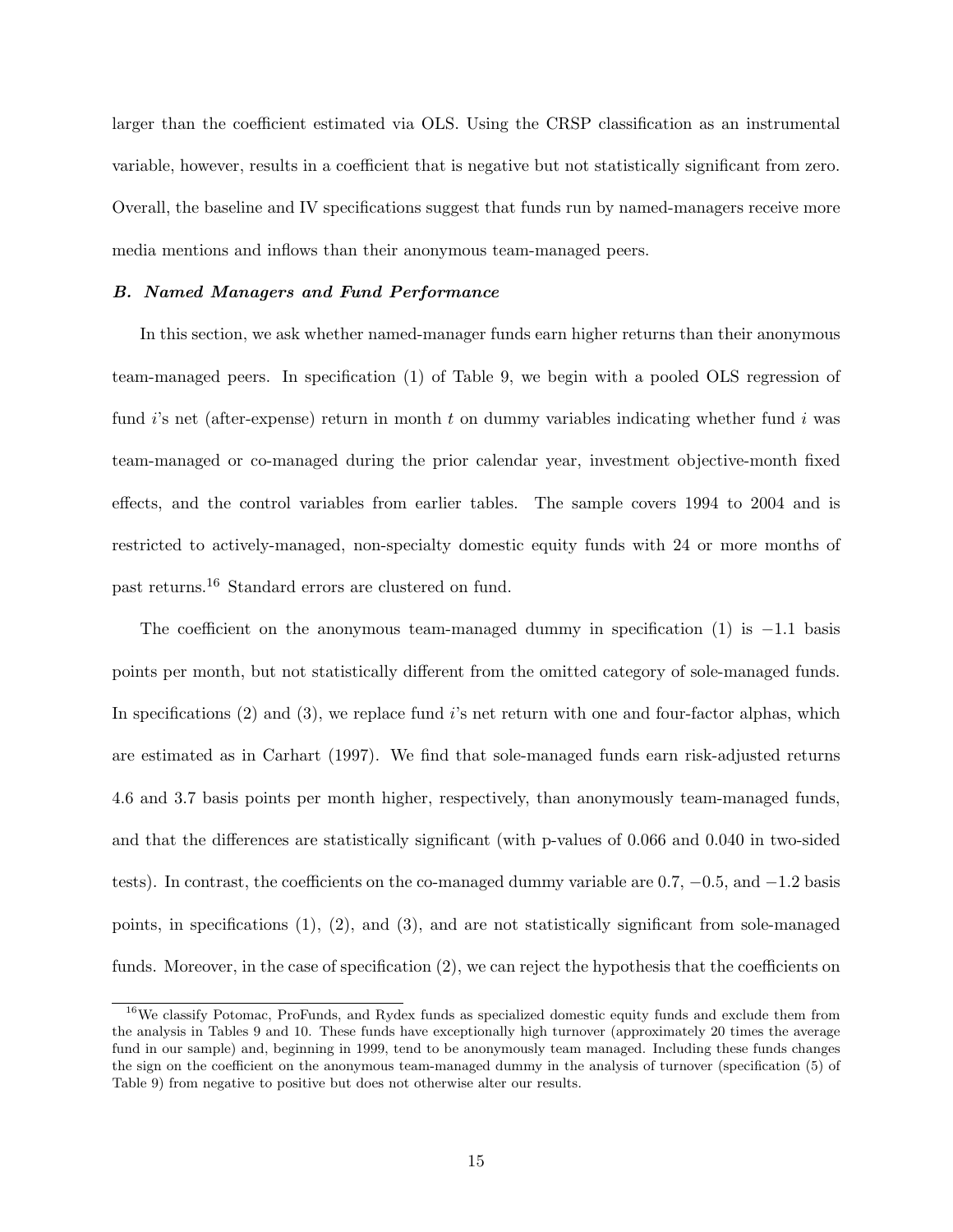larger than the coefficient estimated via OLS. Using the CRSP classification as an instrumental variable, however, results in a coefficient that is negative but not statistically significant from zero. Overall, the baseline and IV specifications suggest that funds run by named-managers receive more media mentions and inflows than their anonymous team-managed peers.

### *B. Named Managers and Fund Performance*

In this section, we ask whether named-manager funds earn higher returns than their anonymous team-managed peers. In specification (1) of Table 9, we begin with a pooled OLS regression of fund $i$'s net (after-expense) return in month $t$ on dummy variables indicating whether fund $i$ was team-managed or co-managed during the prior calendar year, investment objective-month fixed effects, and the control variables from earlier tables. The sample covers 1994 to 2004 and is restricted to actively-managed, non-specialty domestic equity funds with 24 or more months of past returns.[16] Standard errors are clustered on fund.

The coefficient on the anonymous team-managed dummy in specification (1) is $-1.1$ basis points per month, but not statistically different from the omitted category of sole-managed funds. In specifications (2) and (3), we replace fund $i$'s net return with one and four-factor alphas, which are estimated as in Carhart (1997). We find that sole-managed funds earn risk-adjusted returns 4.6 and 3.7 basis points per month higher, respectively, than anonymously team-managed funds, and that the differences are statistically significant (with p-values of 0.066 and 0.040 in two-sided tests). In contrast, the coefficients on the co-managed dummy variable are 0.7, $-0.5$, and $-1.2$ basis points, in specifications (1), (2), and (3), and are not statistically significant from sole-managed funds. Moreover, in the case of specification (2), we can reject the hypothesis that the coefficients on

[16] We classify Potomac, ProFunds, and Rydex funds as specialized domestic equity funds and exclude them from the analysis in Tables 9 and 10. These funds have exceptionally high turnover (approximately 20 times the average fund in our sample) and, beginning in 1999, tend to be anonymously team managed. Including these funds changes the sign on the coefficient on the anonymous team-managed dummy in the analysis of turnover (specification (5) of Table 9) from negative to positive but does not otherwise alter our results.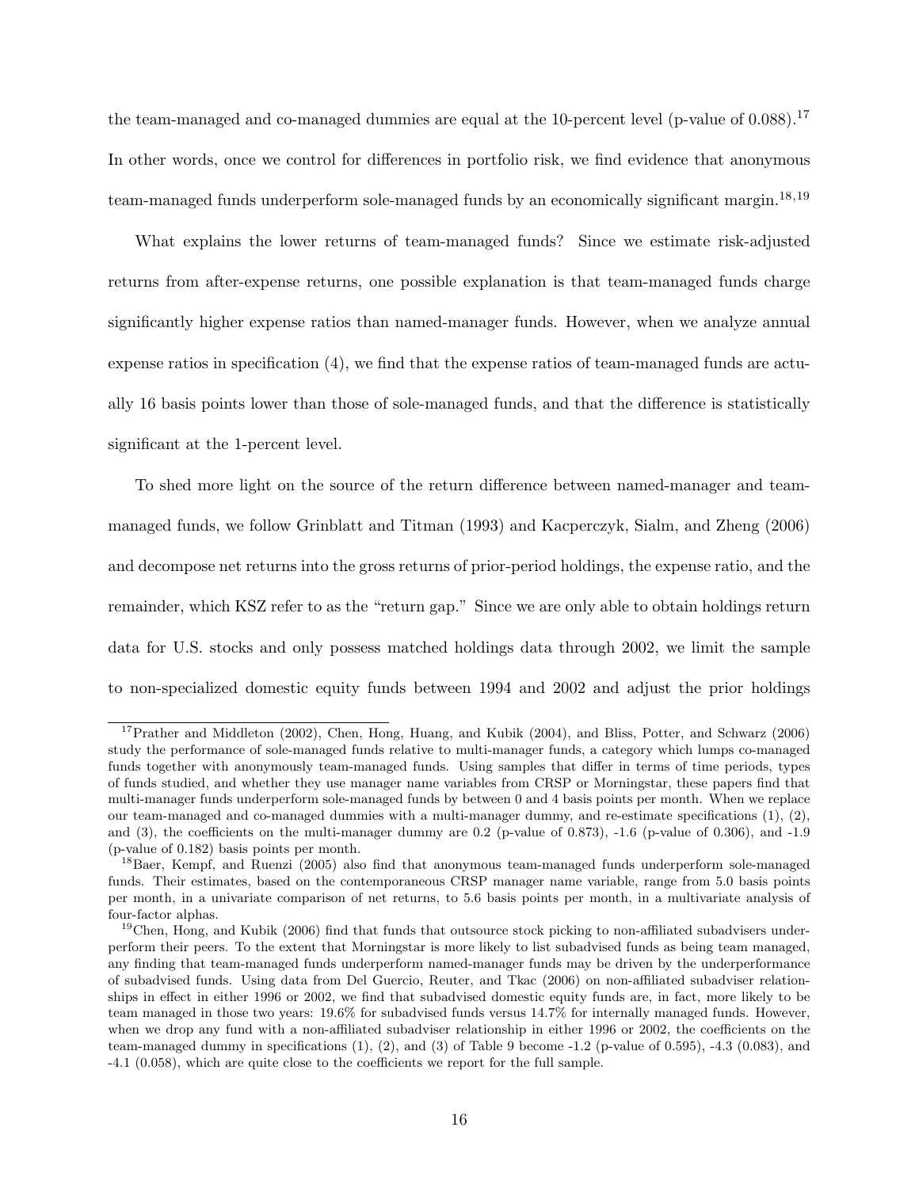the team-managed and co-managed dummies are equal at the 10-percent level (p-value of 0.088).[17] In other words, once we control for differences in portfolio risk, we find evidence that anonymous team-managed funds underperform sole-managed funds by an economically significant margin.[18,19]

What explains the lower returns of team-managed funds? Since we estimate risk-adjusted returns from after-expense returns, one possible explanation is that team-managed funds charge significantly higher expense ratios than named-manager funds. However, when we analyze annual expense ratios in specification (4), we find that the expense ratios of team-managed funds are actually 16 basis points lower than those of sole-managed funds, and that the difference is statistically significant at the 1-percent level.

To shed more light on the source of the return difference between named-manager and team-managed funds, we follow Grinblatt and Titman (1993) and Kacperczyk, Sialm, and Zheng (2006) and decompose net returns into the gross returns of prior-period holdings, the expense ratio, and the remainder, which KSZ refer to as the "return gap." Since we are only able to obtain holdings return data for U.S. stocks and only possess matched holdings data through 2002, we limit the sample to non-specialized domestic equity funds between 1994 and 2002 and adjust the prior holdings

---

[17] Prather and Middleton (2002), Chen, Hong, Huang, and Kubik (2004), and Bliss, Potter, and Schwarz (2006) study the performance of sole-managed funds relative to multi-manager funds, a category which lumps co-managed funds together with anonymously team-managed funds. Using samples that differ in terms of time periods, types of funds studied, and whether they use manager name variables from CRSP or Morningstar, these papers find that multi-manager funds underperform sole-managed funds by between 0 and 4 basis points per month. When we replace our team-managed and co-managed dummies with a multi-manager dummy, and re-estimate specifications (1), (2), and (3), the coefficients on the multi-manager dummy are 0.2 (p-value of 0.873), -1.6 (p-value of 0.306), and -1.9 (p-value of 0.182) basis points per month.

[18] Baer, Kempf, and Ruenzi (2005) also find that anonymous team-managed funds underperform sole-managed funds. Their estimates, based on the contemporaneous CRSP manager name variable, range from 5.0 basis points per month, in a univariate comparison of net returns, to 5.6 basis points per month, in a multivariate analysis of four-factor alphas.

[19] Chen, Hong, and Kubik (2006) find that funds that outsource stock picking to non-affiliated subadvisers underperform their peers. To the extent that Morningstar is more likely to list subadvised funds as being team managed, any finding that team-managed funds underperform named-manager funds may be driven by the underperformance of subadvised funds. Using data from Del Guercio, Reuter, and Tkac (2006) on non-affiliated subadviser relationships in effect in either 1996 or 2002, we find that subadvised domestic equity funds are, in fact, more likely to be team managed in those two years: 19.6% for subadvised funds versus 14.7% for internally managed funds. However, when we drop any fund with a non-affiliated subadviser relationship in either 1996 or 2002, the coefficients on the team-managed dummy in specifications (1), (2), and (3) of Table 9 become -1.2 (p-value of 0.595), -4.3 (0.083), and -4.1 (0.058), which are quite close to the coefficients we report for the full sample.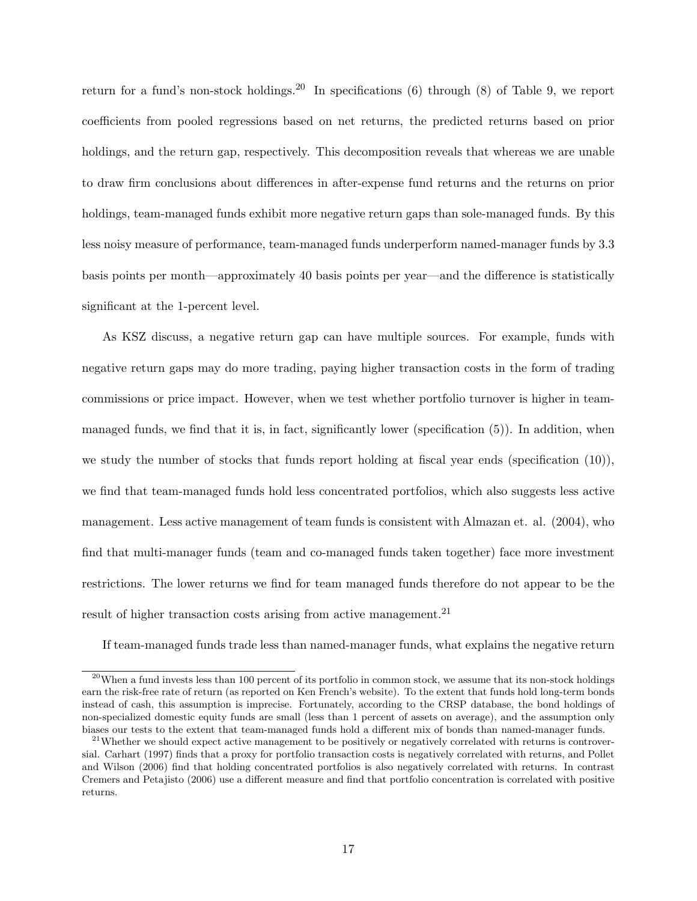return for a fund's non-stock holdings.[20] In specifications (6) through (8) of Table 9, we report coefficients from pooled regressions based on net returns, the predicted returns based on prior holdings, and the return gap, respectively. This decomposition reveals that whereas we are unable to draw firm conclusions about differences in after-expense fund returns and the returns on prior holdings, team-managed funds exhibit more negative return gaps than sole-managed funds. By this less noisy measure of performance, team-managed funds underperform named-manager funds by 3.3 basis points per month—approximately 40 basis points per year—and the difference is statistically significant at the 1-percent level.

As KSZ discuss, a negative return gap can have multiple sources. For example, funds with negative return gaps may do more trading, paying higher transaction costs in the form of trading commissions or price impact. However, when we test whether portfolio turnover is higher in team-managed funds, we find that it is, in fact, significantly lower (specification (5)). In addition, when we study the number of stocks that funds report holding at fiscal year ends (specification (10)), we find that team-managed funds hold less concentrated portfolios, which also suggests less active management. Less active management of team funds is consistent with Almazan et. al. (2004), who find that multi-manager funds (team and co-managed funds taken together) face more investment restrictions. The lower returns we find for team managed funds therefore do not appear to be the result of higher transaction costs arising from active management.[21]

If team-managed funds trade less than named-manager funds, what explains the negative return

[20] When a fund invests less than 100 percent of its portfolio in common stock, we assume that its non-stock holdings earn the risk-free rate of return (as reported on Ken French's website). To the extent that funds hold long-term bonds instead of cash, this assumption is imprecise. Fortunately, according to the CRSP database, the bond holdings of non-specialized domestic equity funds are small (less than 1 percent of assets on average), and the assumption only biases our tests to the extent that team-managed funds hold a different mix of bonds than named-manager funds.

[21] Whether we should expect active management to be positively or negatively correlated with returns is controversial. Carhart (1997) finds that a proxy for portfolio transaction costs is negatively correlated with returns, and Pollet and Wilson (2006) find that holding concentrated portfolios is also negatively correlated with returns. In contrast Cremers and Petajisto (2006) use a different measure and find that portfolio concentration is correlated with positive returns.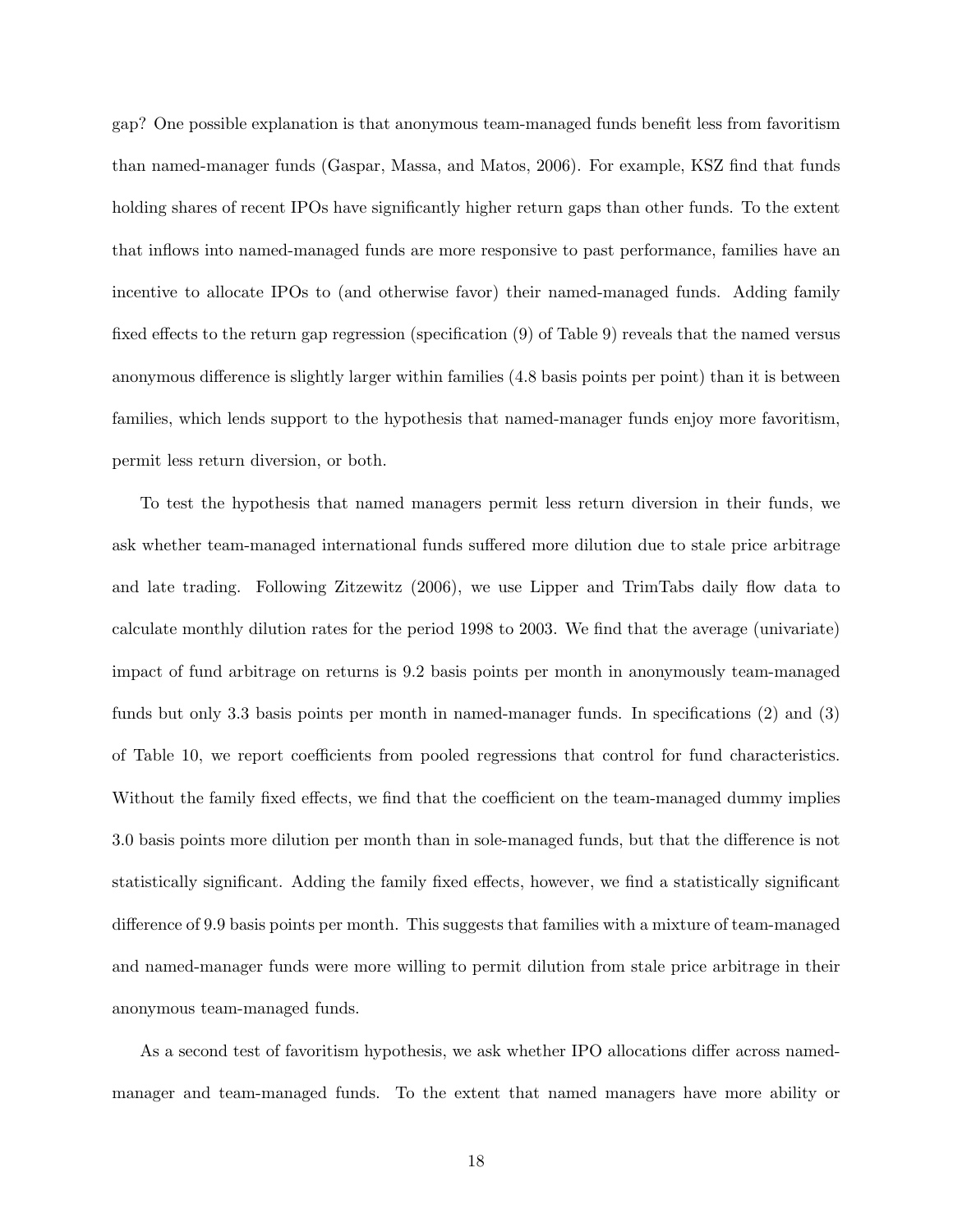gap? One possible explanation is that anonymous team-managed funds benefit less from favoritism than named-manager funds (Gaspar, Massa, and Matos, 2006). For example, KSZ find that funds holding shares of recent IPOs have significantly higher return gaps than other funds. To the extent that inflows into named-managed funds are more responsive to past performance, families have an incentive to allocate IPOs to (and otherwise favor) their named-managed funds. Adding family fixed effects to the return gap regression (specification (9) of Table 9) reveals that the named versus anonymous difference is slightly larger within families (4.8 basis points per point) than it is between families, which lends support to the hypothesis that named-manager funds enjoy more favoritism, permit less return diversion, or both.

To test the hypothesis that named managers permit less return diversion in their funds, we ask whether team-managed international funds suffered more dilution due to stale price arbitrage and late trading. Following Zitzewitz (2006), we use Lipper and TrimTabs daily flow data to calculate monthly dilution rates for the period 1998 to 2003. We find that the average (univariate) impact of fund arbitrage on returns is 9.2 basis points per month in anonymously team-managed funds but only 3.3 basis points per month in named-manager funds. In specifications (2) and (3) of Table 10, we report coefficients from pooled regressions that control for fund characteristics. Without the family fixed effects, we find that the coefficient on the team-managed dummy implies 3.0 basis points more dilution per month than in sole-managed funds, but that the difference is not statistically significant. Adding the family fixed effects, however, we find a statistically significant difference of 9.9 basis points per month. This suggests that families with a mixture of team-managed and named-manager funds were more willing to permit dilution from stale price arbitrage in their anonymous team-managed funds.

As a second test of favoritism hypothesis, we ask whether IPO allocations differ across named-manager and team-managed funds. To the extent that named managers have more ability or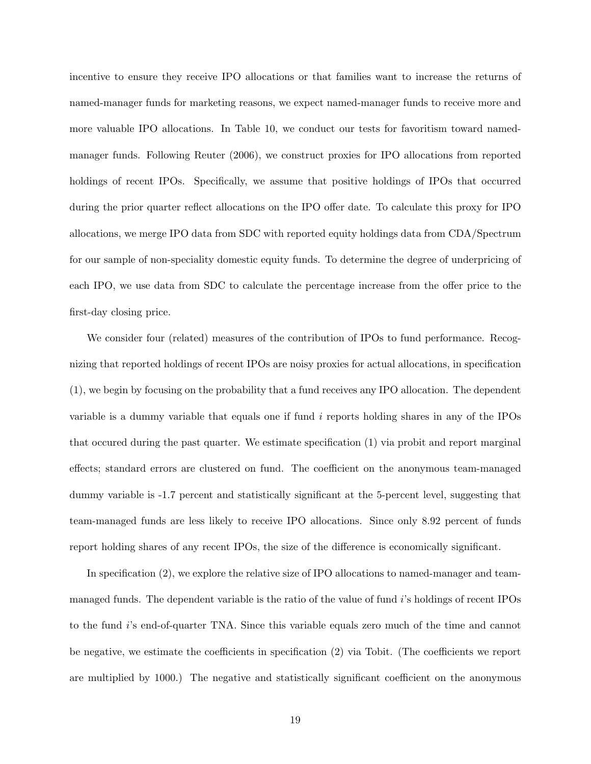incentive to ensure they receive IPO allocations or that families want to increase the returns of named-manager funds for marketing reasons, we expect named-manager funds to receive more and more valuable IPO allocations. In Table 10, we conduct our tests for favoritism toward named-manager funds. Following Reuter (2006), we construct proxies for IPO allocations from reported holdings of recent IPOs. Specifically, we assume that positive holdings of IPOs that occurred during the prior quarter reflect allocations on the IPO offer date. To calculate this proxy for IPO allocations, we merge IPO data from SDC with reported equity holdings data from CDA/Spectrum for our sample of non-speciality domestic equity funds. To determine the degree of underpricing of each IPO, we use data from SDC to calculate the percentage increase from the offer price to the first-day closing price.

We consider four (related) measures of the contribution of IPOs to fund performance. Recognizing that reported holdings of recent IPOs are noisy proxies for actual allocations, in specification (1), we begin by focusing on the probability that a fund receives any IPO allocation. The dependent variable is a dummy variable that equals one if fund $i$ reports holding shares in any of the IPOs that occured during the past quarter. We estimate specification (1) via probit and report marginal effects; standard errors are clustered on fund. The coefficient on the anonymous team-managed dummy variable is -1.7 percent and statistically significant at the 5-percent level, suggesting that team-managed funds are less likely to receive IPO allocations. Since only 8.92 percent of funds report holding shares of any recent IPOs, the size of the difference is economically significant.

In specification (2), we explore the relative size of IPO allocations to named-manager and team-managed funds. The dependent variable is the ratio of the value of fund $i$'s holdings of recent IPOs to the fund $i$'s end-of-quarter TNA. Since this variable equals zero much of the time and cannot be negative, we estimate the coefficients in specification (2) via Tobit. (The coefficients we report are multiplied by 1000.) The negative and statistically significant coefficient on the anonymous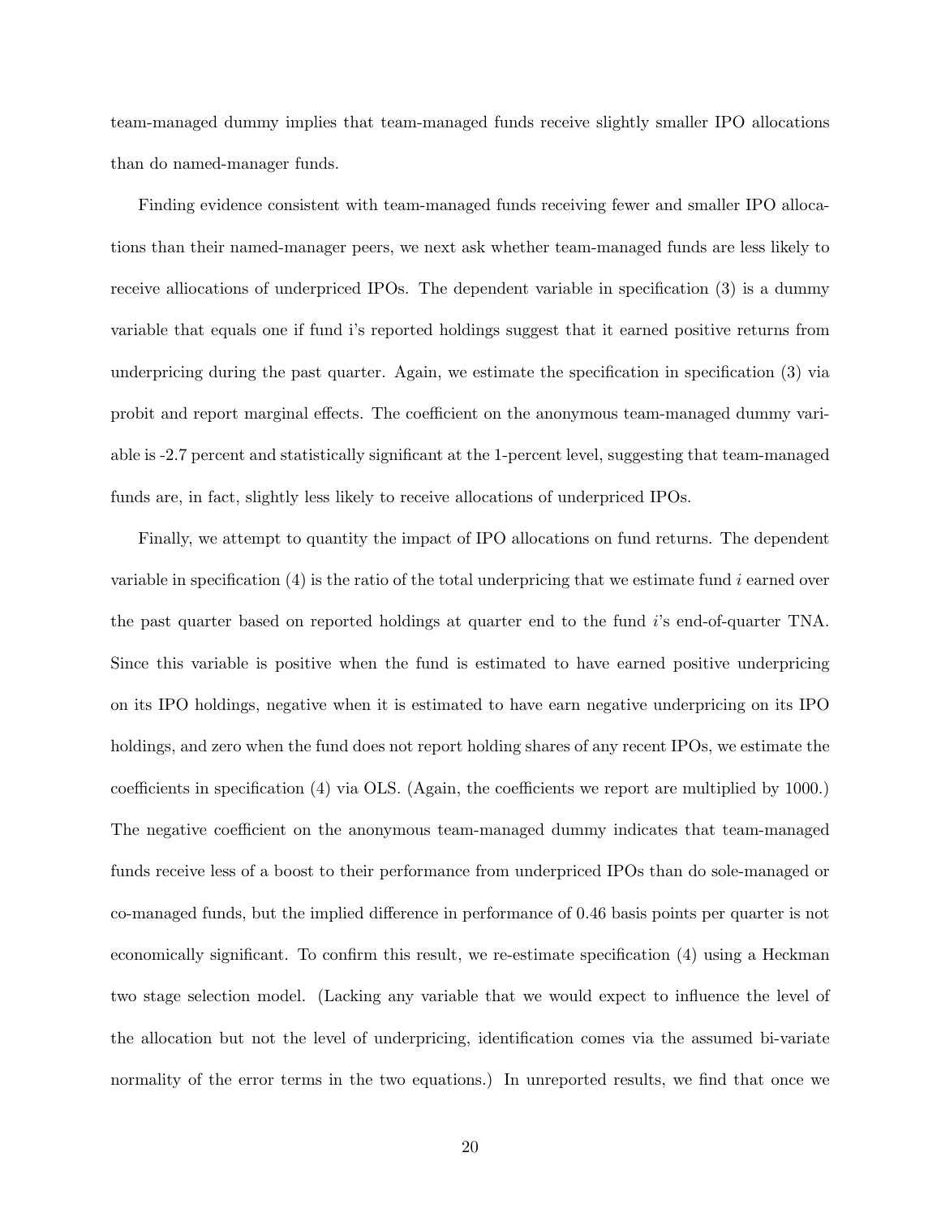team-managed dummy implies that team-managed funds receive slightly smaller IPO allocations than do named-manager funds.

Finding evidence consistent with team-managed funds receiving fewer and smaller IPO allocations than their named-manager peers, we next ask whether team-managed funds are less likely to receive alliocations of underpriced IPOs. The dependent variable in specification (3) is a dummy variable that equals one if fund i's reported holdings suggest that it earned positive returns from underpricing during the past quarter. Again, we estimate the specification in specification (3) via probit and report marginal effects. The coefficient on the anonymous team-managed dummy variable is -2.7 percent and statistically significant at the 1-percent level, suggesting that team-managed funds are, in fact, slightly less likely to receive allocations of underpriced IPOs.

Finally, we attempt to quantity the impact of IPO allocations on fund returns. The dependent variable in specification (4) is the ratio of the total underpricing that we estimate fund $i$ earned over the past quarter based on reported holdings at quarter end to the fund $i$'s end-of-quarter TNA. Since this variable is positive when the fund is estimated to have earned positive underpricing on its IPO holdings, negative when it is estimated to have earn negative underpricing on its IPO holdings, and zero when the fund does not report holding shares of any recent IPOs, we estimate the coefficients in specification (4) via OLS. (Again, the coefficients we report are multiplied by 1000.) The negative coefficient on the anonymous team-managed dummy indicates that team-managed funds receive less of a boost to their performance from underpriced IPOs than do sole-managed or co-managed funds, but the implied difference in performance of 0.46 basis points per quarter is not economically significant. To confirm this result, we re-estimate specification (4) using a Heckman two stage selection model. (Lacking any variable that we would expect to influence the level of the allocation but not the level of underpricing, identification comes via the assumed bi-variate normality of the error terms in the two equations.) In unreported results, we find that once we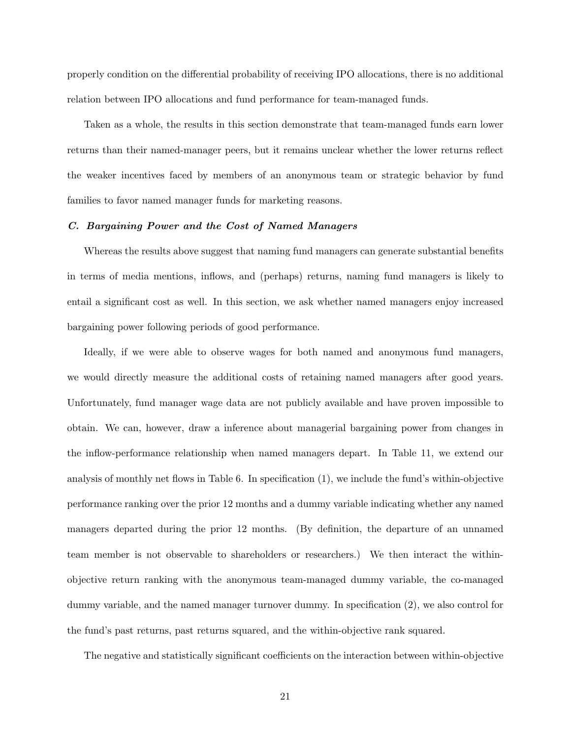properly condition on the differential probability of receiving IPO allocations, there is no additional relation between IPO allocations and fund performance for team-managed funds.

Taken as a whole, the results in this section demonstrate that team-managed funds earn lower returns than their named-manager peers, but it remains unclear whether the lower returns reflect the weaker incentives faced by members of an anonymous team or strategic behavior by fund families to favor named manager funds for marketing reasons.

### *C. Bargaining Power and the Cost of Named Managers*

Whereas the results above suggest that naming fund managers can generate substantial benefits in terms of media mentions, inflows, and (perhaps) returns, naming fund managers is likely to entail a significant cost as well. In this section, we ask whether named managers enjoy increased bargaining power following periods of good performance.

Ideally, if we were able to observe wages for both named and anonymous fund managers, we would directly measure the additional costs of retaining named managers after good years. Unfortunately, fund manager wage data are not publicly available and have proven impossible to obtain. We can, however, draw a inference about managerial bargaining power from changes in the inflow-performance relationship when named managers depart. In Table 11, we extend our analysis of monthly net flows in Table 6. In specification (1), we include the fund's within-objective performance ranking over the prior 12 months and a dummy variable indicating whether any named managers departed during the prior 12 months. (By definition, the departure of an unnamed team member is not observable to shareholders or researchers.) We then interact the within-objective return ranking with the anonymous team-managed dummy variable, the co-managed dummy variable, and the named manager turnover dummy. In specification (2), we also control for the fund's past returns, past returns squared, and the within-objective rank squared.

The negative and statistically significant coefficients on the interaction between within-objective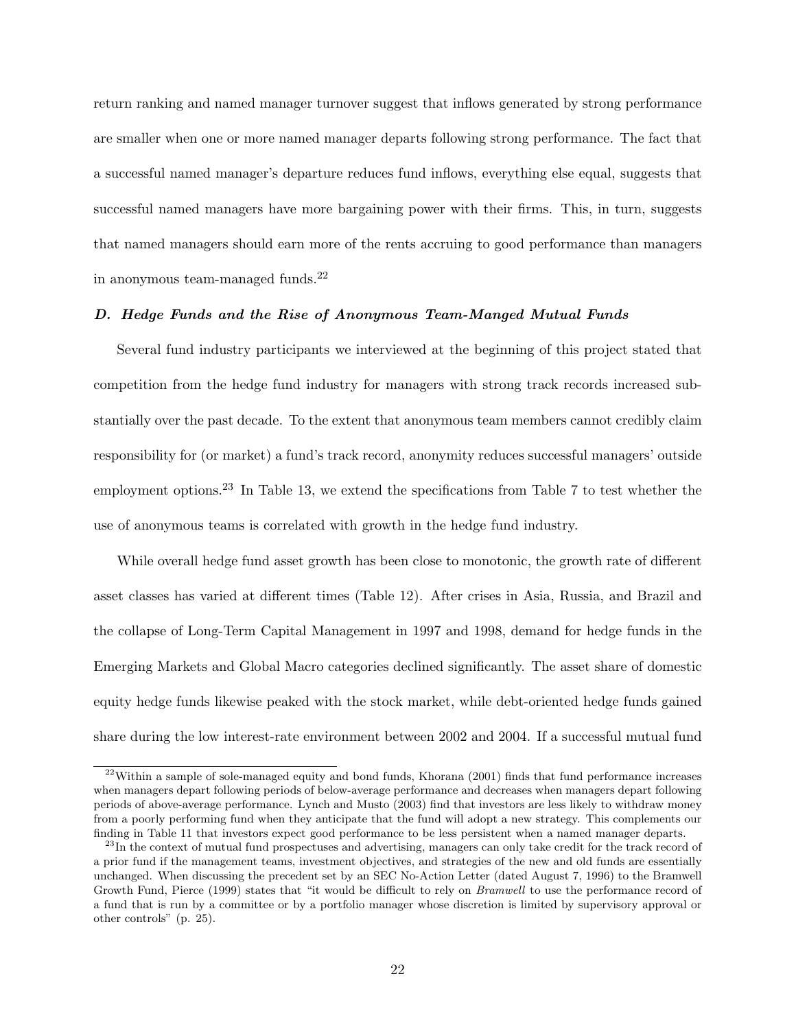return ranking and named manager turnover suggest that inflows generated by strong performance are smaller when one or more named manager departs following strong performance. The fact that a successful named manager's departure reduces fund inflows, everything else equal, suggests that successful named managers have more bargaining power with their firms. This, in turn, suggests that named managers should earn more of the rents accruing to good performance than managers in anonymous team-managed funds.[22]

### *D. Hedge Funds and the Rise of Anonymous Team-Manged Mutual Funds*

Several fund industry participants we interviewed at the beginning of this project stated that competition from the hedge fund industry for managers with strong track records increased substantially over the past decade. To the extent that anonymous team members cannot credibly claim responsibility for (or market) a fund's track record, anonymity reduces successful managers' outside employment options.[23] In Table 13, we extend the specifications from Table 7 to test whether the use of anonymous teams is correlated with growth in the hedge fund industry.

While overall hedge fund asset growth has been close to monotonic, the growth rate of different asset classes has varied at different times (Table 12). After crises in Asia, Russia, and Brazil and the collapse of Long-Term Capital Management in 1997 and 1998, demand for hedge funds in the Emerging Markets and Global Macro categories declined significantly. The asset share of domestic equity hedge funds likewise peaked with the stock market, while debt-oriented hedge funds gained share during the low interest-rate environment between 2002 and 2004. If a successful mutual fund

---

[22] Within a sample of sole-managed equity and bond funds, Khorana (2001) finds that fund performance increases when managers depart following periods of below-average performance and decreases when managers depart following periods of above-average performance. Lynch and Musto (2003) find that investors are less likely to withdraw money from a poorly performing fund when they anticipate that the fund will adopt a new strategy. This complements our finding in Table 11 that investors expect good performance to be less persistent when a named manager departs.

[23] In the context of mutual fund prospectuses and advertising, managers can only take credit for the track record of a prior fund if the management teams, investment objectives, and strategies of the new and old funds are essentially unchanged. When discussing the precedent set by an SEC No-Action Letter (dated August 7, 1996) to the Bramwell Growth Fund, Pierce (1999) states that "it would be difficult to rely on *Bramwell* to use the performance record of a fund that is run by a committee or by a portfolio manager whose discretion is limited by supervisory approval or other controls" (p. 25).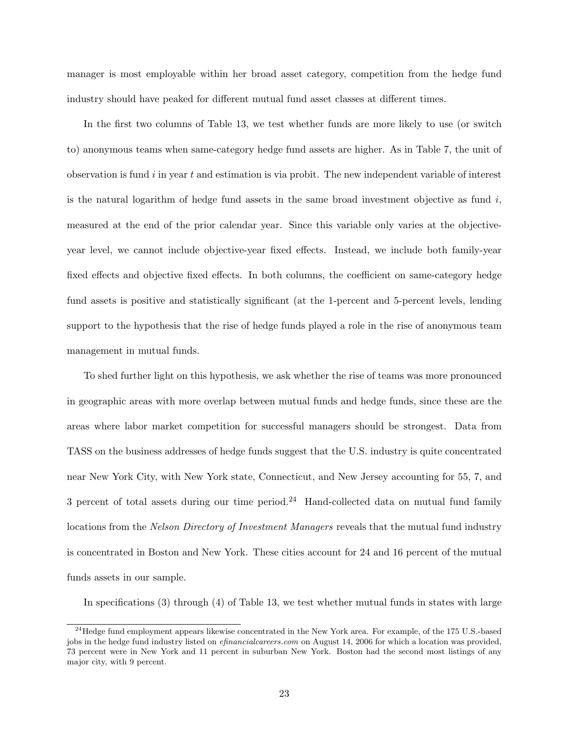manager is most employable within her broad asset category, competition from the hedge fund industry should have peaked for different mutual fund asset classes at different times.

In the first two columns of Table 13, we test whether funds are more likely to use (or switch to) anonymous teams when same-category hedge fund assets are higher. As in Table 7, the unit of observation is fund $i$ in year $t$ and estimation is via probit. The new independent variable of interest is the natural logarithm of hedge fund assets in the same broad investment objective as fund $i$, measured at the end of the prior calendar year. Since this variable only varies at the objective-year level, we cannot include objective-year fixed effects. Instead, we include both family-year fixed effects and objective fixed effects. In both columns, the coefficient on same-category hedge fund assets is positive and statistically significant (at the 1-percent and 5-percent levels, lending support to the hypothesis that the rise of hedge funds played a role in the rise of anonymous team management in mutual funds.

To shed further light on this hypothesis, we ask whether the rise of teams was more pronounced in geographic areas with more overlap between mutual funds and hedge funds, since these are the areas where labor market competition for successful managers should be strongest. Data from TASS on the business addresses of hedge funds suggest that the U.S. industry is quite concentrated near New York City, with New York state, Connecticut, and New Jersey accounting for 55, 7, and 3 percent of total assets during our time period.[24] Hand-collected data on mutual fund family locations from the *Nelson Directory of Investment Managers* reveals that the mutual fund industry is concentrated in Boston and New York. These cities account for 24 and 16 percent of the mutual funds assets in our sample.

In specifications (3) through (4) of Table 13, we test whether mutual funds in states with large

[24] Hedge fund employment appears likewise concentrated in the New York area. For example, of the 175 U.S.-based jobs in the hedge fund industry listed on *efinancialcareers.com* on August 14, 2006 for which a location was provided, 73 percent were in New York and 11 percent in suburban New York. Boston had the second most listings of any major city, with 9 percent.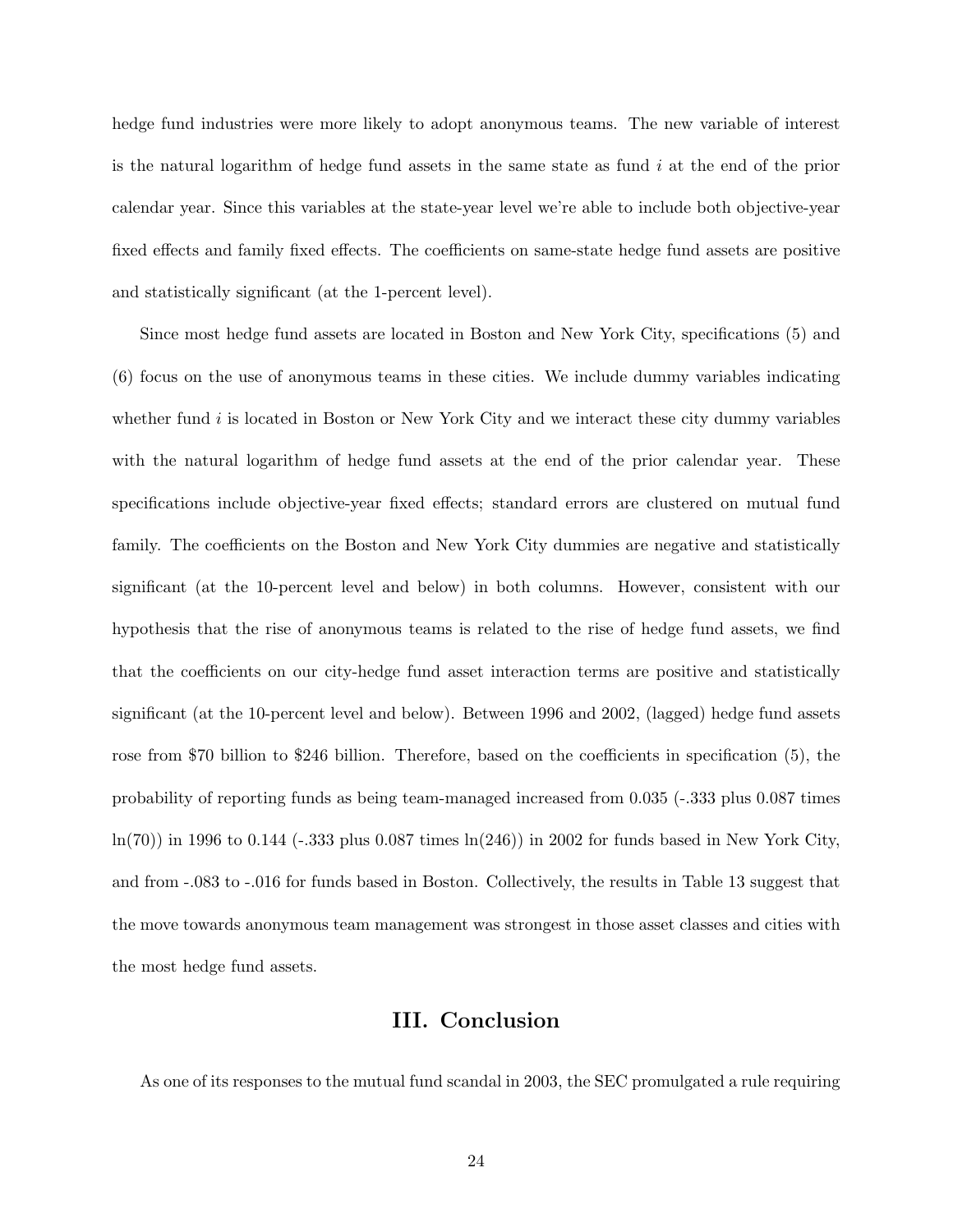hedge fund industries were more likely to adopt anonymous teams. The new variable of interest is the natural logarithm of hedge fund assets in the same state as fund $i$ at the end of the prior calendar year. Since this variables at the state-year level we're able to include both objective-year fixed effects and family fixed effects. The coefficients on same-state hedge fund assets are positive and statistically significant (at the 1-percent level).

Since most hedge fund assets are located in Boston and New York City, specifications (5) and (6) focus on the use of anonymous teams in these cities. We include dummy variables indicating whether fund $i$ is located in Boston or New York City and we interact these city dummy variables with the natural logarithm of hedge fund assets at the end of the prior calendar year. These specifications include objective-year fixed effects; standard errors are clustered on mutual fund family. The coefficients on the Boston and New York City dummies are negative and statistically significant (at the 10-percent level and below) in both columns. However, consistent with our hypothesis that the rise of anonymous teams is related to the rise of hedge fund assets, we find that the coefficients on our city-hedge fund asset interaction terms are positive and statistically significant (at the 10-percent level and below). Between 1996 and 2002, (lagged) hedge fund assets rose from \$70 billion to \$246 billion. Therefore, based on the coefficients in specification (5), the probability of reporting funds as being team-managed increased from 0.035 (-.333 plus 0.087 times ln(70)) in 1996 to 0.144 (-.333 plus 0.087 times ln(246)) in 2002 for funds based in New York City, and from -.083 to -.016 for funds based in Boston. Collectively, the results in Table 13 suggest that the move towards anonymous team management was strongest in those asset classes and cities with the most hedge fund assets.

## III. Conclusion

As one of its responses to the mutual fund scandal in 2003, the SEC promulgated a rule requiring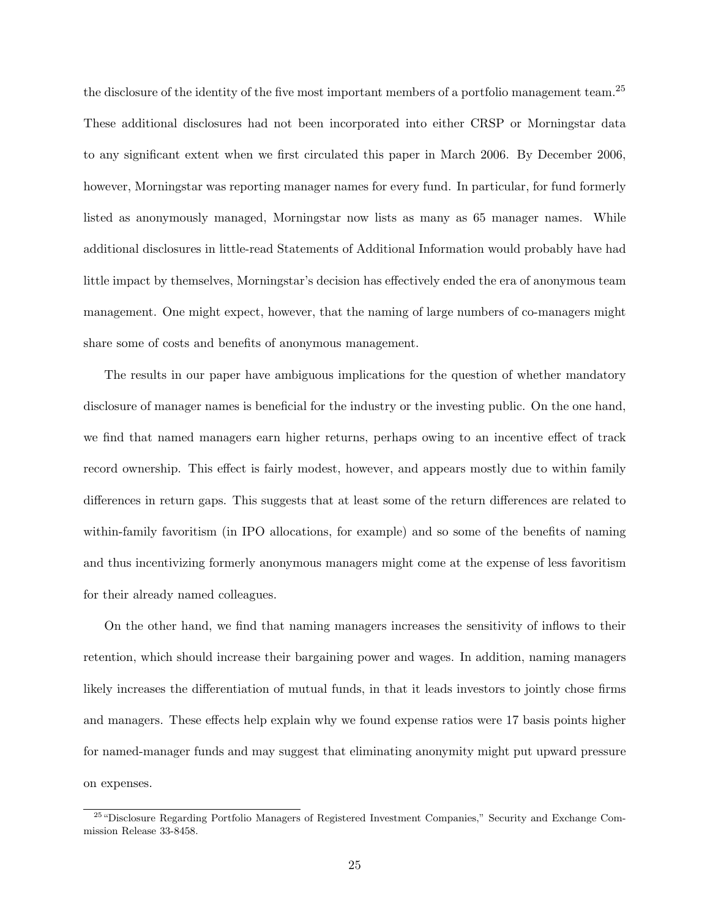the disclosure of the identity of the five most important members of a portfolio management team.[25] These additional disclosures had not been incorporated into either CRSP or Morningstar data to any significant extent when we first circulated this paper in March 2006. By December 2006, however, Morningstar was reporting manager names for every fund. In particular, for fund formerly listed as anonymously managed, Morningstar now lists as many as 65 manager names. While additional disclosures in little-read Statements of Additional Information would probably have had little impact by themselves, Morningstar's decision has effectively ended the era of anonymous team management. One might expect, however, that the naming of large numbers of co-managers might share some of costs and benefits of anonymous management.

The results in our paper have ambiguous implications for the question of whether mandatory disclosure of manager names is beneficial for the industry or the investing public. On the one hand, we find that named managers earn higher returns, perhaps owing to an incentive effect of track record ownership. This effect is fairly modest, however, and appears mostly due to within family differences in return gaps. This suggests that at least some of the return differences are related to within-family favoritism (in IPO allocations, for example) and so some of the benefits of naming and thus incentivizing formerly anonymous managers might come at the expense of less favoritism for their already named colleagues.

On the other hand, we find that naming managers increases the sensitivity of inflows to their retention, which should increase their bargaining power and wages. In addition, naming managers likely increases the differentiation of mutual funds, in that it leads investors to jointly chose firms and managers. These effects help explain why we found expense ratios were 17 basis points higher for named-manager funds and may suggest that eliminating anonymity might put upward pressure on expenses.

[25] "Disclosure Regarding Portfolio Managers of Registered Investment Companies," Security and Exchange Commission Release 33-8458.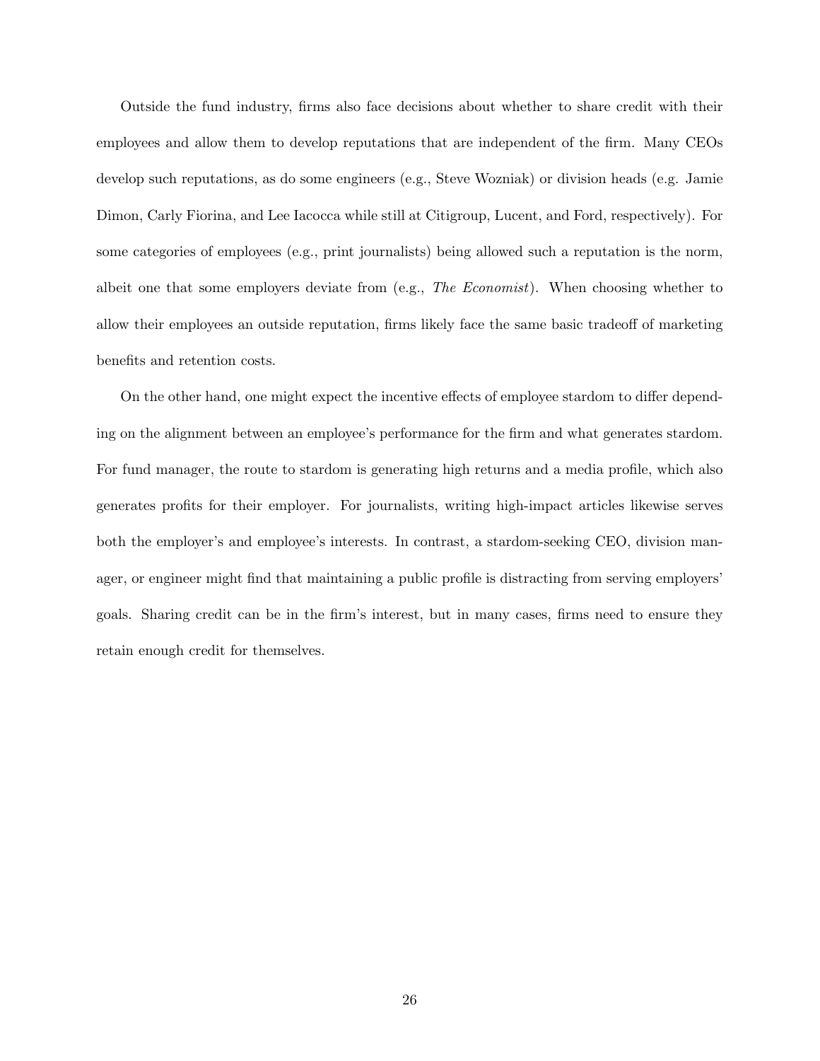Outside the fund industry, firms also face decisions about whether to share credit with their employees and allow them to develop reputations that are independent of the firm. Many CEOs develop such reputations, as do some engineers (e.g., Steve Wozniak) or division heads (e.g. Jamie Dimon, Carly Fiorina, and Lee Iacocca while still at Citigroup, Lucent, and Ford, respectively). For some categories of employees (e.g., print journalists) being allowed such a reputation is the norm, albeit one that some employers deviate from (e.g., *The Economist*). When choosing whether to allow their employees an outside reputation, firms likely face the same basic tradeoff of marketing benefits and retention costs.

On the other hand, one might expect the incentive effects of employee stardom to differ depending on the alignment between an employee's performance for the firm and what generates stardom. For fund manager, the route to stardom is generating high returns and a media profile, which also generates profits for their employer. For journalists, writing high-impact articles likewise serves both the employer's and employee's interests. In contrast, a stardom-seeking CEO, division manager, or engineer might find that maintaining a public profile is distracting from serving employers' goals. Sharing credit can be in the firm's interest, but in many cases, firms need to ensure they retain enough credit for themselves.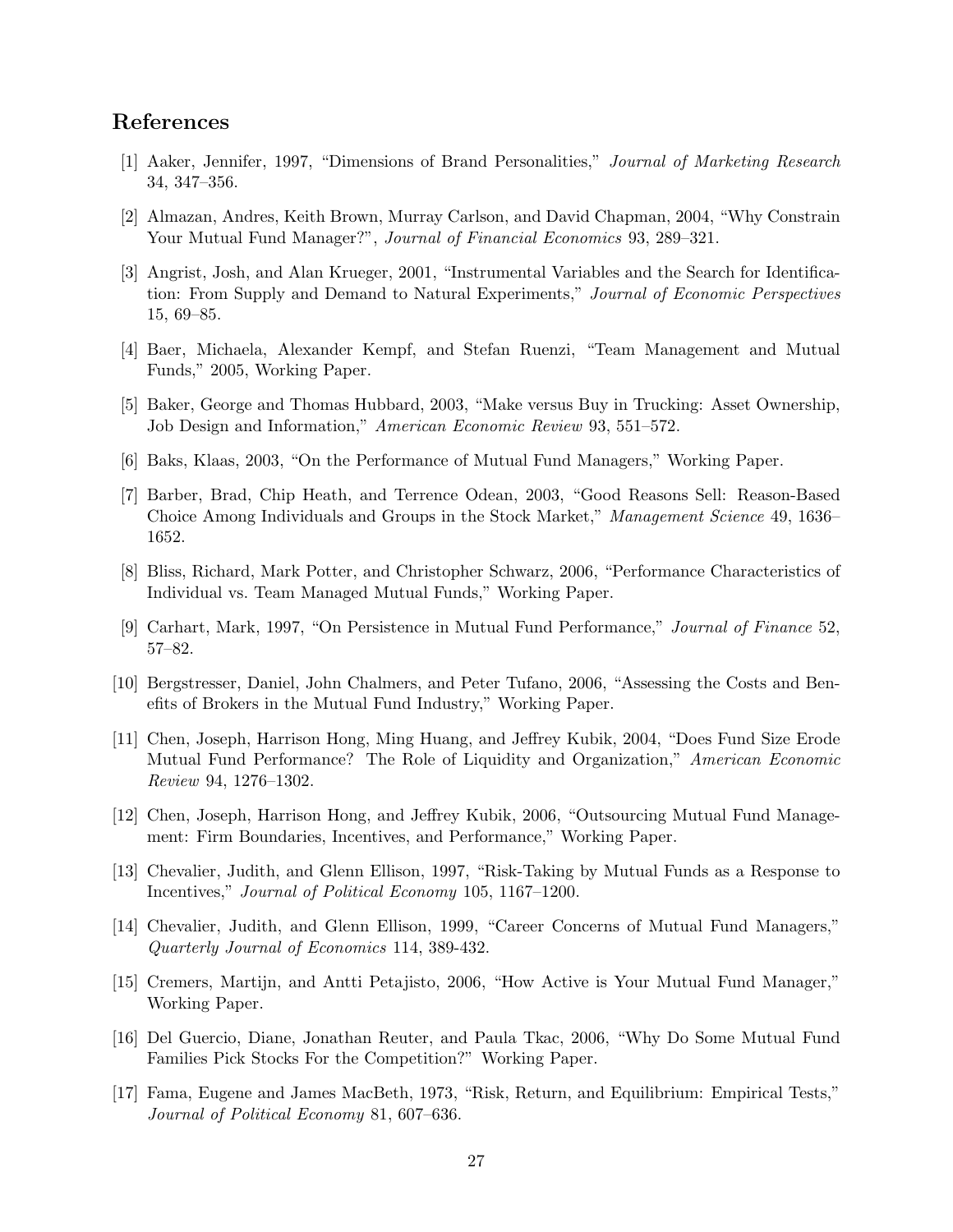## References

[1] Aaker, Jennifer, 1997, "Dimensions of Brand Personalities," *Journal of Marketing Research* 34, 347–356.

[2] Almazan, Andres, Keith Brown, Murray Carlson, and David Chapman, 2004, "Why Constrain Your Mutual Fund Manager?", *Journal of Financial Economics* 93, 289–321.

[3] Angrist, Josh, and Alan Krueger, 2001, "Instrumental Variables and the Search for Identification: From Supply and Demand to Natural Experiments," *Journal of Economic Perspectives* 15, 69–85.

[4] Baer, Michaela, Alexander Kempf, and Stefan Ruenzi, "Team Management and Mutual Funds," 2005, Working Paper.

[5] Baker, George and Thomas Hubbard, 2003, "Make versus Buy in Trucking: Asset Ownership, Job Design and Information," *American Economic Review* 93, 551–572.

[6] Baks, Klaas, 2003, "On the Performance of Mutual Fund Managers," Working Paper.

[7] Barber, Brad, Chip Heath, and Terrence Odean, 2003, "Good Reasons Sell: Reason-Based Choice Among Individuals and Groups in the Stock Market," *Management Science* 49, 1636–1652.

[8] Bliss, Richard, Mark Potter, and Christopher Schwarz, 2006, "Performance Characteristics of Individual vs. Team Managed Mutual Funds," Working Paper.

[9] Carhart, Mark, 1997, "On Persistence in Mutual Fund Performance," *Journal of Finance* 52, 57–82.

[10] Bergstresser, Daniel, John Chalmers, and Peter Tufano, 2006, "Assessing the Costs and Benefits of Brokers in the Mutual Fund Industry," Working Paper.

[11] Chen, Joseph, Harrison Hong, Ming Huang, and Jeffrey Kubik, 2004, "Does Fund Size Erode Mutual Fund Performance? The Role of Liquidity and Organization," *American Economic Review* 94, 1276–1302.

[12] Chen, Joseph, Harrison Hong, and Jeffrey Kubik, 2006, "Outsourcing Mutual Fund Management: Firm Boundaries, Incentives, and Performance," Working Paper.

[13] Chevalier, Judith, and Glenn Ellison, 1997, "Risk-Taking by Mutual Funds as a Response to Incentives," *Journal of Political Economy* 105, 1167–1200.

[14] Chevalier, Judith, and Glenn Ellison, 1999, "Career Concerns of Mutual Fund Managers," *Quarterly Journal of Economics* 114, 389-432.

[15] Cremers, Martijn, and Antti Petajisto, 2006, "How Active is Your Mutual Fund Manager," Working Paper.

[16] Del Guercio, Diane, Jonathan Reuter, and Paula Tkac, 2006, "Why Do Some Mutual Fund Families Pick Stocks For the Competition?" Working Paper.

[17] Fama, Eugene and James MacBeth, 1973, "Risk, Return, and Equilibrium: Empirical Tests," *Journal of Political Economy* 81, 607–636.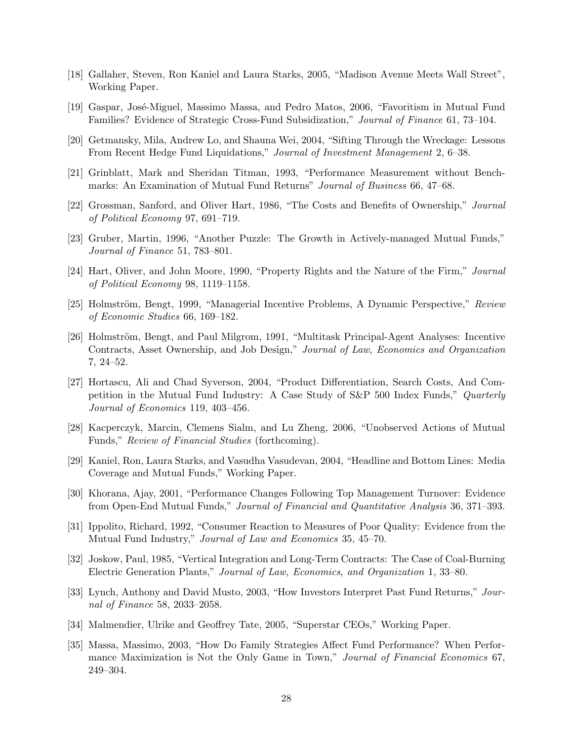[18] Gallaher, Steven, Ron Kaniel and Laura Starks, 2005, "Madison Avenue Meets Wall Street", Working Paper.

[19] Gaspar, José-Miguel, Massimo Massa, and Pedro Matos, 2006, "Favoritism in Mutual Fund Families? Evidence of Strategic Cross-Fund Subsidization," *Journal of Finance* 61, 73–104.

[20] Getmansky, Mila, Andrew Lo, and Shauna Wei, 2004, "Sifting Through the Wreckage: Lessons From Recent Hedge Fund Liquidations," *Journal of Investment Management* 2, 6–38.

[21] Grinblatt, Mark and Sheridan Titman, 1993, "Performance Measurement without Benchmarks: An Examination of Mutual Fund Returns" *Journal of Business* 66, 47–68.

[22] Grossman, Sanford, and Oliver Hart, 1986, "The Costs and Benefits of Ownership," *Journal of Political Economy* 97, 691–719.

[23] Gruber, Martin, 1996, "Another Puzzle: The Growth in Actively-managed Mutual Funds," *Journal of Finance* 51, 783–801.

[24] Hart, Oliver, and John Moore, 1990, "Property Rights and the Nature of the Firm," *Journal of Political Economy* 98, 1119–1158.

[25] Holmström, Bengt, 1999, "Managerial Incentive Problems, A Dynamic Perspective," *Review of Economic Studies* 66, 169–182.

[26] Holmström, Bengt, and Paul Milgrom, 1991, "Multitask Principal-Agent Analyses: Incentive Contracts, Asset Ownership, and Job Design," *Journal of Law, Economics and Organization* 7, 24–52.

[27] Hortascu, Ali and Chad Syverson, 2004, "Product Differentiation, Search Costs, And Competition in the Mutual Fund Industry: A Case Study of S&P 500 Index Funds," *Quarterly Journal of Economics* 119, 403–456.

[28] Kacperczyk, Marcin, Clemens Sialm, and Lu Zheng, 2006, "Unobserved Actions of Mutual Funds," *Review of Financial Studies* (forthcoming).

[29] Kaniel, Ron, Laura Starks, and Vasudha Vasudevan, 2004, "Headline and Bottom Lines: Media Coverage and Mutual Funds," Working Paper.

[30] Khorana, Ajay, 2001, "Performance Changes Following Top Management Turnover: Evidence from Open-End Mutual Funds," *Journal of Financial and Quantitative Analysis* 36, 371–393.

[31] Ippolito, Richard, 1992, "Consumer Reaction to Measures of Poor Quality: Evidence from the Mutual Fund Industry," *Journal of Law and Economics* 35, 45–70.

[32] Joskow, Paul, 1985, "Vertical Integration and Long-Term Contracts: The Case of Coal-Burning Electric Generation Plants," *Journal of Law, Economics, and Organization* 1, 33–80.

[33] Lynch, Anthony and David Musto, 2003, "How Investors Interpret Past Fund Returns," *Journal of Finance* 58, 2033–2058.

[34] Malmendier, Ulrike and Geoffrey Tate, 2005, "Superstar CEOs," Working Paper.

[35] Massa, Massimo, 2003, "How Do Family Strategies Affect Fund Performance? When Performance Maximization is Not the Only Game in Town," *Journal of Financial Economics* 67, 249–304.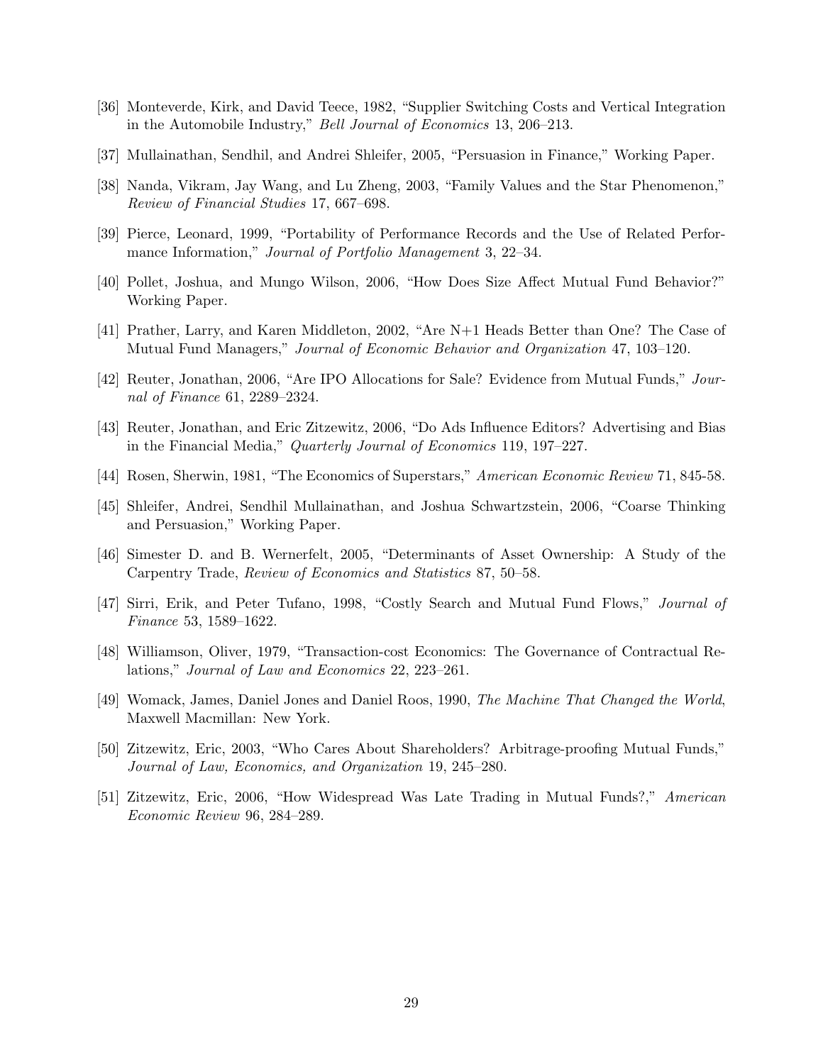[36] Monteverde, Kirk, and David Teece, 1982, "Supplier Switching Costs and Vertical Integration in the Automobile Industry," *Bell Journal of Economics* 13, 206–213.

[37] Mullainathan, Sendhil, and Andrei Shleifer, 2005, "Persuasion in Finance," Working Paper.

[38] Nanda, Vikram, Jay Wang, and Lu Zheng, 2003, "Family Values and the Star Phenomenon," *Review of Financial Studies* 17, 667–698.

[39] Pierce, Leonard, 1999, "Portability of Performance Records and the Use of Related Performance Information," *Journal of Portfolio Management* 3, 22–34.

[40] Pollet, Joshua, and Mungo Wilson, 2006, "How Does Size Affect Mutual Fund Behavior?" Working Paper.

[41] Prather, Larry, and Karen Middleton, 2002, "Are N+1 Heads Better than One? The Case of Mutual Fund Managers," *Journal of Economic Behavior and Organization* 47, 103–120.

[42] Reuter, Jonathan, 2006, "Are IPO Allocations for Sale? Evidence from Mutual Funds," *Journal of Finance* 61, 2289–2324.

[43] Reuter, Jonathan, and Eric Zitzewitz, 2006, "Do Ads Influence Editors? Advertising and Bias in the Financial Media," *Quarterly Journal of Economics* 119, 197–227.

[44] Rosen, Sherwin, 1981, "The Economics of Superstars," *American Economic Review* 71, 845-58.

[45] Shleifer, Andrei, Sendhil Mullainathan, and Joshua Schwartzstein, 2006, "Coarse Thinking and Persuasion," Working Paper.

[46] Simester D. and B. Wernerfelt, 2005, "Determinants of Asset Ownership: A Study of the Carpentry Trade, *Review of Economics and Statistics* 87, 50–58.

[47] Sirri, Erik, and Peter Tufano, 1998, "Costly Search and Mutual Fund Flows," *Journal of Finance* 53, 1589–1622.

[48] Williamson, Oliver, 1979, "Transaction-cost Economics: The Governance of Contractual Relations," *Journal of Law and Economics* 22, 223–261.

[49] Womack, James, Daniel Jones and Daniel Roos, 1990, *The Machine That Changed the World*, Maxwell Macmillan: New York.

[50] Zitzewitz, Eric, 2003, "Who Cares About Shareholders? Arbitrage-proofing Mutual Funds," *Journal of Law, Economics, and Organization* 19, 245–280.

[51] Zitzewitz, Eric, 2006, "How Widespread Was Late Trading in Mutual Funds?," *American Economic Review* 96, 284–289.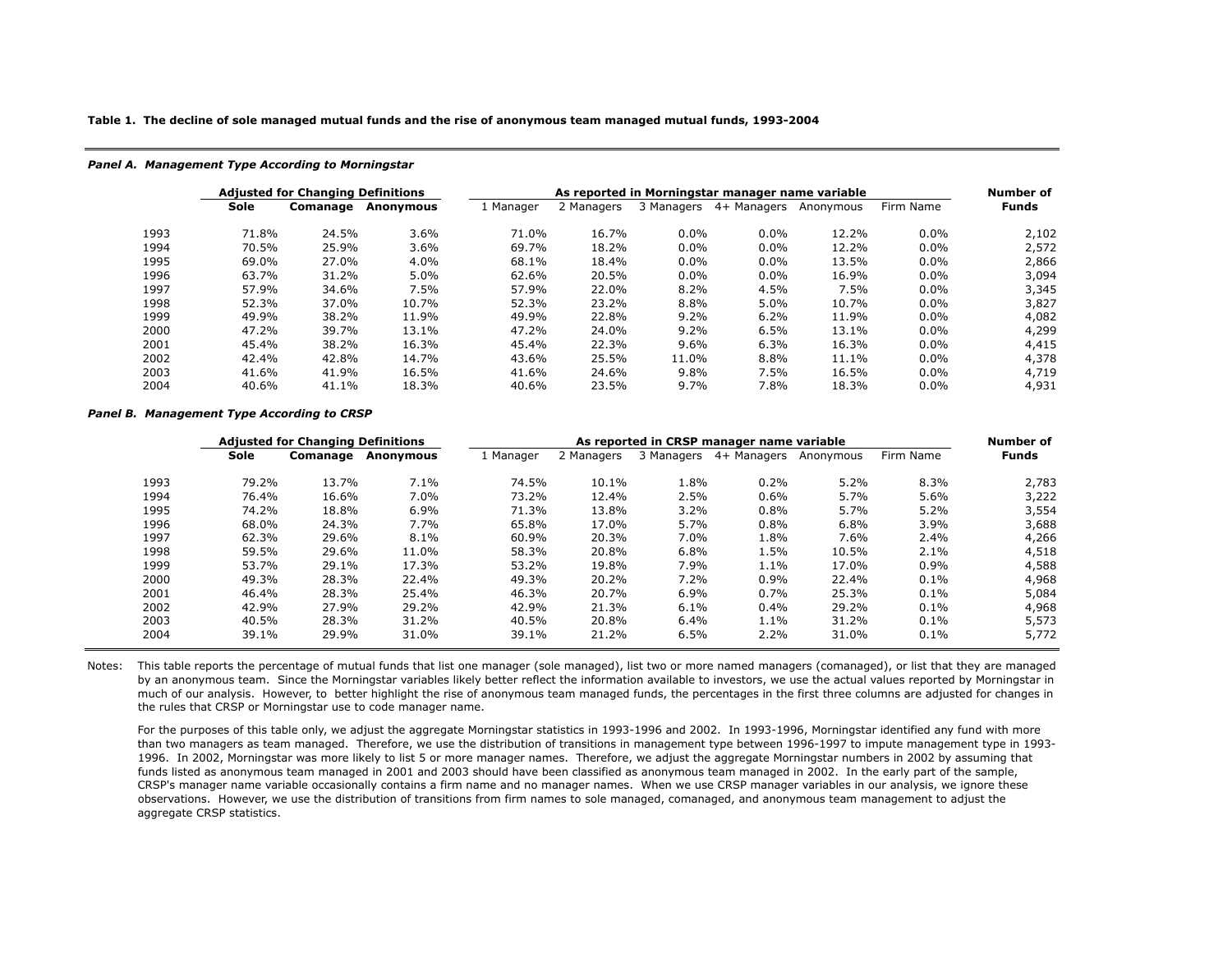**Table 1. The decline of sole managed mutual funds and the rise of anonymous team managed mutual funds, 1993-2004**

***Panel A. Management Type According to Morningstar***

| | Adjusted for Changing Definitions | | | As reported in Morningstar manager name variable | | | | | | Number of |
|---|---|---|---|---|---|---|---|---|---|---|
| | **Sole** | **Comanage** | **Anonymous** | 1 Manager | 2 Managers | 3 Managers | 4+ Managers | Anonymous | Firm Name | **Funds** |
| 1993 | 71.8% | 24.5% | 3.6% | 71.0% | 16.7% | 0.0% | 0.0% | 12.2% | 0.0% | 2,102 |
| 1994 | 70.5% | 25.9% | 3.6% | 69.7% | 18.2% | 0.0% | 0.0% | 12.2% | 0.0% | 2,572 |
| 1995 | 69.0% | 27.0% | 4.0% | 68.1% | 18.4% | 0.0% | 0.0% | 13.5% | 0.0% | 2,866 |
| 1996 | 63.7% | 31.2% | 5.0% | 62.6% | 20.5% | 0.0% | 0.0% | 16.9% | 0.0% | 3,094 |
| 1997 | 57.9% | 34.6% | 7.5% | 57.9% | 22.0% | 8.2% | 4.5% | 7.5% | 0.0% | 3,345 |
| 1998 | 52.3% | 37.0% | 10.7% | 52.3% | 23.2% | 8.8% | 5.0% | 10.7% | 0.0% | 3,827 |
| 1999 | 49.9% | 38.2% | 11.9% | 49.9% | 22.8% | 9.2% | 6.2% | 11.9% | 0.0% | 4,082 |
| 2000 | 47.2% | 39.7% | 13.1% | 47.2% | 24.0% | 9.2% | 6.5% | 13.1% | 0.0% | 4,299 |
| 2001 | 45.4% | 38.2% | 16.3% | 45.4% | 22.3% | 9.6% | 6.3% | 16.3% | 0.0% | 4,415 |
| 2002 | 42.4% | 42.8% | 14.7% | 43.6% | 25.5% | 11.0% | 8.8% | 11.1% | 0.0% | 4,378 |
| 2003 | 41.6% | 41.9% | 16.5% | 41.6% | 24.6% | 9.8% | 7.5% | 16.5% | 0.0% | 4,719 |
| 2004 | 40.6% | 41.1% | 18.3% | 40.6% | 23.5% | 9.7% | 7.8% | 18.3% | 0.0% | 4,931 |

***Panel B. Management Type According to CRSP***

| | Adjusted for Changing Definitions | | | As reported in CRSP manager name variable | | | | | | Number of |
|---|---|---|---|---|---|---|---|---|---|---|
| | **Sole** | **Comanage** | **Anonymous** | 1 Manager | 2 Managers | 3 Managers | 4+ Managers | Anonymous | Firm Name | **Funds** |
| 1993 | 79.2% | 13.7% | 7.1% | 74.5% | 10.1% | 1.8% | 0.2% | 5.2% | 8.3% | 2,783 |
| 1994 | 76.4% | 16.6% | 7.0% | 73.2% | 12.4% | 2.5% | 0.6% | 5.7% | 5.6% | 3,222 |
| 1995 | 74.2% | 18.8% | 6.9% | 71.3% | 13.8% | 3.2% | 0.8% | 5.7% | 5.2% | 3,554 |
| 1996 | 68.0% | 24.3% | 7.7% | 65.8% | 17.0% | 5.7% | 0.8% | 6.8% | 3.9% | 3,688 |
| 1997 | 62.3% | 29.6% | 8.1% | 60.9% | 20.3% | 7.0% | 1.8% | 7.6% | 2.4% | 4,266 |
| 1998 | 59.5% | 29.6% | 11.0% | 58.3% | 20.8% | 6.8% | 1.5% | 10.5% | 2.1% | 4,518 |
| 1999 | 53.7% | 29.1% | 17.3% | 53.2% | 19.8% | 7.9% | 1.1% | 17.0% | 0.9% | 4,588 |
| 2000 | 49.3% | 28.3% | 22.4% | 49.3% | 20.2% | 7.2% | 0.9% | 22.4% | 0.1% | 4,968 |
| 2001 | 46.4% | 28.3% | 25.4% | 46.3% | 20.7% | 6.9% | 0.7% | 25.3% | 0.1% | 5,084 |
| 2002 | 42.9% | 27.9% | 29.2% | 42.9% | 21.3% | 6.1% | 0.4% | 29.2% | 0.1% | 4,968 |
| 2003 | 40.5% | 28.3% | 31.2% | 40.5% | 20.8% | 6.4% | 1.1% | 31.2% | 0.1% | 5,573 |
| 2004 | 39.1% | 29.9% | 31.0% | 39.1% | 21.2% | 6.5% | 2.2% | 31.0% | 0.1% | 5,772 |

Notes: This table reports the percentage of mutual funds that list one manager (sole managed), list two or more named managers (comanaged), or list that they are managed by an anonymous team. Since the Morningstar variables likely better reflect the information available to investors, we use the actual values reported by Morningstar in much of our analysis. However, to better highlight the rise of anonymous team managed funds, the percentages in the first three columns are adjusted for changes in the rules that CRSP or Morningstar use to code manager name.

For the purposes of this table only, we adjust the aggregate Morningstar statistics in 1993-1996 and 2002. In 1993-1996, Morningstar identified any fund with more than two managers as team managed. Therefore, we use the distribution of transitions in management type between 1996-1997 to impute management type in 1993-1996. In 2002, Morningstar was more likely to list 5 or more manager names. Therefore, we adjust the aggregate Morningstar numbers in 2002 by assuming that funds listed as anonymous team managed in 2001 and 2003 should have been classified as anonymous team managed in 2002. In the early part of the sample, CRSP's manager name variable occasionally contains a firm name and no manager names. When we use CRSP manager variables in our analysis, we ignore these observations. However, we use the distribution of transitions from firm names to sole managed, comanaged, and anonymous team management to adjust the aggregate CRSP statistics.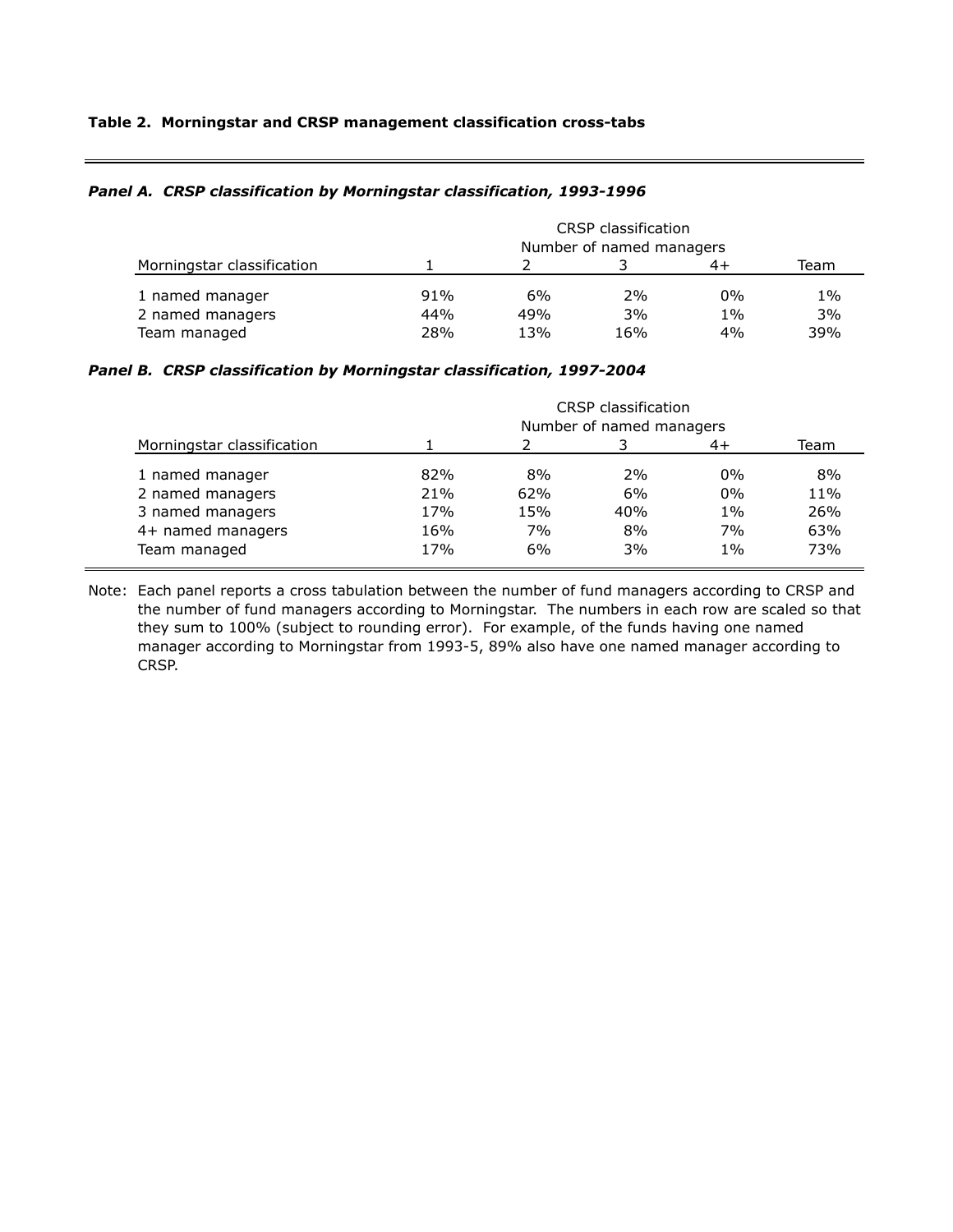**Table 2. Morningstar and CRSP management classification cross-tabs**

***Panel A. CRSP classification by Morningstar classification, 1993-1996***

| | CRSP classification | | | | |
|---|---|---|---|---|---|
| | Number of named managers | | | | |
| Morningstar classification | 1 | 2 | 3 | 4+ | Team |
| 1 named manager | 91% | 6% | 2% | 0% | 1% |
| 2 named managers | 44% | 49% | 3% | 1% | 3% |
| Team managed | 28% | 13% | 16% | 4% | 39% |

***Panel B. CRSP classification by Morningstar classification, 1997-2004***

| | CRSP classification | | | | |
|---|---|---|---|---|---|
| | Number of named managers | | | | |
| Morningstar classification | 1 | 2 | 3 | 4+ | Team |
| 1 named manager | 82% | 8% | 2% | 0% | 8% |
| 2 named managers | 21% | 62% | 6% | 0% | 11% |
| 3 named managers | 17% | 15% | 40% | 1% | 26% |
| 4+ named managers | 16% | 7% | 8% | 7% | 63% |
| Team managed | 17% | 6% | 3% | 1% | 73% |

Note: Each panel reports a cross tabulation between the number of fund managers according to CRSP and the number of fund managers according to Morningstar. The numbers in each row are scaled so that they sum to 100% (subject to rounding error). For example, of the funds having one named manager according to Morningstar from 1993-5, 89% also have one named manager according to CRSP.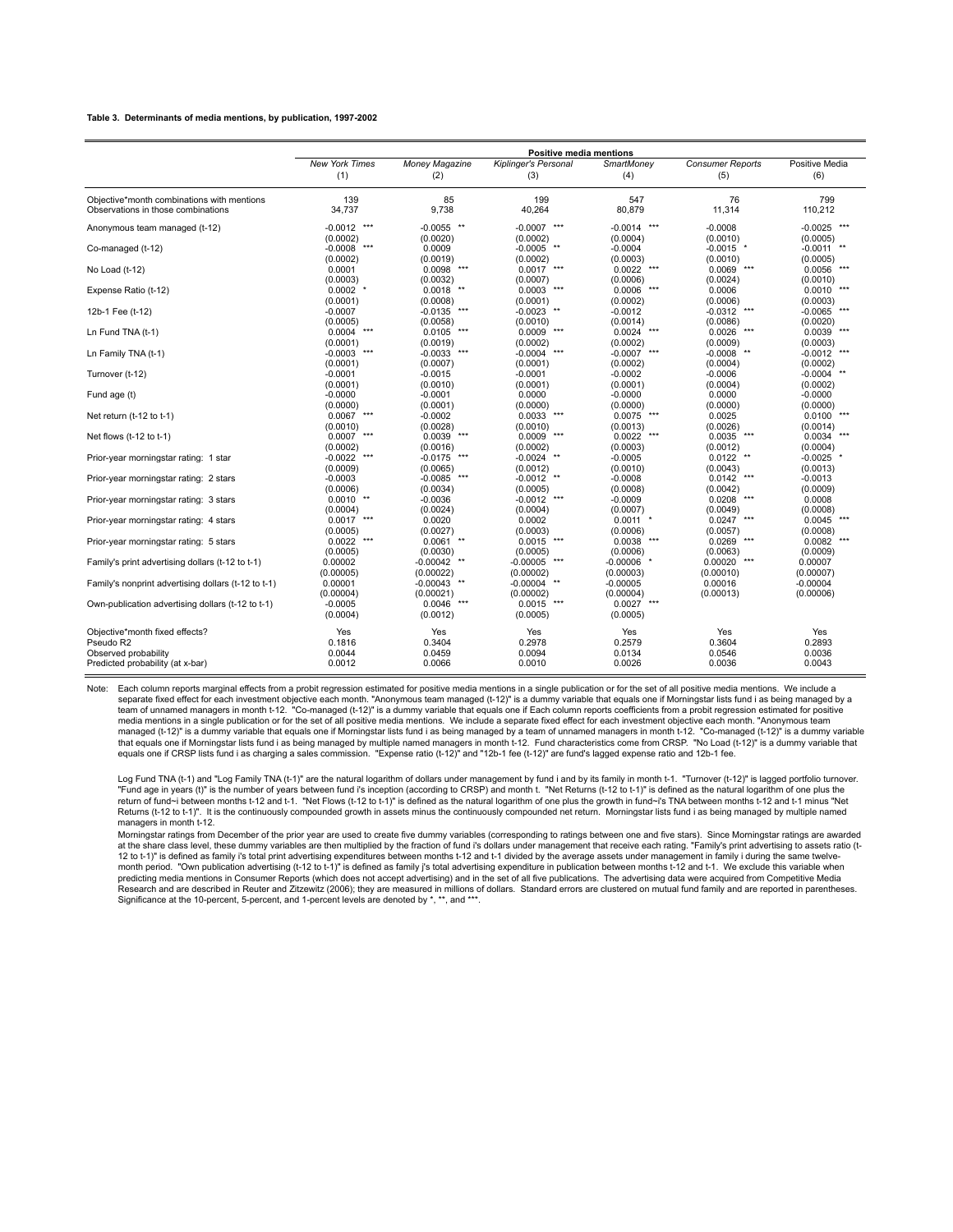**Table 3. Determinants of media mentions, by publication, 1997-2002**

| | Positive media mentions | | | | | |
|---|---|---|---|---|---|---|
| | *New York Times* | *Money Magazine* | *Kiplinger's Personal* | *SmartMoney* | *Consumer Reports* | Positive Media |
| | (1) | (2) | (3) | (4) | (5) | (6) |
| Objective*month combinations with mentions | 139 | 85 | 199 | 547 | 76 | 799 |
| Observations in those combinations | 34,737 | 9,738 | 40,264 | 80,879 | 11,314 | 110,212 |
| Anonymous team managed (t-12) | -0.0012 *** | -0.0055 ** | -0.0007 *** | -0.0014 *** | -0.0008 | -0.0025 *** |
| | (0.0002) | (0.0020) | (0.0002) | (0.0004) | (0.0010) | (0.0005) |
| Co-managed (t-12) | -0.0008 *** | 0.0009 | -0.0005 ** | -0.0004 | -0.0015 * | -0.0011 ** |
| | (0.0002) | (0.0019) | (0.0002) | (0.0003) | (0.0010) | (0.0005) |
| No Load (t-12) | 0.0001 | 0.0098 *** | 0.0017 *** | 0.0022 *** | 0.0069 *** | 0.0056 *** |
| | (0.0003) | (0.0032) | (0.0007) | (0.0006) | (0.0024) | (0.0010) |
| Expense Ratio (t-12) | 0.0002 * | 0.0018 ** | 0.0003 *** | 0.0006 *** | 0.0006 | 0.0010 *** |
| | (0.0001) | (0.0008) | (0.0001) | (0.0002) | (0.0006) | (0.0003) |
| 12b-1 Fee (t-12) | -0.0007 | -0.0135 *** | -0.0023 ** | -0.0012 | -0.0312 *** | -0.0065 *** |
| | (0.0005) | (0.0058) | (0.0010) | (0.0014) | (0.0086) | (0.0020) |
| Ln Fund TNA (t-1) | 0.0004 *** | 0.0105 *** | 0.0009 *** | 0.0024 *** | 0.0026 *** | 0.0039 *** |
| | (0.0001) | (0.0019) | (0.0002) | (0.0002) | (0.0009) | (0.0003) |
| Ln Family TNA (t-1) | -0.0003 *** | -0.0033 *** | -0.0004 *** | -0.0007 *** | -0.0008 ** | -0.0012 *** |
| | (0.0001) | (0.0007) | (0.0001) | (0.0002) | (0.0004) | (0.0002) |
| Turnover (t-12) | -0.0001 | -0.0015 | -0.0001 | -0.0002 | -0.0006 | -0.0004 ** |
| | (0.0001) | (0.0010) | (0.0001) | (0.0001) | (0.0004) | (0.0002) |
| Fund age (t) | -0.0000 | -0.0001 | 0.0000 | -0.0000 | 0.0000 | -0.0000 |
| | (0.0000) | (0.0001) | (0.0000) | (0.0000) | (0.0000) | (0.0000) |
| Net return (t-12 to t-1) | 0.0067 *** | -0.0002 | 0.0033 *** | 0.0075 *** | 0.0025 | 0.0100 *** |
| | (0.0010) | (0.0028) | (0.0010) | (0.0013) | (0.0026) | (0.0014) |
| Net flows (t-12 to t-1) | 0.0007 *** | 0.0039 *** | 0.0009 *** | 0.0022 *** | 0.0035 *** | 0.0034 *** |
| | (0.0002) | (0.0016) | (0.0002) | (0.0003) | (0.0012) | (0.0004) |
| Prior-year morningstar rating: 1 star | -0.0022 *** | -0.0175 *** | -0.0024 ** | -0.0005 | 0.0122 ** | -0.0025 * |
| | (0.0009) | (0.0065) | (0.0012) | (0.0010) | (0.0043) | (0.0013) |
| Prior-year morningstar rating: 2 stars | -0.0003 | -0.0085 *** | -0.0012 ** | -0.0008 | 0.0142 *** | -0.0013 |
| | (0.0006) | (0.0034) | (0.0005) | (0.0008) | (0.0042) | (0.0009) |
| Prior-year morningstar rating: 3 stars | 0.0010 ** | -0.0036 | -0.0012 *** | -0.0009 | 0.0208 *** | 0.0008 |
| | (0.0004) | (0.0024) | (0.0004) | (0.0007) | (0.0049) | (0.0008) |
| Prior-year morningstar rating: 4 stars | 0.0017 *** | 0.0020 | 0.0002 | 0.0011 * | 0.0247 *** | 0.0045 *** |
| | (0.0005) | (0.0027) | (0.0003) | (0.0006) | (0.0057) | (0.0008) |
| Prior-year morningstar rating: 5 stars | 0.0022 *** | 0.0061 ** | 0.0015 *** | 0.0038 *** | 0.0269 *** | 0.0082 *** |
| | (0.0005) | (0.0030) | (0.0005) | (0.0006) | (0.0063) | (0.0009) |
| Family's print advertising dollars (t-12 to t-1) | 0.00002 | -0.00042 ** | -0.00005 *** | -0.00006 * | 0.00020 *** | 0.00007 |
| | (0.00005) | (0.00022) | (0.00002) | (0.00003) | (0.00010) | (0.00007) |
| Family's nonprint advertising dollars (t-12 to t-1) | 0.00001 | -0.00043 ** | -0.00004 ** | -0.00005 | 0.00016 | -0.00004 |
| | (0.00004) | (0.00021) | (0.00002) | (0.00004) | (0.00013) | (0.00006) |
| Own-publication advertising dollars (t-12 to t-1) | -0.0005 | 0.0046 *** | 0.0015 *** | 0.0027 *** | | |
| | (0.0004) | (0.0012) | (0.0005) | (0.0005) | | |
| Objective*month fixed effects? | Yes | Yes | Yes | Yes | Yes | Yes |
| Pseudo R2 | 0.1816 | 0.3404 | 0.2978 | 0.2579 | 0.3604 | 0.2893 |
| Observed probability | 0.0044 | 0.0459 | 0.0094 | 0.0134 | 0.0546 | 0.0036 |
| Predicted probability (at x-bar) | 0.0012 | 0.0066 | 0.0010 | 0.0026 | 0.0036 | 0.0043 |

Note: Each column reports marginal effects from a probit regression estimated for positive media mentions in a single publication or for the set of all positive media mentions. We include a separate fixed effect for each investment objective each month. "Anonymous team managed (t-12)" is a dummy variable that equals one if Morningstar lists fund i as being managed by a team of unnamed managers in month t-12. "Co-managed (t-12)" is a dummy variable that equals one if Each column reports coefficients from a probit regression estimated for positive media mentions in a single publication or for the set of all positive media mentions. We include a separate fixed effect for each investment objective each month. "Anonymous team managed (t-12)" is a dummy variable that equals one if Morningstar lists fund i as being managed by a team of unnamed managers in month t-12. "Co-managed (t-12)" is a dummy variable that equals one if Morningstar lists fund i as being managed by multiple named managers in month t-12. Fund characteristics come from CRSP. "No Load (t-12)" is a dummy variable that equals one if CRSP lists fund i as charging a sales commission. "Expense ratio (t-12)" and "12b-1 fee (t-12)" are fund's lagged expense ratio and 12b-1 fee.

Log Fund TNA (t-1) and "Log Family TNA (t-1)" are the natural logarithm of dollars under management by fund i and by its family in month t-1. "Turnover (t-12)" is lagged portfolio turnover. "Fund age in years (t)" is the number of years between fund i's inception (according to CRSP) and month t. "Net Returns (t-12 to t-1)" is defined as the natural logarithm of one plus the return of fund~i between months t-12 and t-1. "Net Flows (t-12 to t-1)" is defined as the natural logarithm of one plus the growth in fund~i's TNA between months t-12 and t-1 minus "Net Returns (t-12 to t-1)". It is the continuously compounded growth in assets minus the continuously compounded net return. Morningstar lists fund i as being managed by multiple named managers in month t-12.

Morningstar ratings from December of the prior year are used to create five dummy variables (corresponding to ratings between one and five stars). Since Morningstar ratings are awarded at the share class level, these dummy variables are then multiplied by the fraction of fund i's dollars under management that receive each rating. "Family's print advertising to assets ratio (t-12 to t-1)" is defined as family i's total print advertising expenditures between months t-12 and t-1 divided by the average assets under management in family i during the same twelve-month period. "Own publication advertising (t-12 to t-1)" is defined as family j's total advertising expenditure in publication between months t-12 and t-1. We exclude this variable when predicting media mentions in Consumer Reports (which does not accept advertising) and in the set of all five publications. The advertising data were acquired from Competitive Media Research and are described in Reuter and Zitzewitz (2006); they are measured in millions of dollars. Standard errors are clustered on mutual fund family and are reported in parentheses. Significance at the 10-percent, 5-percent, and 1-percent levels are denoted by *, **, and ***.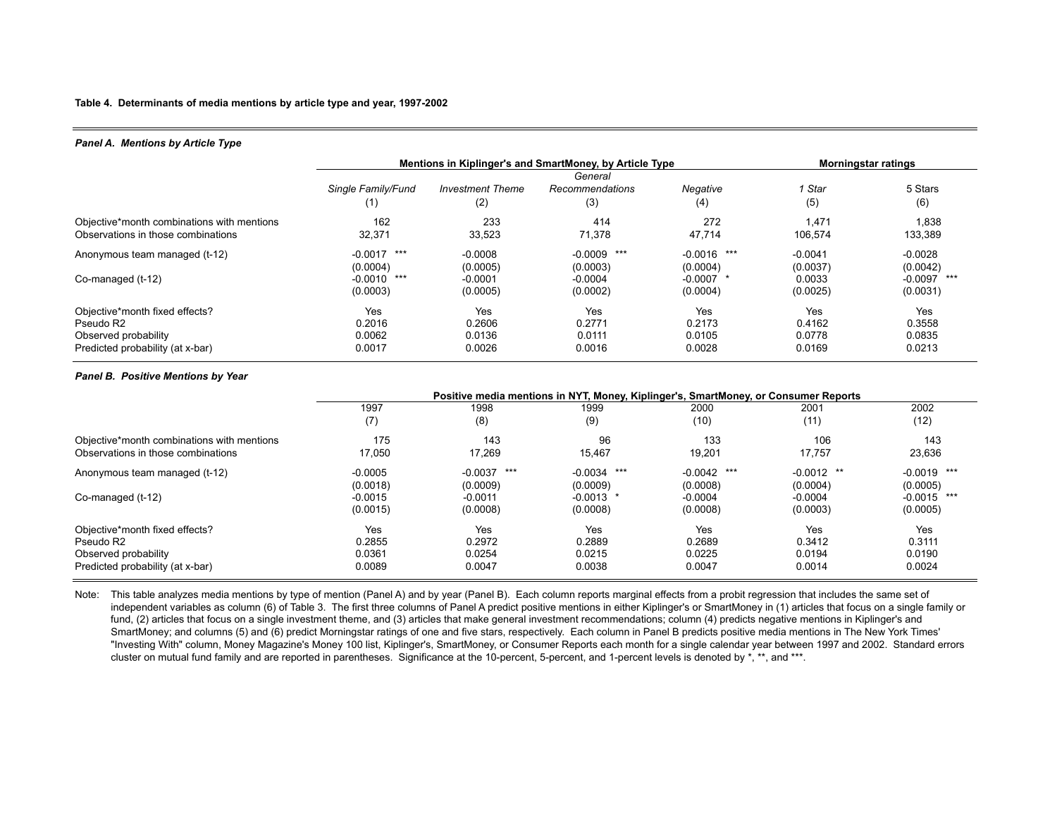**Table 4. Determinants of media mentions by article type and year, 1997-2002**

***Panel A. Mentions by Article Type***

| | Mentions in Kiplinger's and SmartMoney, by Article Type | | | | Morningstar ratings | |
|---|---|---|---|---|---|---|
| | *Single Family/Fund* (1) | *Investment Theme* (2) | *General Recommendations* (3) | *Negative* (4) | *1 Star* (5) | 5 Stars (6) |
| Objective*month combinations with mentions | 162 | 233 | 414 | 272 | 1,471 | 1,838 |
| Observations in those combinations | 32,371 | 33,523 | 71,378 | 47,714 | 106,574 | 133,389 |
| Anonymous team managed (t-12) | -0.0017 *** | -0.0008 | -0.0009 *** | -0.0016 *** | -0.0041 | -0.0028 |
| | (0.0004) | (0.0005) | (0.0003) | (0.0004) | (0.0037) | (0.0042) |
| Co-managed (t-12) | -0.0010 *** | -0.0001 | -0.0004 | -0.0007 * | 0.0033 | -0.0097 *** |
| | (0.0003) | (0.0005) | (0.0002) | (0.0004) | (0.0025) | (0.0031) |
| Objective*month fixed effects? | Yes | Yes | Yes | Yes | Yes | Yes |
| Pseudo R2 | 0.2016 | 0.2606 | 0.2771 | 0.2173 | 0.4162 | 0.3558 |
| Observed probability | 0.0062 | 0.0136 | 0.0111 | 0.0105 | 0.0778 | 0.0835 |
| Predicted probability (at x-bar) | 0.0017 | 0.0026 | 0.0016 | 0.0028 | 0.0169 | 0.0213 |

***Panel B. Positive Mentions by Year***

| | Positive media mentions in NYT, Money, Kiplinger's, SmartMoney, or Consumer Reports | | | | | |
|---|---|---|---|---|---|---|
| | 1997 (7) | 1998 (8) | 1999 (9) | 2000 (10) | 2001 (11) | 2002 (12) |
| Objective*month combinations with mentions | 175 | 143 | 96 | 133 | 106 | 143 |
| Observations in those combinations | 17,050 | 17,269 | 15,467 | 19,201 | 17,757 | 23,636 |
| Anonymous team managed (t-12) | -0.0005 | -0.0037 *** | -0.0034 *** | -0.0042 *** | -0.0012 ** | -0.0019 *** |
| | (0.0018) | (0.0009) | (0.0009) | (0.0008) | (0.0004) | (0.0005) |
| Co-managed (t-12) | -0.0015 | -0.0011 | -0.0013 * | -0.0004 | -0.0004 | -0.0015 *** |
| | (0.0015) | (0.0008) | (0.0008) | (0.0008) | (0.0003) | (0.0005) |
| Objective*month fixed effects? | Yes | Yes | Yes | Yes | Yes | Yes |
| Pseudo R2 | 0.2855 | 0.2972 | 0.2889 | 0.2689 | 0.3412 | 0.3111 |
| Observed probability | 0.0361 | 0.0254 | 0.0215 | 0.0225 | 0.0194 | 0.0190 |
| Predicted probability (at x-bar) | 0.0089 | 0.0047 | 0.0038 | 0.0047 | 0.0014 | 0.0024 |

Note: This table analyzes media mentions by type of mention (Panel A) and by year (Panel B). Each column reports marginal effects from a probit regression that includes the same set of independent variables as column (6) of Table 3. The first three columns of Panel A predict positive mentions in either Kiplinger's or SmartMoney in (1) articles that focus on a single family or fund, (2) articles that focus on a single investment theme, and (3) articles that make general investment recommendations; column (4) predicts negative mentions in Kiplinger's and SmartMoney; and columns (5) and (6) predict Morningstar ratings of one and five stars, respectively. Each column in Panel B predicts positive media mentions in The New York Times' "Investing With" column, Money Magazine's Money 100 list, Kiplinger's, SmartMoney, or Consumer Reports each month for a single calendar year between 1997 and 2002. Standard errors cluster on mutual fund family and are reported in parentheses. Significance at the 10-percent, 5-percent, and 1-percent levels is denoted by *, **, and ***.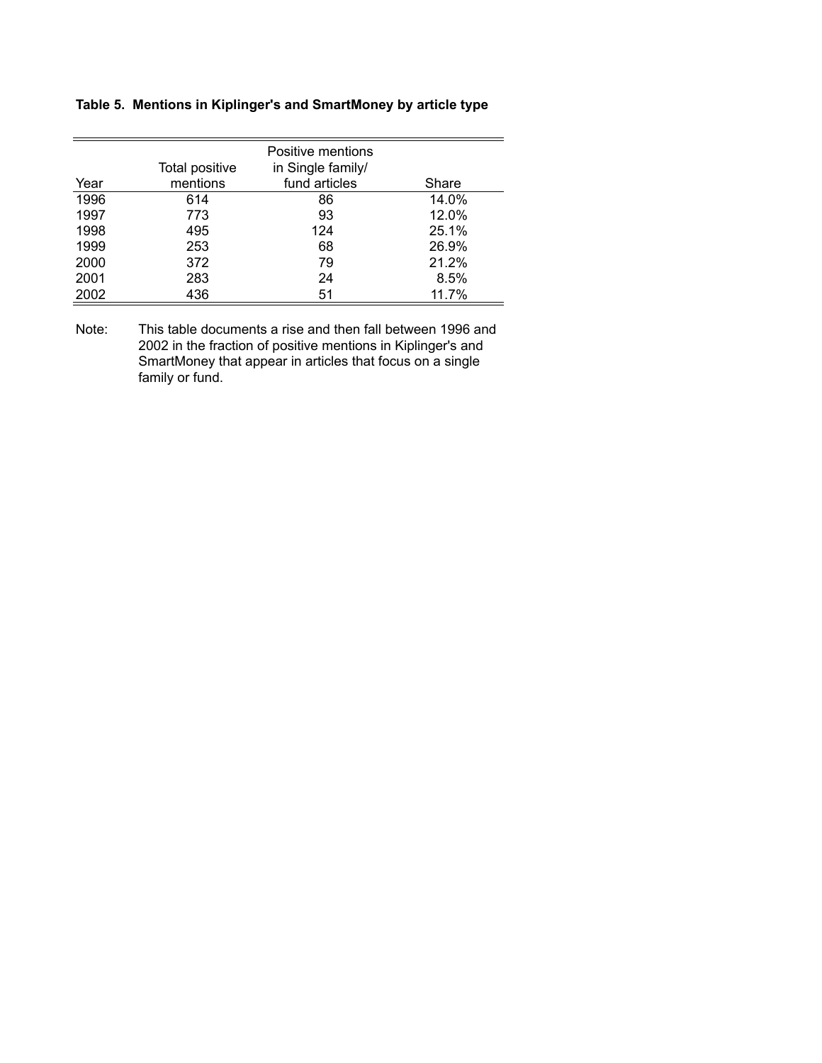**Table 5. Mentions in Kiplinger's and SmartMoney by article type**

| Year | Total positive mentions | Positive mentions in Single family/ fund articles | Share |
|---|---|---|---|
| 1996 | 614 | 86 | 14.0% |
| 1997 | 773 | 93 | 12.0% |
| 1998 | 495 | 124 | 25.1% |
| 1999 | 253 | 68 | 26.9% |
| 2000 | 372 | 79 | 21.2% |
| 2001 | 283 | 24 | 8.5% |
| 2002 | 436 | 51 | 11.7% |

Note: This table documents a rise and then fall between 1996 and 2002 in the fraction of positive mentions in Kiplinger's and SmartMoney that appear in articles that focus on a single family or fund.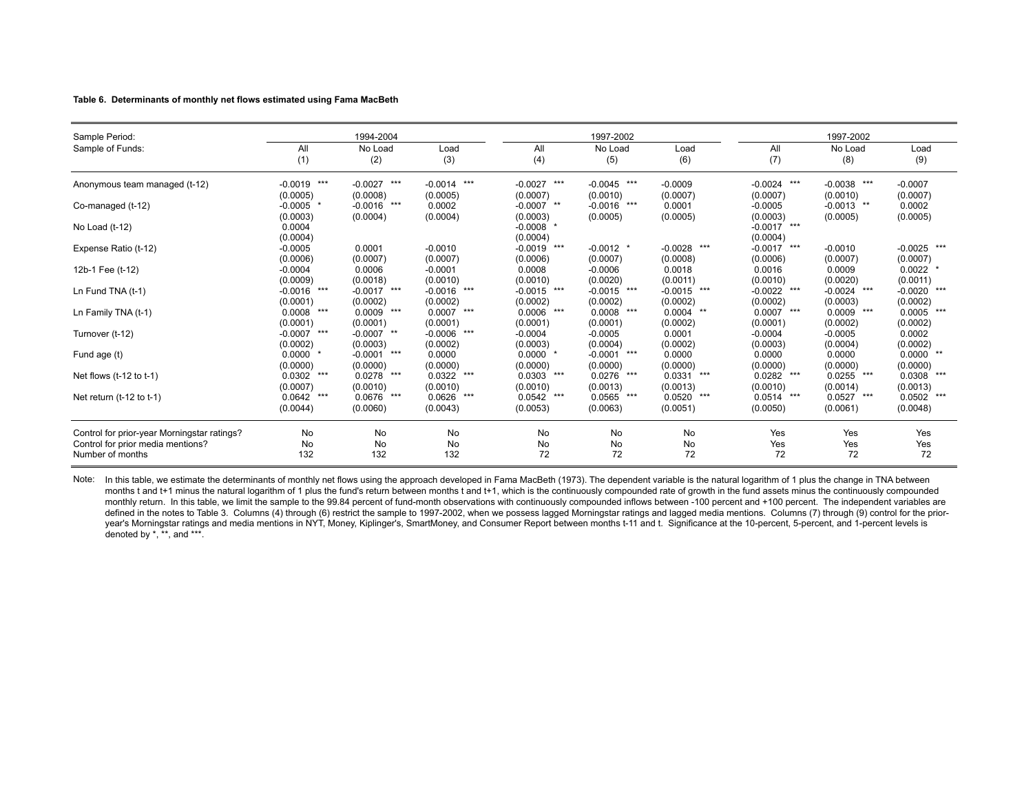**Table 6. Determinants of monthly net flows estimated using Fama MacBeth**

| Sample Period: | 1994-2004 | | | 1997-2002 | | | 1997-2002 | | |
|---|---|---|---|---|---|---|---|---|---|
| Sample of Funds: | All | No Load | Load | All | No Load | Load | All | No Load | Load |
| | (1) | (2) | (3) | (4) | (5) | (6) | (7) | (8) | (9) |
| Anonymous team managed (t-12) | -0.0019 *** | -0.0027 *** | -0.0014 *** | -0.0027 *** | -0.0045 *** | -0.0009 | -0.0024 *** | -0.0038 *** | -0.0007 |
| | (0.0005) | (0.0008) | (0.0005) | (0.0007) | (0.0010) | (0.0007) | (0.0007) | (0.0010) | (0.0007) |
| Co-managed (t-12) | -0.0005 * | -0.0016 *** | 0.0002 | -0.0007 ** | -0.0016 *** | 0.0001 | -0.0005 | -0.0013 ** | 0.0002 |
| | (0.0003) | (0.0004) | (0.0004) | (0.0003) | (0.0005) | (0.0005) | (0.0003) | (0.0005) | (0.0005) |
| No Load (t-12) | 0.0004 | | | -0.0008 * | | | -0.0017 *** | | |
| | (0.0004) | | | (0.0004) | | | (0.0004) | | |
| Expense Ratio (t-12) | -0.0005 | 0.0001 | -0.0010 | -0.0019 *** | -0.0012 * | -0.0028 *** | -0.0017 *** | -0.0010 | -0.0025 *** |
| | (0.0006) | (0.0007) | (0.0007) | (0.0006) | (0.0007) | (0.0008) | (0.0006) | (0.0007) | (0.0007) |
| 12b-1 Fee (t-12) | -0.0004 | 0.0006 | -0.0001 | 0.0008 | -0.0006 | 0.0018 | 0.0016 | 0.0009 | 0.0022 * |
| | (0.0009) | (0.0018) | (0.0010) | (0.0010) | (0.0020) | (0.0011) | (0.0010) | (0.0020) | (0.0011) |
| Ln Fund TNA (t-1) | -0.0016 *** | -0.0017 *** | -0.0016 *** | -0.0015 *** | -0.0015 *** | -0.0015 *** | -0.0022 *** | -0.0024 *** | -0.0020 *** |
| | (0.0001) | (0.0002) | (0.0002) | (0.0002) | (0.0002) | (0.0002) | (0.0002) | (0.0003) | (0.0002) |
| Ln Family TNA (t-1) | 0.0008 *** | 0.0009 *** | 0.0007 *** | 0.0006 *** | 0.0008 *** | 0.0004 ** | 0.0007 *** | 0.0009 *** | 0.0005 *** |
| | (0.0001) | (0.0001) | (0.0001) | (0.0001) | (0.0001) | (0.0002) | (0.0001) | (0.0002) | (0.0002) |
| Turnover (t-12) | -0.0007 *** | -0.0007 ** | -0.0006 *** | -0.0004 | -0.0005 | 0.0001 | -0.0004 | -0.0005 | 0.0002 |
| | (0.0002) | (0.0003) | (0.0002) | (0.0003) | (0.0004) | (0.0002) | (0.0003) | (0.0004) | (0.0002) |
| Fund age (t) | 0.0000 * | -0.0001 *** | 0.0000 | 0.0000 * | -0.0001 *** | 0.0000 | 0.0000 | 0.0000 | 0.0000 ** |
| | (0.0000) | (0.0000) | (0.0000) | (0.0000) | (0.0000) | (0.0000) | (0.0000) | (0.0000) | (0.0000) |
| Net flows (t-12 to t-1) | 0.0302 *** | 0.0278 *** | 0.0322 *** | 0.0303 *** | 0.0276 *** | 0.0331 *** | 0.0282 *** | 0.0255 *** | 0.0308 *** |
| | (0.0007) | (0.0010) | (0.0010) | (0.0010) | (0.0013) | (0.0013) | (0.0010) | (0.0014) | (0.0013) |
| Net return (t-12 to t-1) | 0.0642 *** | 0.0676 *** | 0.0626 *** | 0.0542 *** | 0.0565 *** | 0.0520 *** | 0.0514 *** | 0.0527 *** | 0.0502 *** |
| | (0.0044) | (0.0060) | (0.0043) | (0.0053) | (0.0063) | (0.0051) | (0.0050) | (0.0061) | (0.0048) |
| Control for prior-year Morningstar ratings? | No | No | No | No | No | No | Yes | Yes | Yes |
| Control for prior media mentions? | No | No | No | No | No | No | Yes | Yes | Yes |
| Number of months | 132 | 132 | 132 | 72 | 72 | 72 | 72 | 72 | 72 |

Note: In this table, we estimate the determinants of monthly net flows using the approach developed in Fama MacBeth (1973). The dependent variable is the natural logarithm of 1 plus the change in TNA between months t and t+1 minus the natural logarithm of 1 plus the fund's return between months t and t+1, which is the continuously compounded rate of growth in the fund assets minus the continuously compounded monthly return. In this table, we limit the sample to the 99.84 percent of fund-month observations with continuously compounded inflows between -100 percent and +100 percent. The independent variables are defined in the notes to Table 3. Columns (4) through (6) restrict the sample to 1997-2002, when we possess lagged Morningstar ratings and lagged media mentions. Columns (7) through (9) control for the prior-year's Morningstar ratings and media mentions in NYT, Money, Kiplinger's, SmartMoney, and Consumer Report between months t-11 and t. Significance at the 10-percent, 5-percent, and 1-percent levels is denoted by *, **, and ***.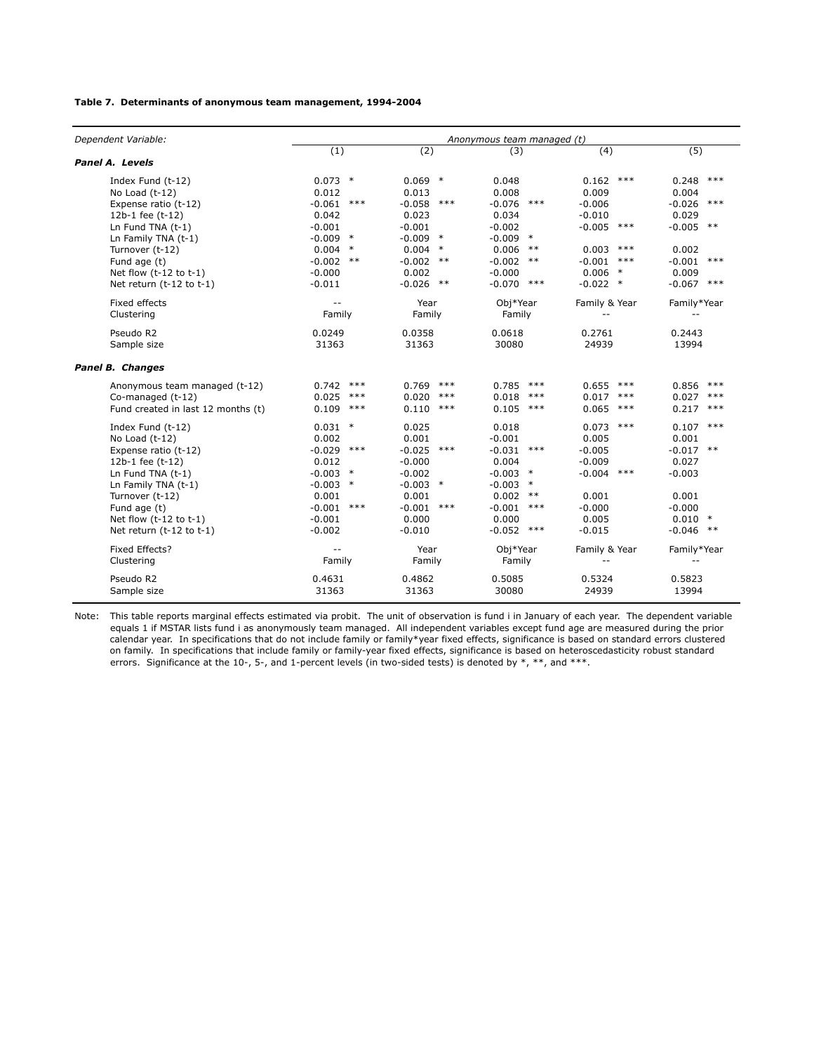**Table 7. Determinants of anonymous team management, 1994-2004**

| *Dependent Variable:* | *Anonymous team managed (t)* | | | | |
|---|---|---|---|---|---|
| | (1) | (2) | (3) | (4) | (5) |
| ***Panel A. Levels*** | | | | | |
| Index Fund (t-12) | 0.073 * | 0.069 * | 0.048 | 0.162 *** | 0.248 *** |
| No Load (t-12) | 0.012 | 0.013 | 0.008 | 0.009 | 0.004 |
| Expense ratio (t-12) | -0.061 *** | -0.058 *** | -0.076 *** | -0.006 | -0.026 *** |
| 12b-1 fee (t-12) | 0.042 | 0.023 | 0.034 | -0.010 | 0.029 |
| Ln Fund TNA (t-1) | -0.001 | -0.001 | -0.002 | -0.005 *** | -0.005 ** |
| Ln Family TNA (t-1) | -0.009 * | -0.009 * | -0.009 * | | |
| Turnover (t-12) | 0.004 * | 0.004 * | 0.006 ** | 0.003 *** | 0.002 |
| Fund age (t) | -0.002 ** | -0.002 ** | -0.002 ** | -0.001 *** | -0.001 *** |
| Net flow (t-12 to t-1) | -0.000 | 0.002 | -0.000 | 0.006 * | 0.009 |
| Net return (t-12 to t-1) | -0.011 | -0.026 ** | -0.070 *** | -0.022 * | -0.067 *** |
| Fixed effects | -- | Year | Obj*Year | Family & Year | Family*Year |
| Clustering | Family | Family | Family | -- | -- |
| Pseudo R2 | 0.0249 | 0.0358 | 0.0618 | 0.2761 | 0.2443 |
| Sample size | 31363 | 31363 | 30080 | 24939 | 13994 |
| ***Panel B. Changes*** | | | | | |
| Anonymous team managed (t-12) | 0.742 *** | 0.769 *** | 0.785 *** | 0.655 *** | 0.856 *** |
| Co-managed (t-12) | 0.025 *** | 0.020 *** | 0.018 *** | 0.017 *** | 0.027 *** |
| Fund created in last 12 months (t) | 0.109 *** | 0.110 *** | 0.105 *** | 0.065 *** | 0.217 *** |
| Index Fund (t-12) | 0.031 * | 0.025 | 0.018 | 0.073 *** | 0.107 *** |
| No Load (t-12) | 0.002 | 0.001 | -0.001 | 0.005 | 0.001 |
| Expense ratio (t-12) | -0.029 *** | -0.025 *** | -0.031 *** | -0.005 | -0.017 ** |
| 12b-1 fee (t-12) | 0.012 | -0.000 | 0.004 | -0.009 | 0.027 |
| Ln Fund TNA (t-1) | -0.003 * | -0.002 | -0.003 * | -0.004 *** | -0.003 |
| Ln Family TNA (t-1) | -0.003 * | -0.003 * | -0.003 * | | |
| Turnover (t-12) | 0.001 | 0.001 | 0.002 ** | 0.001 | 0.001 |
| Fund age (t) | -0.001 *** | -0.001 *** | -0.001 *** | -0.000 | -0.000 |
| Net flow (t-12 to t-1) | -0.001 | 0.000 | 0.000 | 0.005 | 0.010 * |
| Net return (t-12 to t-1) | -0.002 | -0.010 | -0.052 *** | -0.015 | -0.046 ** |
| Fixed Effects? | -- | Year | Obj*Year | Family & Year | Family*Year |
| Clustering | Family | Family | Family | -- | -- |
| Pseudo R2 | 0.4631 | 0.4862 | 0.5085 | 0.5324 | 0.5823 |
| Sample size | 31363 | 31363 | 30080 | 24939 | 13994 |

Note: This table reports marginal effects estimated via probit. The unit of observation is fund i in January of each year. The dependent variable equals 1 if MSTAR lists fund i as anonymously team managed. All independent variables except fund age are measured during the prior calendar year. In specifications that do not include family or family*year fixed effects, significance is based on standard errors clustered on family. In specifications that include family or family-year fixed effects, significance is based on heteroscedasticity robust standard errors. Significance at the 10-, 5-, and 1-percent levels (in two-sided tests) is denoted by *, **, and ***.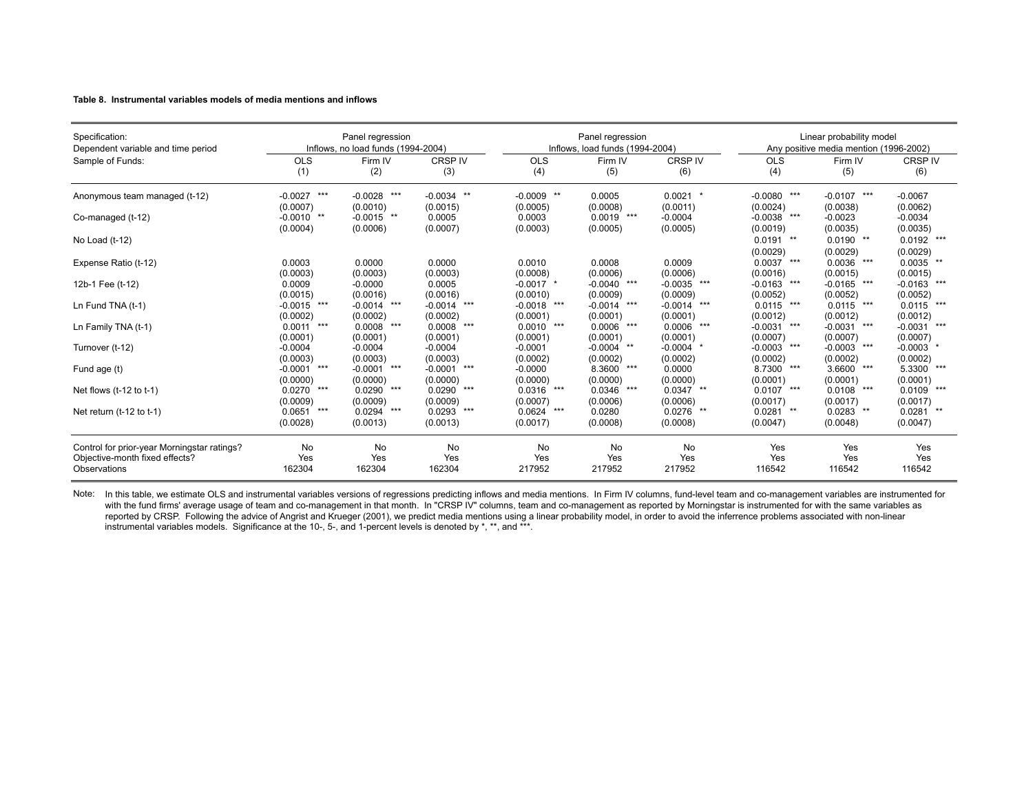**Table 8. Instrumental variables models of media mentions and inflows**

| Specification: | Panel regression | | | Panel regression | | | Linear probability model | | |
|---|---|---|---|---|---|---|---|---|---|
| Dependent variable and time period | Inflows, no load funds (1994-2004) | | | Inflows, load funds (1994-2004) | | | Any positive media mention (1996-2002) | | |
| Sample of Funds: | OLS (1) | Firm IV (2) | CRSP IV (3) | OLS (4) | Firm IV (5) | CRSP IV (6) | OLS (4) | Firm IV (5) | CRSP IV (6) |
| Anonymous team managed (t-12) | -0.0027 *** | -0.0028 *** | -0.0034 ** | -0.0009 ** | 0.0005 | 0.0021 * | -0.0080 *** | -0.0107 *** | -0.0067 |
| | (0.0007) | (0.0010) | (0.0015) | (0.0005) | (0.0008) | (0.0011) | (0.0024) | (0.0038) | (0.0062) |
| Co-managed (t-12) | -0.0010 ** | -0.0015 ** | 0.0005 | 0.0003 | 0.0019 *** | -0.0004 | -0.0038 *** | -0.0023 | -0.0034 |
| | (0.0004) | (0.0006) | (0.0007) | (0.0003) | (0.0005) | (0.0005) | (0.0019) | (0.0035) | (0.0035) |
| No Load (t-12) | | | | | | | 0.0191 ** | 0.0190 ** | 0.0192 *** |
| | | | | | | | (0.0029) | (0.0029) | (0.0029) |
| Expense Ratio (t-12) | 0.0003 | 0.0000 | 0.0000 | 0.0010 | 0.0008 | 0.0009 | 0.0037 *** | 0.0036 *** | 0.0035 ** |
| | (0.0003) | (0.0003) | (0.0003) | (0.0008) | (0.0006) | (0.0006) | (0.0016) | (0.0015) | (0.0015) |
| 12b-1 Fee (t-12) | 0.0009 | -0.0000 | 0.0005 | -0.0017 * | -0.0040 *** | -0.0035 *** | -0.0163 *** | -0.0165 *** | -0.0163 *** |
| | (0.0015) | (0.0016) | (0.0016) | (0.0010) | (0.0009) | (0.0009) | (0.0052) | (0.0052) | (0.0052) |
| Ln Fund TNA (t-1) | -0.0015 *** | -0.0014 *** | -0.0014 *** | -0.0018 *** | -0.0014 *** | -0.0014 *** | 0.0115 *** | 0.0115 *** | 0.0115 *** |
| | (0.0002) | (0.0002) | (0.0002) | (0.0001) | (0.0001) | (0.0001) | (0.0012) | (0.0012) | (0.0012) |
| Ln Family TNA (t-1) | 0.0011 *** | 0.0008 *** | 0.0008 *** | 0.0010 *** | 0.0006 *** | 0.0006 *** | -0.0031 *** | -0.0031 *** | -0.0031 *** |
| | (0.0001) | (0.0001) | (0.0001) | (0.0001) | (0.0001) | (0.0001) | (0.0007) | (0.0007) | (0.0007) |
| Turnover (t-12) | -0.0004 | -0.0004 | -0.0004 | -0.0001 | -0.0004 ** | -0.0004 * | -0.0003 *** | -0.0003 *** | -0.0003 * |
| | (0.0003) | (0.0003) | (0.0003) | (0.0002) | (0.0002) | (0.0002) | (0.0002) | (0.0002) | (0.0002) |
| Fund age (t) | -0.0001 *** | -0.0001 *** | -0.0001 *** | -0.0000 | 8.3600 *** | 0.0000 | 8.7300 *** | 3.6600 *** | 5.3300 *** |
| | (0.0000) | (0.0000) | (0.0000) | (0.0000) | (0.0000) | (0.0000) | (0.0001) | (0.0001) | (0.0001) |
| Net flows (t-12 to t-1) | 0.0270 *** | 0.0290 *** | 0.0290 *** | 0.0316 *** | 0.0346 *** | 0.0347 ** | 0.0107 *** | 0.0108 *** | 0.0109 *** |
| | (0.0009) | (0.0009) | (0.0009) | (0.0007) | (0.0006) | (0.0006) | (0.0017) | (0.0017) | (0.0017) |
| Net return (t-12 to t-1) | 0.0651 *** | 0.0294 *** | 0.0293 *** | 0.0624 *** | 0.0280 | 0.0276 ** | 0.0281 ** | 0.0283 ** | 0.0281 ** |
| | (0.0028) | (0.0013) | (0.0013) | (0.0017) | (0.0008) | (0.0008) | (0.0047) | (0.0048) | (0.0047) |
| Control for prior-year Morningstar ratings? | No | No | No | No | No | No | Yes | Yes | Yes |
| Objective-month fixed effects? | Yes | Yes | Yes | Yes | Yes | Yes | Yes | Yes | Yes |
| Observations | 162304 | 162304 | 162304 | 217952 | 217952 | 217952 | 116542 | 116542 | 116542 |

Note: In this table, we estimate OLS and instrumental variables versions of regressions predicting inflows and media mentions. In Firm IV columns, fund-level team and co-management variables are instrumented for with the fund firms' average usage of team and co-management in that month. In "CRSP IV" columns, team and co-management as reported by Morningstar is instrumented for with the same variables as reported by CRSP. Following the advice of Angrist and Krueger (2001), we predict media mentions using a linear probability model, in order to avoid the inferrence problems associated with non-linear instrumental variables models. Significance at the 10-, 5-, and 1-percent levels is denoted by *, **, and ***.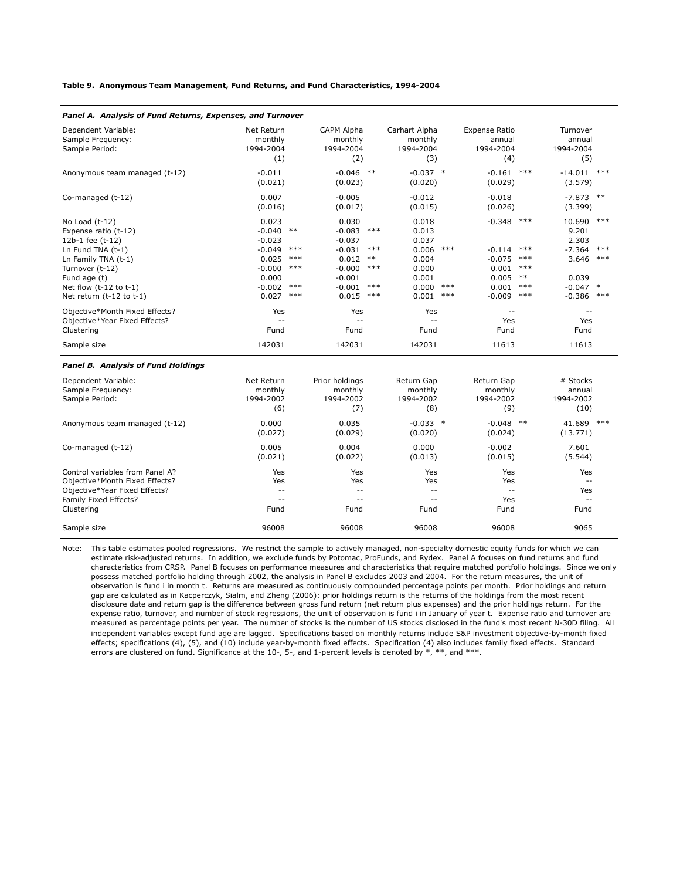**Table 9. Anonymous Team Management, Fund Returns, and Fund Characteristics, 1994-2004**

***Panel A. Analysis of Fund Returns, Expenses, and Turnover***

| Dependent Variable: | Net Return | CAPM Alpha | Carhart Alpha | Expense Ratio | Turnover |
|---|---|---|---|---|---|
| Sample Frequency: | monthly | monthly | monthly | annual | annual |
| Sample Period: | 1994-2004 | 1994-2004 | 1994-2004 | 1994-2004 | 1994-2004 |
| | (1) | (2) | (3) | (4) | (5) |
| Anonymous team managed (t-12) | -0.011 | -0.046 ** | -0.037 * | -0.161 *** | -14.011 *** |
| | (0.021) | (0.023) | (0.020) | (0.029) | (3.579) |
| Co-managed (t-12) | 0.007 | -0.005 | -0.012 | -0.018 | -7.873 ** |
| | (0.016) | (0.017) | (0.015) | (0.026) | (3.399) |
| No Load (t-12) | 0.023 | 0.030 | 0.018 | -0.348 *** | 10.690 *** |
| Expense ratio (t-12) | -0.040 ** | -0.083 *** | 0.013 | | 9.201 |
| 12b-1 fee (t-12) | -0.023 | -0.037 | 0.037 | | 2.303 |
| Ln Fund TNA (t-1) | -0.049 *** | -0.031 *** | 0.006 *** | -0.114 *** | -7.364 *** |
| Ln Family TNA (t-1) | 0.025 *** | 0.012 ** | 0.004 | -0.075 *** | 3.646 *** |
| Turnover (t-12) | -0.000 *** | -0.000 *** | 0.000 | 0.001 *** | |
| Fund age (t) | 0.000 | -0.001 | 0.001 | 0.005 ** | 0.039 |
| Net flow (t-12 to t-1) | -0.002 *** | -0.001 *** | 0.000 *** | 0.001 *** | -0.047 * |
| Net return (t-12 to t-1) | 0.027 *** | 0.015 *** | 0.001 *** | -0.009 *** | -0.386 *** |
| Objective*Month Fixed Effects? | Yes | Yes | Yes | -- | -- |
| Objective*Year Fixed Effects? | -- | -- | -- | Yes | Yes |
| Clustering | Fund | Fund | Fund | Fund | Fund |
| Sample size | 142031 | 142031 | 142031 | 11613 | 11613 |

***Panel B. Analysis of Fund Holdings***

| Dependent Variable: | Net Return | Prior holdings | Return Gap | Return Gap | # Stocks |
|---|---|---|---|---|---|
| Sample Frequency: | monthly | monthly | monthly | monthly | annual |
| Sample Period: | 1994-2002 | 1994-2002 | 1994-2002 | 1994-2002 | 1994-2002 |
| | (6) | (7) | (8) | (9) | (10) |
| Anonymous team managed (t-12) | 0.000 | 0.035 | -0.033 * | -0.048 ** | 41.689 *** |
| | (0.027) | (0.029) | (0.020) | (0.024) | (13.771) |
| Co-managed (t-12) | 0.005 | 0.004 | 0.000 | -0.002 | 7.601 |
| | (0.021) | (0.022) | (0.013) | (0.015) | (5.544) |
| Control variables from Panel A? | Yes | Yes | Yes | Yes | Yes |
| Objective*Month Fixed Effects? | Yes | Yes | Yes | Yes | -- |
| Objective*Year Fixed Effects? | -- | -- | -- | -- | Yes |
| Family Fixed Effects? | -- | -- | -- | Yes | -- |
| Clustering | Fund | Fund | Fund | Fund | Fund |
| Sample size | 96008 | 96008 | 96008 | 96008 | 9065 |

Note: This table estimates pooled regressions. We restrict the sample to actively managed, non-specialty domestic equity funds for which we can estimate risk-adjusted returns. In addition, we exclude funds by Potomac, ProFunds, and Rydex. Panel A focuses on fund returns and fund characteristics from CRSP. Panel B focuses on performance measures and characteristics that require matched portfolio holdings. Since we only possess matched portfolio holding through 2002, the analysis in Panel B excludes 2003 and 2004. For the return measures, the unit of observation is fund i in month t. Returns are measured as continuously compounded percentage points per month. Prior holdings and return gap are calculated as in Kacperczyk, Sialm, and Zheng (2006): prior holdings return is the returns of the holdings from the most recent disclosure date and return gap is the difference between gross fund return (net return plus expenses) and the prior holdings return. For the expense ratio, turnover, and number of stock regressions, the unit of observation is fund i in January of year t. Expense ratio and turnover are measured as percentage points per year. The number of stocks is the number of US stocks disclosed in the fund's most recent N-30D filing. All independent variables except fund age are lagged. Specifications based on monthly returns include S&P investment objective-by-month fixed effects; specifications (4), (5), and (10) include year-by-month fixed effects. Specification (4) also includes family fixed effects. Standard errors are clustered on fund. Significance at the 10-, 5-, and 1-percent levels is denoted by *, **, and ***.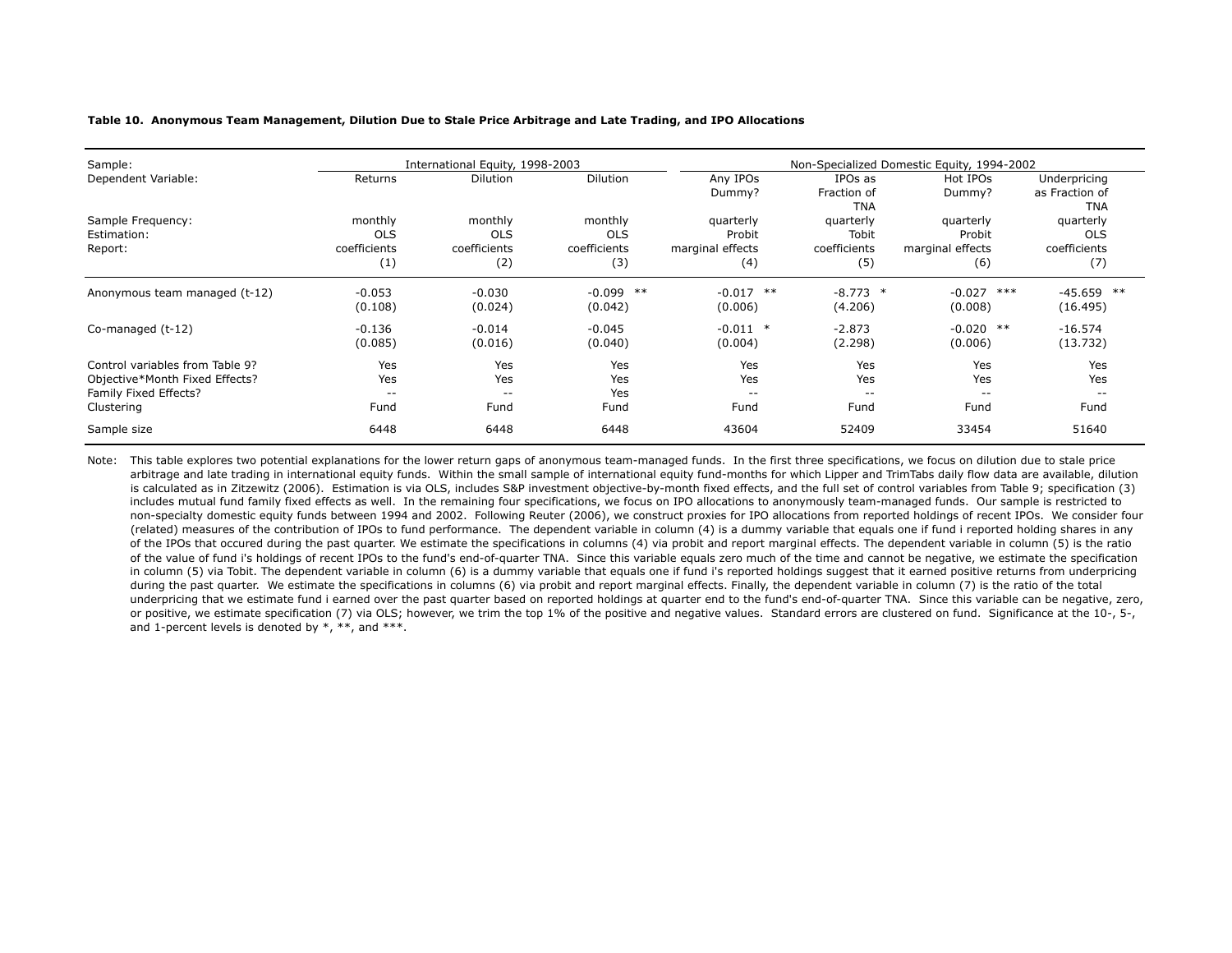**Table 10. Anonymous Team Management, Dilution Due to Stale Price Arbitrage and Late Trading, and IPO Allocations**

| Sample: | International Equity, 1998-2003 | | | Non-Specialized Domestic Equity, 1994-2002 | | | |
|---|---|---|---|---|---|---|---|
| Dependent Variable: | Returns | Dilution | Dilution | Any IPOs Dummy? | IPOs as Fraction of TNA | Hot IPOs Dummy? | Underpricing as Fraction of TNA |
| Sample Frequency: | monthly | monthly | monthly | quarterly | quarterly | quarterly | quarterly |
| Estimation: | OLS | OLS | OLS | Probit | Tobit | Probit | OLS |
| Report: | coefficients | coefficients | coefficients | marginal effects | coefficients | marginal effects | coefficients |
| | (1) | (2) | (3) | (4) | (5) | (6) | (7) |
| Anonymous team managed (t-12) | -0.053 | -0.030 | -0.099 ** | -0.017 ** | -8.773 * | -0.027 *** | -45.659 ** |
| | (0.108) | (0.024) | (0.042) | (0.006) | (4.206) | (0.008) | (16.495) |
| Co-managed (t-12) | -0.136 | -0.014 | -0.045 | -0.011 * | -2.873 | -0.020 ** | -16.574 |
| | (0.085) | (0.016) | (0.040) | (0.004) | (2.298) | (0.006) | (13.732) |
| Control variables from Table 9? | Yes | Yes | Yes | Yes | Yes | Yes | Yes |
| Objective*Month Fixed Effects? | Yes | Yes | Yes | Yes | Yes | Yes | Yes |
| Family Fixed Effects? | -- | -- | Yes | -- | -- | -- | -- |
| Clustering | Fund | Fund | Fund | Fund | Fund | Fund | Fund |
| Sample size | 6448 | 6448 | 6448 | 43604 | 52409 | 33454 | 51640 |

Note: This table explores two potential explanations for the lower return gaps of anonymous team-managed funds. In the first three specifications, we focus on dilution due to stale price arbitrage and late trading in international equity funds. Within the small sample of international equity fund-months for which Lipper and TrimTabs daily flow data are available, dilution is calculated as in Zitzewitz (2006). Estimation is via OLS, includes S&P investment objective-by-month fixed effects, and the full set of control variables from Table 9; specification (3) includes mutual fund family fixed effects as well. In the remaining four specifications, we focus on IPO allocations to anonymously team-managed funds. Our sample is restricted to non-specialty domestic equity funds between 1994 and 2002. Following Reuter (2006), we construct proxies for IPO allocations from reported holdings of recent IPOs. We consider four (related) measures of the contribution of IPOs to fund performance. The dependent variable in column (4) is a dummy variable that equals one if fund i reported holding shares in any of the IPOs that occured during the past quarter. We estimate the specifications in columns (4) via probit and report marginal effects. The dependent variable in column (5) is the ratio of the value of fund i's holdings of recent IPOs to the fund's end-of-quarter TNA. Since this variable equals zero much of the time and cannot be negative, we estimate the specification in column (5) via Tobit. The dependent variable in column (6) is a dummy variable that equals one if fund i's reported holdings suggest that it earned positive returns from underpricing during the past quarter. We estimate the specifications in columns (6) via probit and report marginal effects. Finally, the dependent variable in column (7) is the ratio of the total underpricing that we estimate fund i earned over the past quarter based on reported holdings at quarter end to the fund's end-of-quarter TNA. Since this variable can be negative, zero, or positive, we estimate specification (7) via OLS; however, we trim the top 1% of the positive and negative values. Standard errors are clustered on fund. Significance at the 10-, 5-, and 1-percent levels is denoted by *, **, and ***.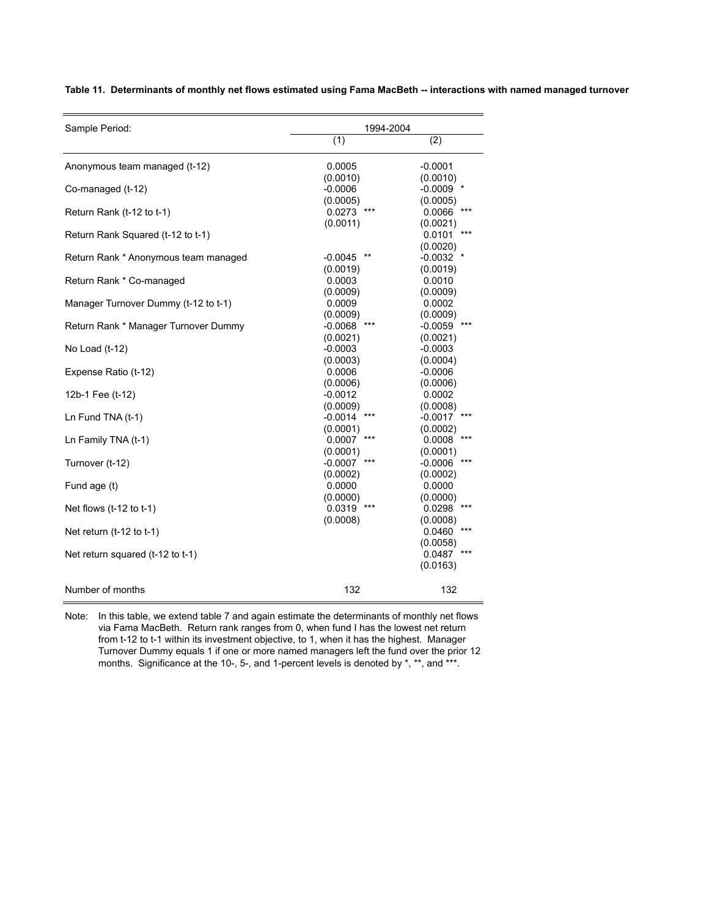**Table 11. Determinants of monthly net flows estimated using Fama MacBeth -- interactions with named managed turnover**

| Sample Period: | 1994-2004 | |
|---|---|---|
| | (1) | (2) |
| Anonymous team managed (t-12) | 0.0005 | -0.0001 |
| | (0.0010) | (0.0010) |
| Co-managed (t-12) | -0.0006 | -0.0009 * |
| | (0.0005) | (0.0005) |
| Return Rank (t-12 to t-1) | 0.0273 *** | 0.0066 *** |
| | (0.0011) | (0.0021) |
| Return Rank Squared (t-12 to t-1) | | 0.0101 *** |
| | | (0.0020) |
| Return Rank * Anonymous team managed | -0.0045 ** | -0.0032 * |
| | (0.0019) | (0.0019) |
| Return Rank * Co-managed | 0.0003 | 0.0010 |
| | (0.0009) | (0.0009) |
| Manager Turnover Dummy (t-12 to t-1) | 0.0009 | 0.0002 |
| | (0.0009) | (0.0009) |
| Return Rank * Manager Turnover Dummy | -0.0068 *** | -0.0059 *** |
| | (0.0021) | (0.0021) |
| No Load (t-12) | -0.0003 | -0.0003 |
| | (0.0003) | (0.0004) |
| Expense Ratio (t-12) | 0.0006 | -0.0006 |
| | (0.0006) | (0.0006) |
| 12b-1 Fee (t-12) | -0.0012 | 0.0002 |
| | (0.0009) | (0.0008) |
| Ln Fund TNA (t-1) | -0.0014 *** | -0.0017 *** |
| | (0.0001) | (0.0002) |
| Ln Family TNA (t-1) | 0.0007 *** | 0.0008 *** |
| | (0.0001) | (0.0001) |
| Turnover (t-12) | -0.0007 *** | -0.0006 *** |
| | (0.0002) | (0.0002) |
| Fund age (t) | 0.0000 | 0.0000 |
| | (0.0000) | (0.0000) |
| Net flows (t-12 to t-1) | 0.0319 *** | 0.0298 *** |
| | (0.0008) | (0.0008) |
| Net return (t-12 to t-1) | | 0.0460 *** |
| | | (0.0058) |
| Net return squared (t-12 to t-1) | | 0.0487 *** |
| | | (0.0163) |
| Number of months | 132 | 132 |

Note: In this table, we extend table 7 and again estimate the determinants of monthly net flows via Fama MacBeth. Return rank ranges from 0, when fund I has the lowest net return from t-12 to t-1 within its investment objective, to 1, when it has the highest. Manager Turnover Dummy equals 1 if one or more named managers left the fund over the prior 12 months. Significance at the 10-, 5-, and 1-percent levels is denoted by *, **, and ***.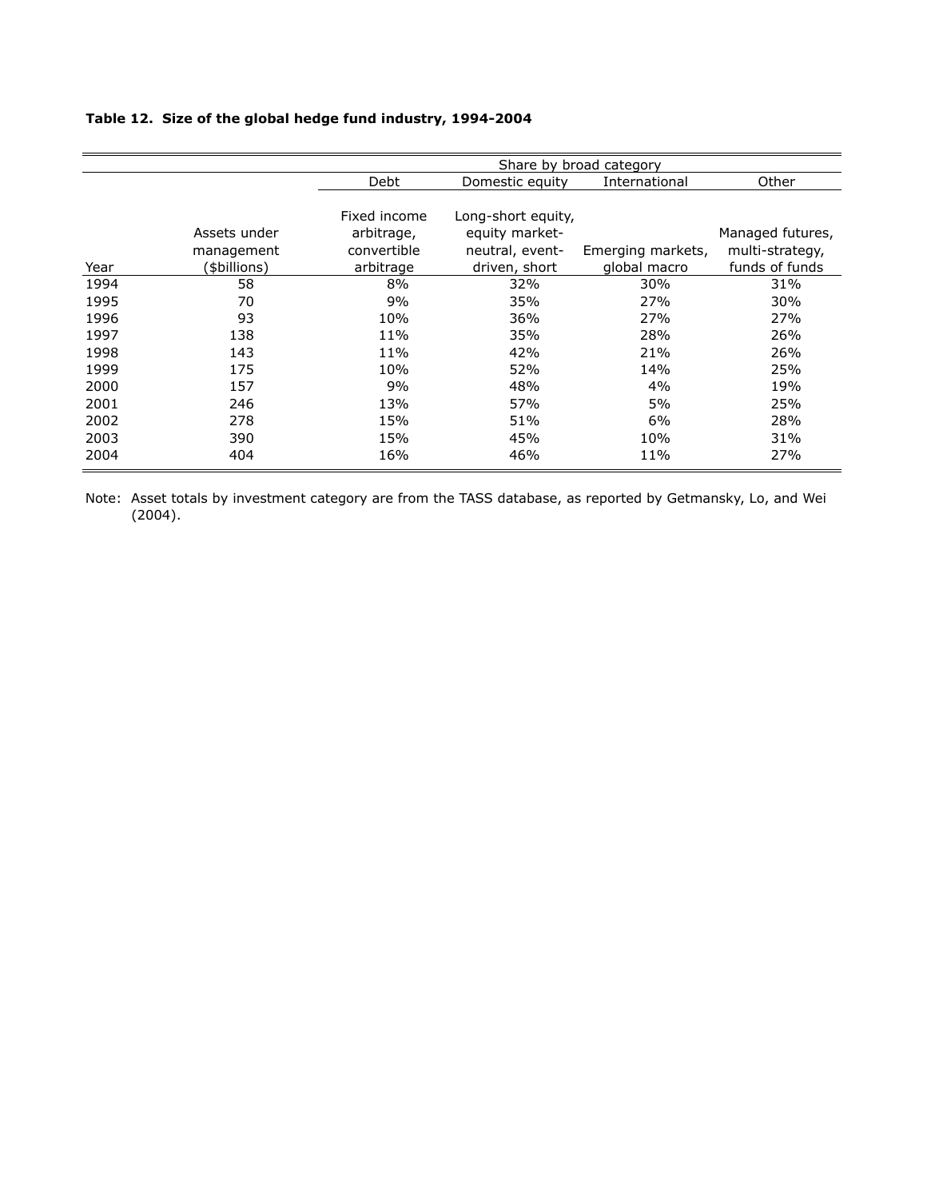**Table 12. Size of the global hedge fund industry, 1994-2004**

| | | Share by broad category | | | |
|---|---|---|---|---|---|
| | | Debt | Domestic equity | International | Other |
| Year | Assets under management ($billions) | Fixed income arbitrage, convertible arbitrage | Long-short equity, equity market-neutral, event-driven, short | Emerging markets, global macro | Managed futures, multi-strategy, funds of funds |
| 1994 | 58 | 8% | 32% | 30% | 31% |
| 1995 | 70 | 9% | 35% | 27% | 30% |
| 1996 | 93 | 10% | 36% | 27% | 27% |
| 1997 | 138 | 11% | 35% | 28% | 26% |
| 1998 | 143 | 11% | 42% | 21% | 26% |
| 1999 | 175 | 10% | 52% | 14% | 25% |
| 2000 | 157 | 9% | 48% | 4% | 19% |
| 2001 | 246 | 13% | 57% | 5% | 25% |
| 2002 | 278 | 15% | 51% | 6% | 28% |
| 2003 | 390 | 15% | 45% | 10% | 31% |
| 2004 | 404 | 16% | 46% | 11% | 27% |

Note: Asset totals by investment category are from the TASS database, as reported by Getmansky, Lo, and Wei (2004).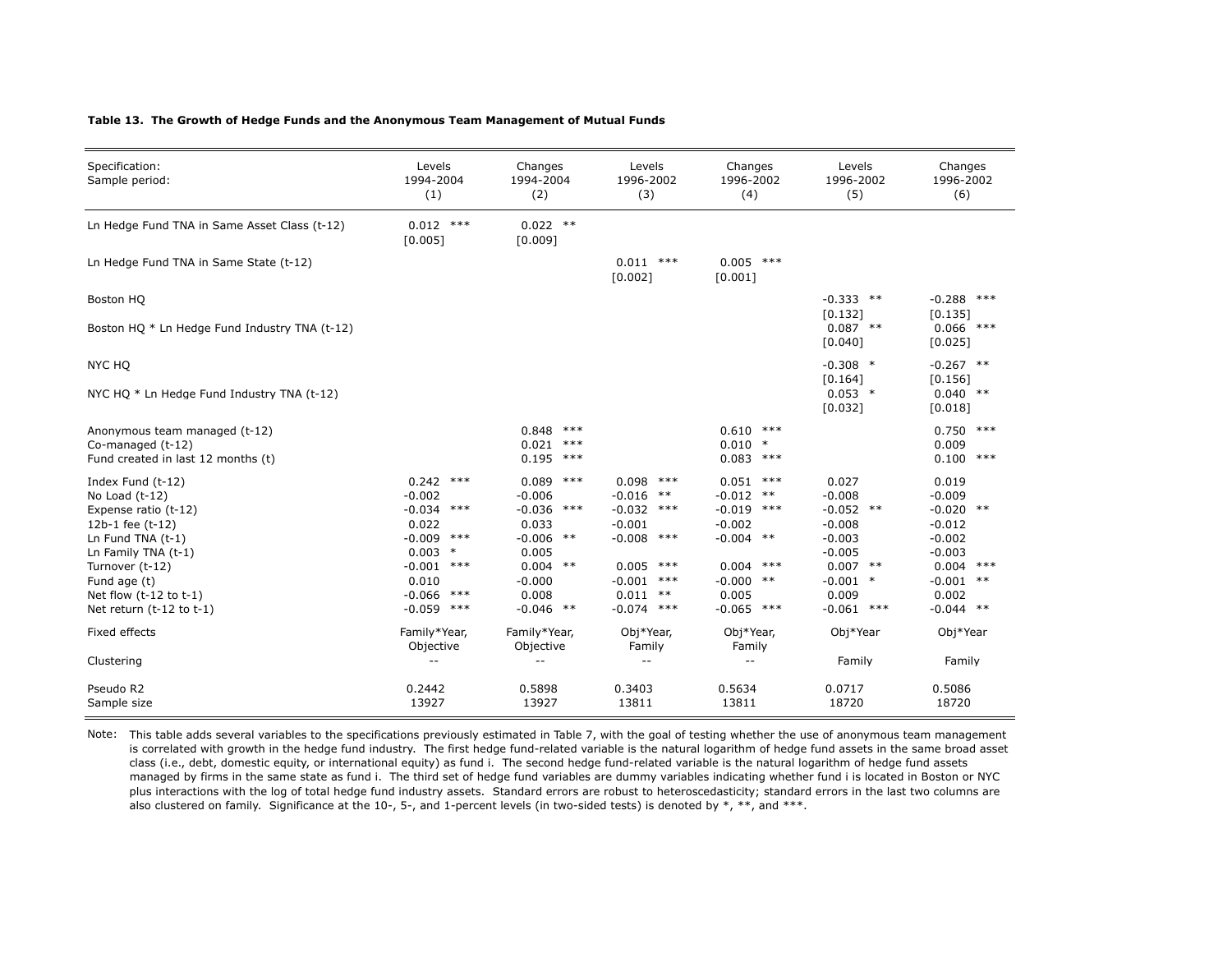**Table 13. The Growth of Hedge Funds and the Anonymous Team Management of Mutual Funds**

| Specification: Sample period: | Levels 1994-2004 (1) | Changes 1994-2004 (2) | Levels 1996-2002 (3) | Changes 1996-2002 (4) | Levels 1996-2002 (5) | Changes 1996-2002 (6) |
|---|---|---|---|---|---|---|
| Ln Hedge Fund TNA in Same Asset Class (t-12) | 0.012 *** | 0.022 ** | | | | |
| | [0.005] | [0.009] | | | | |
| Ln Hedge Fund TNA in Same State (t-12) | | | 0.011 *** | 0.005 *** | | |
| | | | [0.002] | [0.001] | | |
| Boston HQ | | | | | -0.333 ** | -0.288 *** |
| | | | | | [0.132] | [0.135] |
| Boston HQ * Ln Hedge Fund Industry TNA (t-12) | | | | | 0.087 ** | 0.066 *** |
| | | | | | [0.040] | [0.025] |
| NYC HQ | | | | | -0.308 * | -0.267 ** |
| | | | | | [0.164] | [0.156] |
| NYC HQ * Ln Hedge Fund Industry TNA (t-12) | | | | | 0.053 * | 0.040 ** |
| | | | | | [0.032] | [0.018] |
| Anonymous team managed (t-12) | | 0.848 *** | | 0.610 *** | | 0.750 *** |
| Co-managed (t-12) | | 0.021 *** | | 0.010 * | | 0.009 |
| Fund created in last 12 months (t) | | 0.195 *** | | 0.083 *** | | 0.100 *** |
| Index Fund (t-12) | 0.242 *** | 0.089 *** | 0.098 *** | 0.051 *** | 0.027 | 0.019 |
| No Load (t-12) | -0.002 | -0.006 | -0.016 ** | -0.012 ** | -0.008 | -0.009 |
| Expense ratio (t-12) | -0.034 *** | -0.036 *** | -0.032 *** | -0.019 *** | -0.052 ** | -0.020 ** |
| 12b-1 fee (t-12) | 0.022 | 0.033 | -0.001 | -0.002 | -0.008 | -0.012 |
| Ln Fund TNA (t-1) | -0.009 *** | -0.006 ** | -0.008 *** | -0.004 ** | -0.003 | -0.002 |
| Ln Family TNA (t-1) | 0.003 * | 0.005 | | | -0.005 | -0.003 |
| Turnover (t-12) | -0.001 *** | 0.004 ** | 0.005 *** | 0.004 *** | 0.007 ** | 0.004 *** |
| Fund age (t) | 0.010 | -0.000 | -0.001 *** | -0.000 ** | -0.001 * | -0.001 ** |
| Net flow (t-12 to t-1) | -0.066 *** | 0.008 | 0.011 ** | 0.005 | 0.009 | 0.002 |
| Net return (t-12 to t-1) | -0.059 *** | -0.046 ** | -0.074 *** | -0.065 *** | -0.061 *** | -0.044 ** |
| Fixed effects | Family*Year, Objective | Family*Year, Objective | Obj*Year, Family | Obj*Year, Family | Obj*Year | Obj*Year |
| Clustering | -- | -- | -- | -- | Family | Family |
| Pseudo R2 | 0.2442 | 0.5898 | 0.3403 | 0.5634 | 0.0717 | 0.5086 |
| Sample size | 13927 | 13927 | 13811 | 13811 | 18720 | 18720 |

Note: This table adds several variables to the specifications previously estimated in Table 7, with the goal of testing whether the use of anonymous team management is correlated with growth in the hedge fund industry. The first hedge fund-related variable is the natural logarithm of hedge fund assets in the same broad asset class (i.e., debt, domestic equity, or international equity) as fund i. The second hedge fund-related variable is the natural logarithm of hedge fund assets managed by firms in the same state as fund i. The third set of hedge fund variables are dummy variables indicating whether fund i is located in Boston or NYC plus interactions with the log of total hedge fund industry assets. Standard errors are robust to heteroscedasticity; standard errors in the last two columns are also clustered on family. Significance at the 10-, 5-, and 1-percent levels (in two-sided tests) is denoted by *, **, and ***.